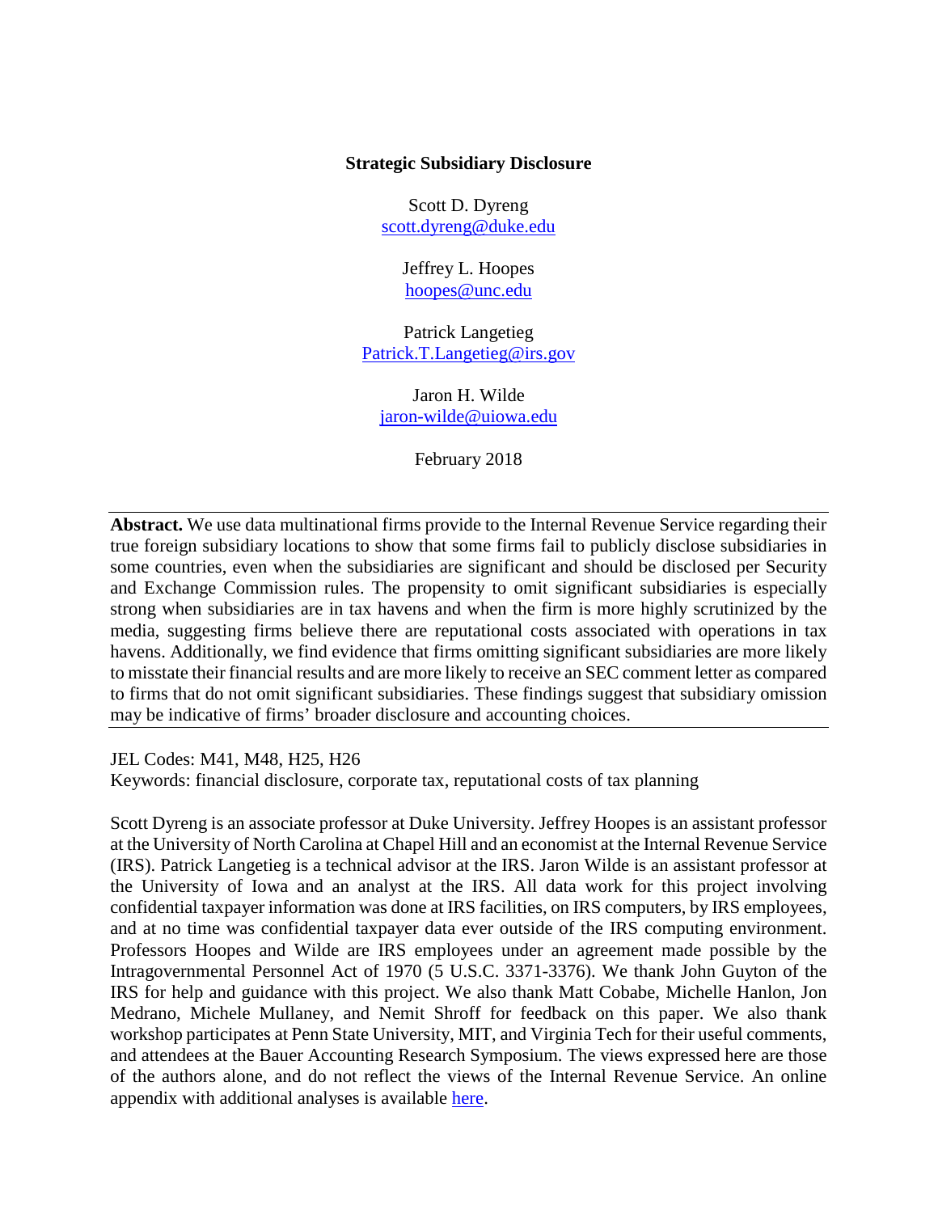# Strategic Subsidiary Disclosure

Scott D. Dyreng
scott.dyreng@duke.edu

Jeffrey L. Hoopes
hoopes@unc.edu

Patrick Langetieg
Patrick.T.Langetieg@irs.gov

Jaron H. Wilde
jaron-wilde@uiowa.edu

February 2018

---

**Abstract.** We use data multinational firms provide to the Internal Revenue Service regarding their true foreign subsidiary locations to show that some firms fail to publicly disclose subsidiaries in some countries, even when the subsidiaries are significant and should be disclosed per Security and Exchange Commission rules. The propensity to omit significant subsidiaries is especially strong when subsidiaries are in tax havens and when the firm is more highly scrutinized by the media, suggesting firms believe there are reputational costs associated with operations in tax havens. Additionally, we find evidence that firms omitting significant subsidiaries are more likely to misstate their financial results and are more likely to receive an SEC comment letter as compared to firms that do not omit significant subsidiaries. These findings suggest that subsidiary omission may be indicative of firms' broader disclosure and accounting choices.

---

JEL Codes: M41, M48, H25, H26
Keywords: financial disclosure, corporate tax, reputational costs of tax planning

Scott Dyreng is an associate professor at Duke University. Jeffrey Hoopes is an assistant professor at the University of North Carolina at Chapel Hill and an economist at the Internal Revenue Service (IRS). Patrick Langetieg is a technical advisor at the IRS. Jaron Wilde is an assistant professor at the University of Iowa and an analyst at the IRS. All data work for this project involving confidential taxpayer information was done at IRS facilities, on IRS computers, by IRS employees, and at no time was confidential taxpayer data ever outside of the IRS computing environment. Professors Hoopes and Wilde are IRS employees under an agreement made possible by the Intragovernmental Personnel Act of 1970 (5 U.S.C. 3371-3376). We thank John Guyton of the IRS for help and guidance with this project. We also thank Matt Cobabe, Michelle Hanlon, Jon Medrano, Michele Mullaney, and Nemit Shroff for feedback on this paper. We also thank workshop participates at Penn State University, MIT, and Virginia Tech for their useful comments, and attendees at the Bauer Accounting Research Symposium. The views expressed here are those of the authors alone, and do not reflect the views of the Internal Revenue Service. An online appendix with additional analyses is available here.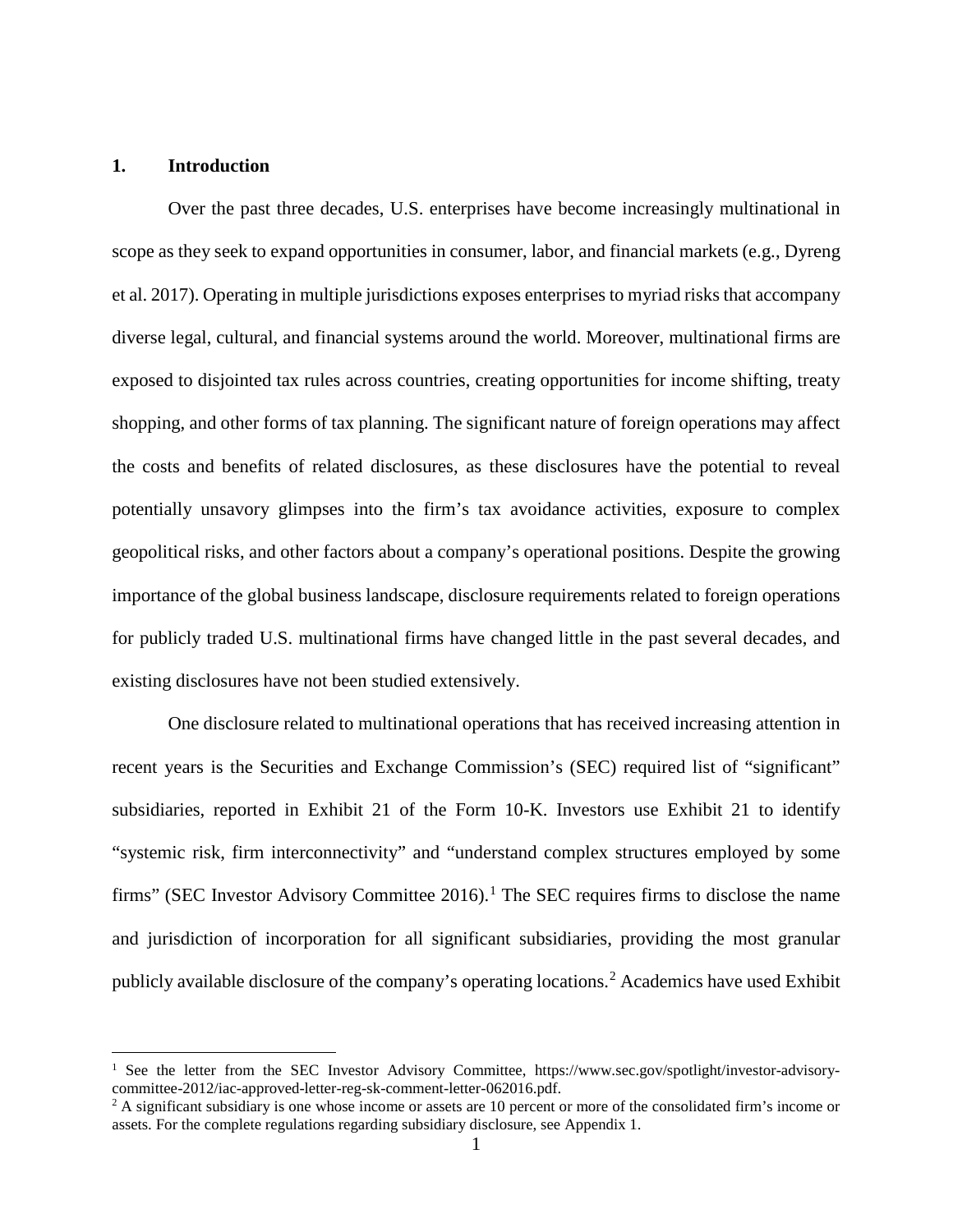## 1. Introduction

Over the past three decades, U.S. enterprises have become increasingly multinational in scope as they seek to expand opportunities in consumer, labor, and financial markets (e.g., Dyreng et al. 2017). Operating in multiple jurisdictions exposes enterprises to myriad risks that accompany diverse legal, cultural, and financial systems around the world. Moreover, multinational firms are exposed to disjointed tax rules across countries, creating opportunities for income shifting, treaty shopping, and other forms of tax planning. The significant nature of foreign operations may affect the costs and benefits of related disclosures, as these disclosures have the potential to reveal potentially unsavory glimpses into the firm's tax avoidance activities, exposure to complex geopolitical risks, and other factors about a company's operational positions. Despite the growing importance of the global business landscape, disclosure requirements related to foreign operations for publicly traded U.S. multinational firms have changed little in the past several decades, and existing disclosures have not been studied extensively.

One disclosure related to multinational operations that has received increasing attention in recent years is the Securities and Exchange Commission's (SEC) required list of "significant" subsidiaries, reported in Exhibit 21 of the Form 10-K. Investors use Exhibit 21 to identify "systemic risk, firm interconnectivity" and "understand complex structures employed by some firms" (SEC Investor Advisory Committee 2016).[1] The SEC requires firms to disclose the name and jurisdiction of incorporation for all significant subsidiaries, providing the most granular publicly available disclosure of the company's operating locations.[2] Academics have used Exhibit

[1] See the letter from the SEC Investor Advisory Committee, https://www.sec.gov/spotlight/investor-advisory-committee-2012/iac-approved-letter-reg-sk-comment-letter-062016.pdf.

[2] A significant subsidiary is one whose income or assets are 10 percent or more of the consolidated firm's income or assets. For the complete regulations regarding subsidiary disclosure, see Appendix 1.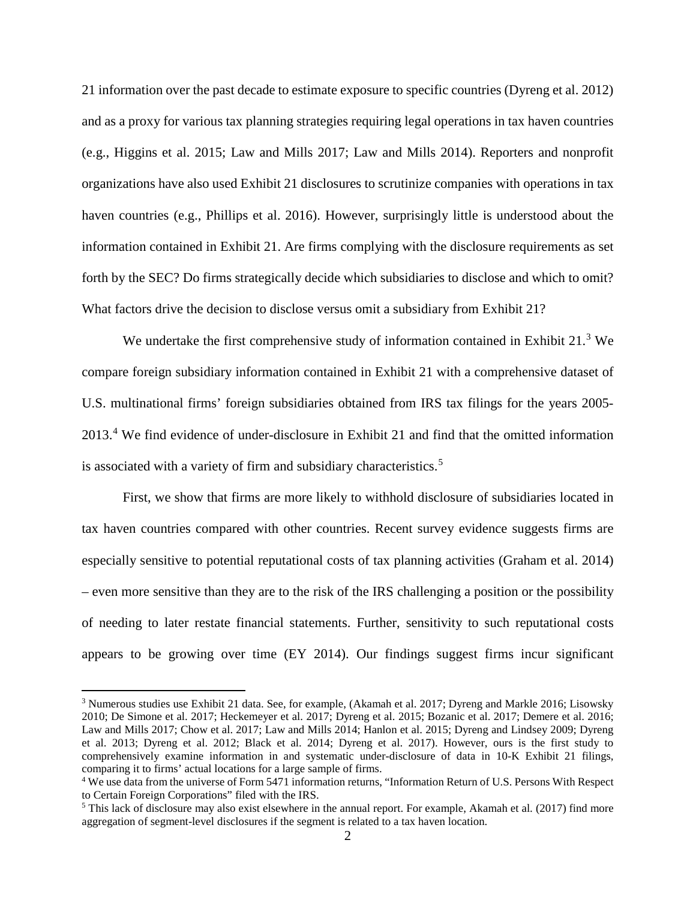21 information over the past decade to estimate exposure to specific countries (Dyreng et al. 2012) and as a proxy for various tax planning strategies requiring legal operations in tax haven countries (e.g., Higgins et al. 2015; Law and Mills 2017; Law and Mills 2014). Reporters and nonprofit organizations have also used Exhibit 21 disclosures to scrutinize companies with operations in tax haven countries (e.g., Phillips et al. 2016). However, surprisingly little is understood about the information contained in Exhibit 21. Are firms complying with the disclosure requirements as set forth by the SEC? Do firms strategically decide which subsidiaries to disclose and which to omit? What factors drive the decision to disclose versus omit a subsidiary from Exhibit 21?

We undertake the first comprehensive study of information contained in Exhibit 21.[3] We compare foreign subsidiary information contained in Exhibit 21 with a comprehensive dataset of U.S. multinational firms' foreign subsidiaries obtained from IRS tax filings for the years 2005-2013.[4] We find evidence of under-disclosure in Exhibit 21 and find that the omitted information is associated with a variety of firm and subsidiary characteristics.[5]

First, we show that firms are more likely to withhold disclosure of subsidiaries located in tax haven countries compared with other countries. Recent survey evidence suggests firms are especially sensitive to potential reputational costs of tax planning activities (Graham et al. 2014) – even more sensitive than they are to the risk of the IRS challenging a position or the possibility of needing to later restate financial statements. Further, sensitivity to such reputational costs appears to be growing over time (EY 2014). Our findings suggest firms incur significant

---

[3] Numerous studies use Exhibit 21 data. See, for example, (Akamah et al. 2017; Dyreng and Markle 2016; Lisowsky 2010; De Simone et al. 2017; Heckemeyer et al. 2017; Dyreng et al. 2015; Bozanic et al. 2017; Demere et al. 2016; Law and Mills 2017; Chow et al. 2017; Law and Mills 2014; Hanlon et al. 2015; Dyreng and Lindsey 2009; Dyreng et al. 2013; Dyreng et al. 2012; Black et al. 2014; Dyreng et al. 2017). However, ours is the first study to comprehensively examine information in and systematic under-disclosure of data in 10-K Exhibit 21 filings, comparing it to firms' actual locations for a large sample of firms.

[4] We use data from the universe of Form 5471 information returns, "Information Return of U.S. Persons With Respect to Certain Foreign Corporations" filed with the IRS.

[5] This lack of disclosure may also exist elsewhere in the annual report. For example, Akamah et al. (2017) find more aggregation of segment-level disclosures if the segment is related to a tax haven location.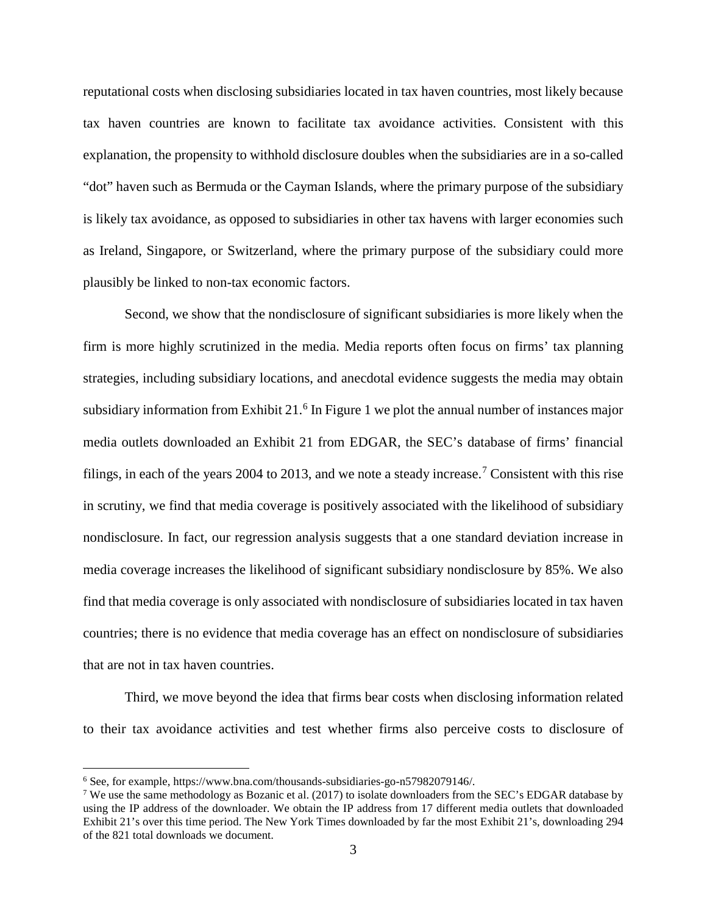reputational costs when disclosing subsidiaries located in tax haven countries, most likely because tax haven countries are known to facilitate tax avoidance activities. Consistent with this explanation, the propensity to withhold disclosure doubles when the subsidiaries are in a so-called "dot" haven such as Bermuda or the Cayman Islands, where the primary purpose of the subsidiary is likely tax avoidance, as opposed to subsidiaries in other tax havens with larger economies such as Ireland, Singapore, or Switzerland, where the primary purpose of the subsidiary could more plausibly be linked to non-tax economic factors.

Second, we show that the nondisclosure of significant subsidiaries is more likely when the firm is more highly scrutinized in the media. Media reports often focus on firms' tax planning strategies, including subsidiary locations, and anecdotal evidence suggests the media may obtain subsidiary information from Exhibit 21.[6] In Figure 1 we plot the annual number of instances major media outlets downloaded an Exhibit 21 from EDGAR, the SEC's database of firms' financial filings, in each of the years 2004 to 2013, and we note a steady increase.[7] Consistent with this rise in scrutiny, we find that media coverage is positively associated with the likelihood of subsidiary nondisclosure. In fact, our regression analysis suggests that a one standard deviation increase in media coverage increases the likelihood of significant subsidiary nondisclosure by 85%. We also find that media coverage is only associated with nondisclosure of subsidiaries located in tax haven countries; there is no evidence that media coverage has an effect on nondisclosure of subsidiaries that are not in tax haven countries.

Third, we move beyond the idea that firms bear costs when disclosing information related to their tax avoidance activities and test whether firms also perceive costs to disclosure of

[6] See, for example, https://www.bna.com/thousands-subsidiaries-go-n57982079146/.

[7] We use the same methodology as Bozanic et al. (2017) to isolate downloaders from the SEC's EDGAR database by using the IP address of the downloader. We obtain the IP address from 17 different media outlets that downloaded Exhibit 21's over this time period. The New York Times downloaded by far the most Exhibit 21's, downloading 294 of the 821 total downloads we document.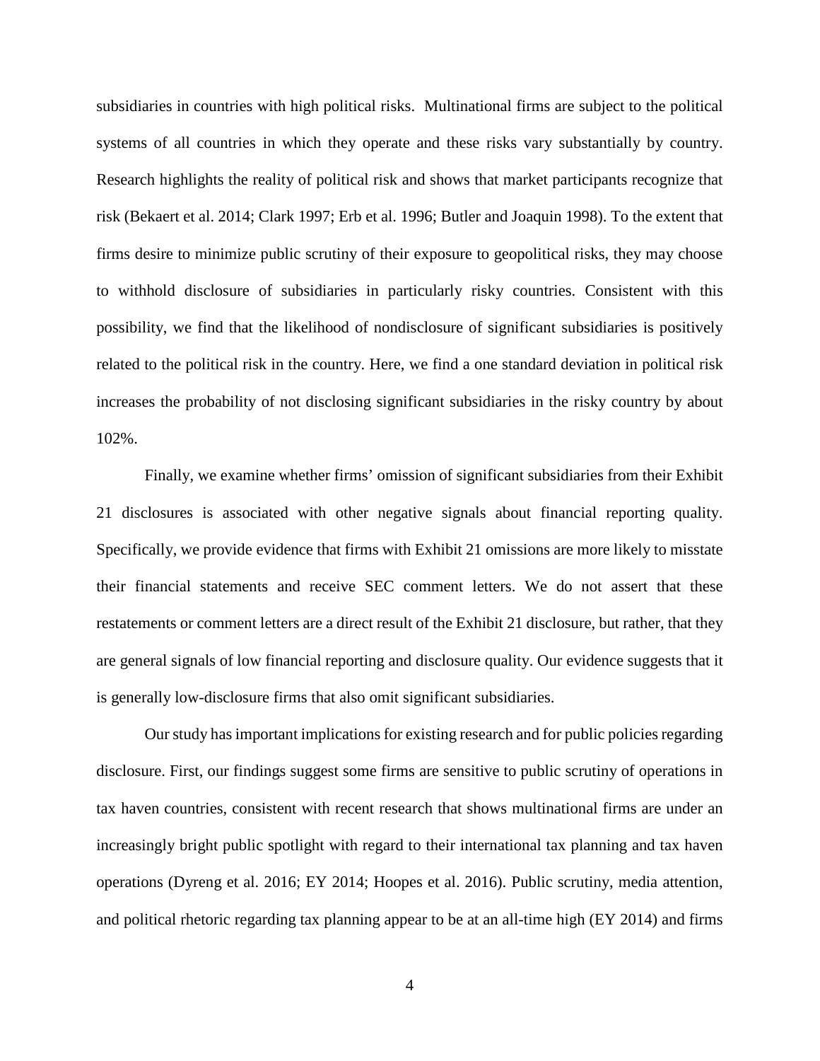subsidiaries in countries with high political risks. Multinational firms are subject to the political systems of all countries in which they operate and these risks vary substantially by country. Research highlights the reality of political risk and shows that market participants recognize that risk (Bekaert et al. 2014; Clark 1997; Erb et al. 1996; Butler and Joaquin 1998). To the extent that firms desire to minimize public scrutiny of their exposure to geopolitical risks, they may choose to withhold disclosure of subsidiaries in particularly risky countries. Consistent with this possibility, we find that the likelihood of nondisclosure of significant subsidiaries is positively related to the political risk in the country. Here, we find a one standard deviation in political risk increases the probability of not disclosing significant subsidiaries in the risky country by about 102%.

Finally, we examine whether firms' omission of significant subsidiaries from their Exhibit 21 disclosures is associated with other negative signals about financial reporting quality. Specifically, we provide evidence that firms with Exhibit 21 omissions are more likely to misstate their financial statements and receive SEC comment letters. We do not assert that these restatements or comment letters are a direct result of the Exhibit 21 disclosure, but rather, that they are general signals of low financial reporting and disclosure quality. Our evidence suggests that it is generally low-disclosure firms that also omit significant subsidiaries.

Our study has important implications for existing research and for public policies regarding disclosure. First, our findings suggest some firms are sensitive to public scrutiny of operations in tax haven countries, consistent with recent research that shows multinational firms are under an increasingly bright public spotlight with regard to their international tax planning and tax haven operations (Dyreng et al. 2016; EY 2014; Hoopes et al. 2016). Public scrutiny, media attention, and political rhetoric regarding tax planning appear to be at an all-time high (EY 2014) and firms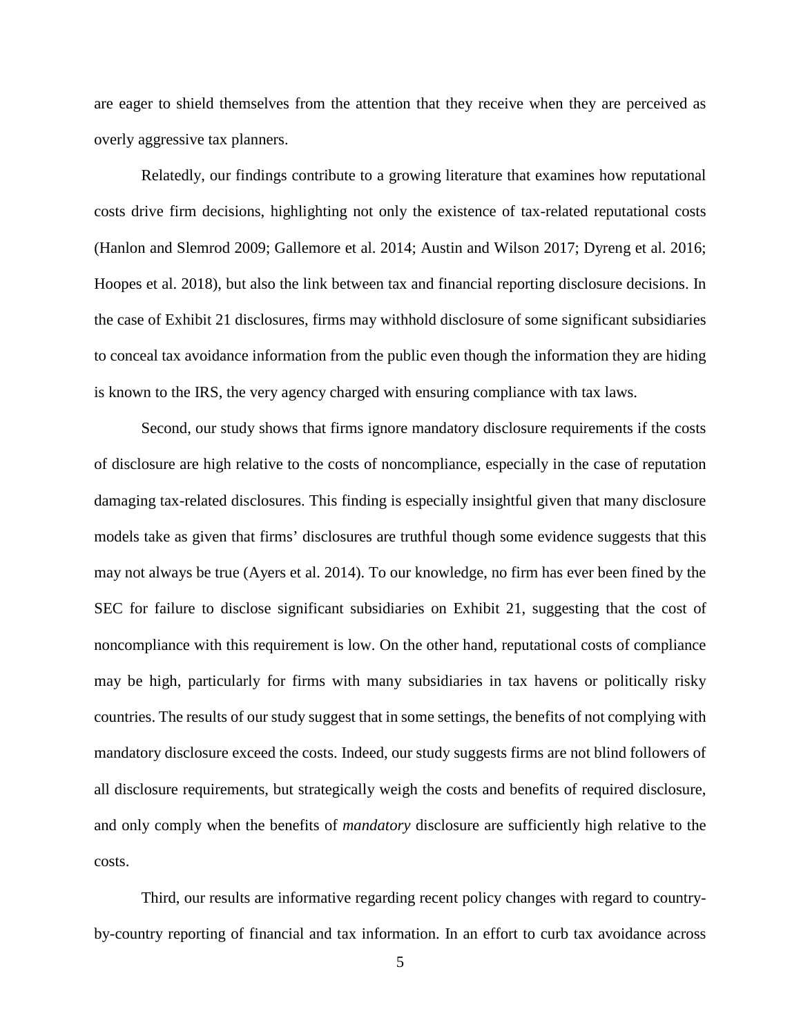are eager to shield themselves from the attention that they receive when they are perceived as overly aggressive tax planners.

Relatedly, our findings contribute to a growing literature that examines how reputational costs drive firm decisions, highlighting not only the existence of tax-related reputational costs (Hanlon and Slemrod 2009; Gallemore et al. 2014; Austin and Wilson 2017; Dyreng et al. 2016; Hoopes et al. 2018), but also the link between tax and financial reporting disclosure decisions. In the case of Exhibit 21 disclosures, firms may withhold disclosure of some significant subsidiaries to conceal tax avoidance information from the public even though the information they are hiding is known to the IRS, the very agency charged with ensuring compliance with tax laws.

Second, our study shows that firms ignore mandatory disclosure requirements if the costs of disclosure are high relative to the costs of noncompliance, especially in the case of reputation damaging tax-related disclosures. This finding is especially insightful given that many disclosure models take as given that firms' disclosures are truthful though some evidence suggests that this may not always be true (Ayers et al. 2014). To our knowledge, no firm has ever been fined by the SEC for failure to disclose significant subsidiaries on Exhibit 21, suggesting that the cost of noncompliance with this requirement is low. On the other hand, reputational costs of compliance may be high, particularly for firms with many subsidiaries in tax havens or politically risky countries. The results of our study suggest that in some settings, the benefits of not complying with mandatory disclosure exceed the costs. Indeed, our study suggests firms are not blind followers of all disclosure requirements, but strategically weigh the costs and benefits of required disclosure, and only comply when the benefits of *mandatory* disclosure are sufficiently high relative to the costs.

Third, our results are informative regarding recent policy changes with regard to country-by-country reporting of financial and tax information. In an effort to curb tax avoidance across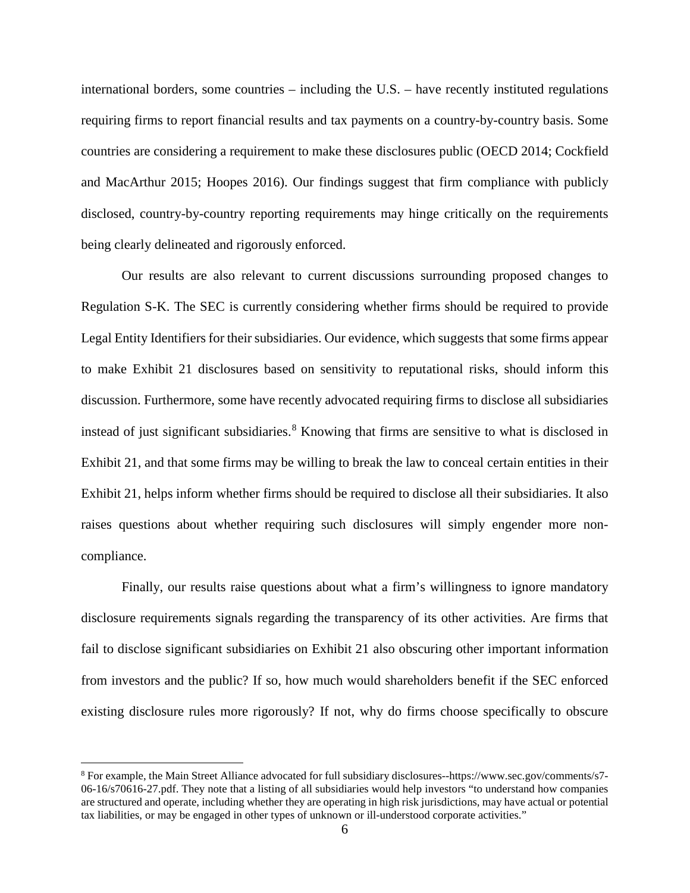international borders, some countries – including the U.S. – have recently instituted regulations requiring firms to report financial results and tax payments on a country-by-country basis. Some countries are considering a requirement to make these disclosures public (OECD 2014; Cockfield and MacArthur 2015; Hoopes 2016). Our findings suggest that firm compliance with publicly disclosed, country-by-country reporting requirements may hinge critically on the requirements being clearly delineated and rigorously enforced.

Our results are also relevant to current discussions surrounding proposed changes to Regulation S-K. The SEC is currently considering whether firms should be required to provide Legal Entity Identifiers for their subsidiaries. Our evidence, which suggests that some firms appear to make Exhibit 21 disclosures based on sensitivity to reputational risks, should inform this discussion. Furthermore, some have recently advocated requiring firms to disclose all subsidiaries instead of just significant subsidiaries.[8] Knowing that firms are sensitive to what is disclosed in Exhibit 21, and that some firms may be willing to break the law to conceal certain entities in their Exhibit 21, helps inform whether firms should be required to disclose all their subsidiaries. It also raises questions about whether requiring such disclosures will simply engender more non-compliance.

Finally, our results raise questions about what a firm's willingness to ignore mandatory disclosure requirements signals regarding the transparency of its other activities. Are firms that fail to disclose significant subsidiaries on Exhibit 21 also obscuring other important information from investors and the public? If so, how much would shareholders benefit if the SEC enforced existing disclosure rules more rigorously? If not, why do firms choose specifically to obscure

[8] For example, the Main Street Alliance advocated for full subsidiary disclosures--https://www.sec.gov/comments/s7-06-16/s70616-27.pdf. They note that a listing of all subsidiaries would help investors "to understand how companies are structured and operate, including whether they are operating in high risk jurisdictions, may have actual or potential tax liabilities, or may be engaged in other types of unknown or ill-understood corporate activities."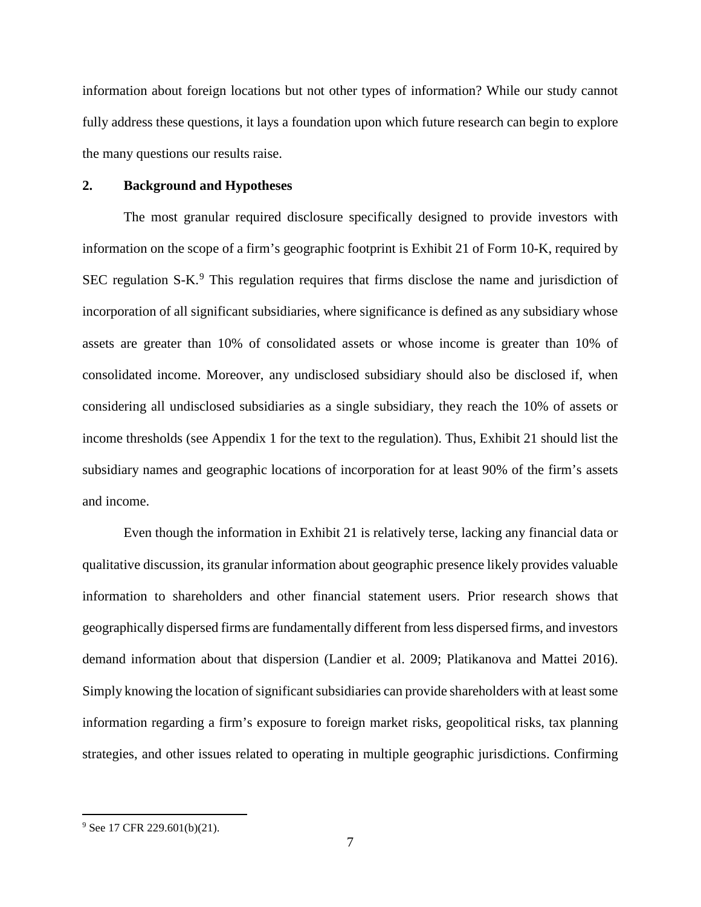information about foreign locations but not other types of information? While our study cannot fully address these questions, it lays a foundation upon which future research can begin to explore the many questions our results raise.

## 2. Background and Hypotheses

The most granular required disclosure specifically designed to provide investors with information on the scope of a firm's geographic footprint is Exhibit 21 of Form 10-K, required by SEC regulation S-K.[9] This regulation requires that firms disclose the name and jurisdiction of incorporation of all significant subsidiaries, where significance is defined as any subsidiary whose assets are greater than 10% of consolidated assets or whose income is greater than 10% of consolidated income. Moreover, any undisclosed subsidiary should also be disclosed if, when considering all undisclosed subsidiaries as a single subsidiary, they reach the 10% of assets or income thresholds (see Appendix 1 for the text to the regulation). Thus, Exhibit 21 should list the subsidiary names and geographic locations of incorporation for at least 90% of the firm's assets and income.

Even though the information in Exhibit 21 is relatively terse, lacking any financial data or qualitative discussion, its granular information about geographic presence likely provides valuable information to shareholders and other financial statement users. Prior research shows that geographically dispersed firms are fundamentally different from less dispersed firms, and investors demand information about that dispersion (Landier et al. 2009; Platikanova and Mattei 2016). Simply knowing the location of significant subsidiaries can provide shareholders with at least some information regarding a firm's exposure to foreign market risks, geopolitical risks, tax planning strategies, and other issues related to operating in multiple geographic jurisdictions. Confirming

[9] See 17 CFR 229.601(b)(21).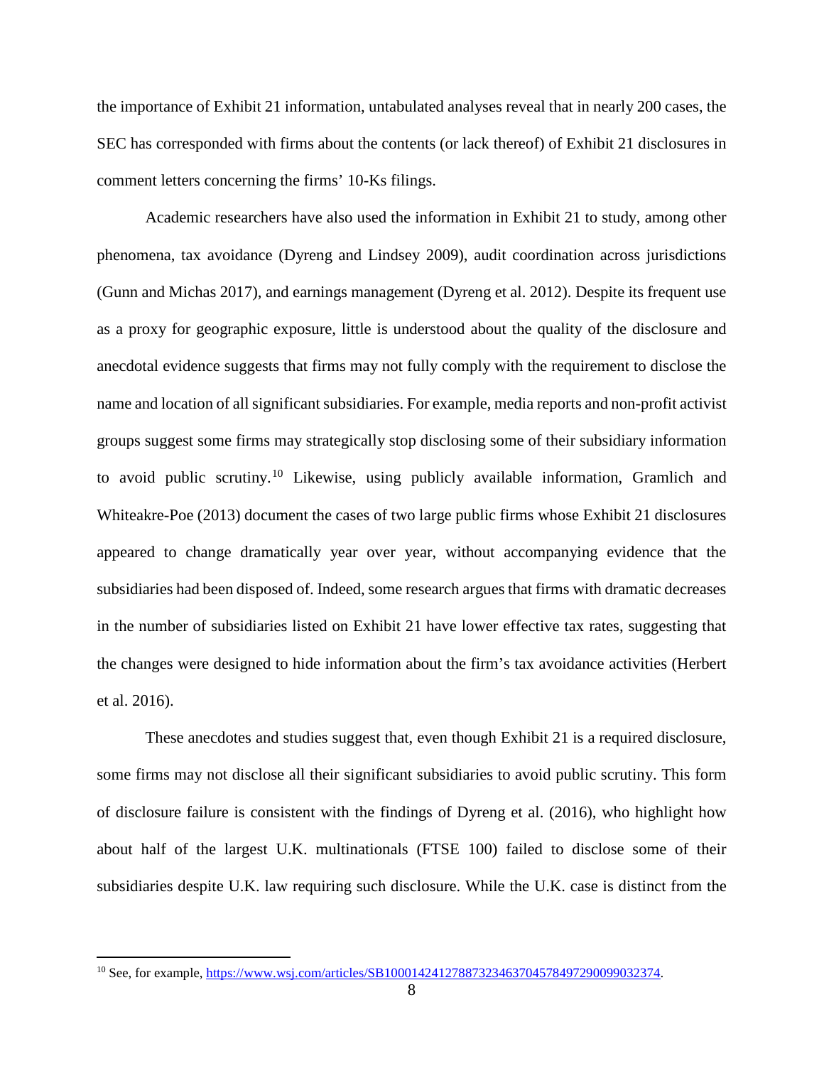the importance of Exhibit 21 information, untabulated analyses reveal that in nearly 200 cases, the SEC has corresponded with firms about the contents (or lack thereof) of Exhibit 21 disclosures in comment letters concerning the firms' 10-Ks filings.

Academic researchers have also used the information in Exhibit 21 to study, among other phenomena, tax avoidance (Dyreng and Lindsey 2009), audit coordination across jurisdictions (Gunn and Michas 2017), and earnings management (Dyreng et al. 2012). Despite its frequent use as a proxy for geographic exposure, little is understood about the quality of the disclosure and anecdotal evidence suggests that firms may not fully comply with the requirement to disclose the name and location of all significant subsidiaries. For example, media reports and non-profit activist groups suggest some firms may strategically stop disclosing some of their subsidiary information to avoid public scrutiny.[10] Likewise, using publicly available information, Gramlich and Whiteakre-Poe (2013) document the cases of two large public firms whose Exhibit 21 disclosures appeared to change dramatically year over year, without accompanying evidence that the subsidiaries had been disposed of. Indeed, some research argues that firms with dramatic decreases in the number of subsidiaries listed on Exhibit 21 have lower effective tax rates, suggesting that the changes were designed to hide information about the firm's tax avoidance activities (Herbert et al. 2016).

These anecdotes and studies suggest that, even though Exhibit 21 is a required disclosure, some firms may not disclose all their significant subsidiaries to avoid public scrutiny. This form of disclosure failure is consistent with the findings of Dyreng et al. (2016), who highlight how about half of the largest U.K. multinationals (FTSE 100) failed to disclose some of their subsidiaries despite U.K. law requiring such disclosure. While the U.K. case is distinct from the

[10] See, for example, https://www.wsj.com/articles/SB10001424127887323463704578497290099032374.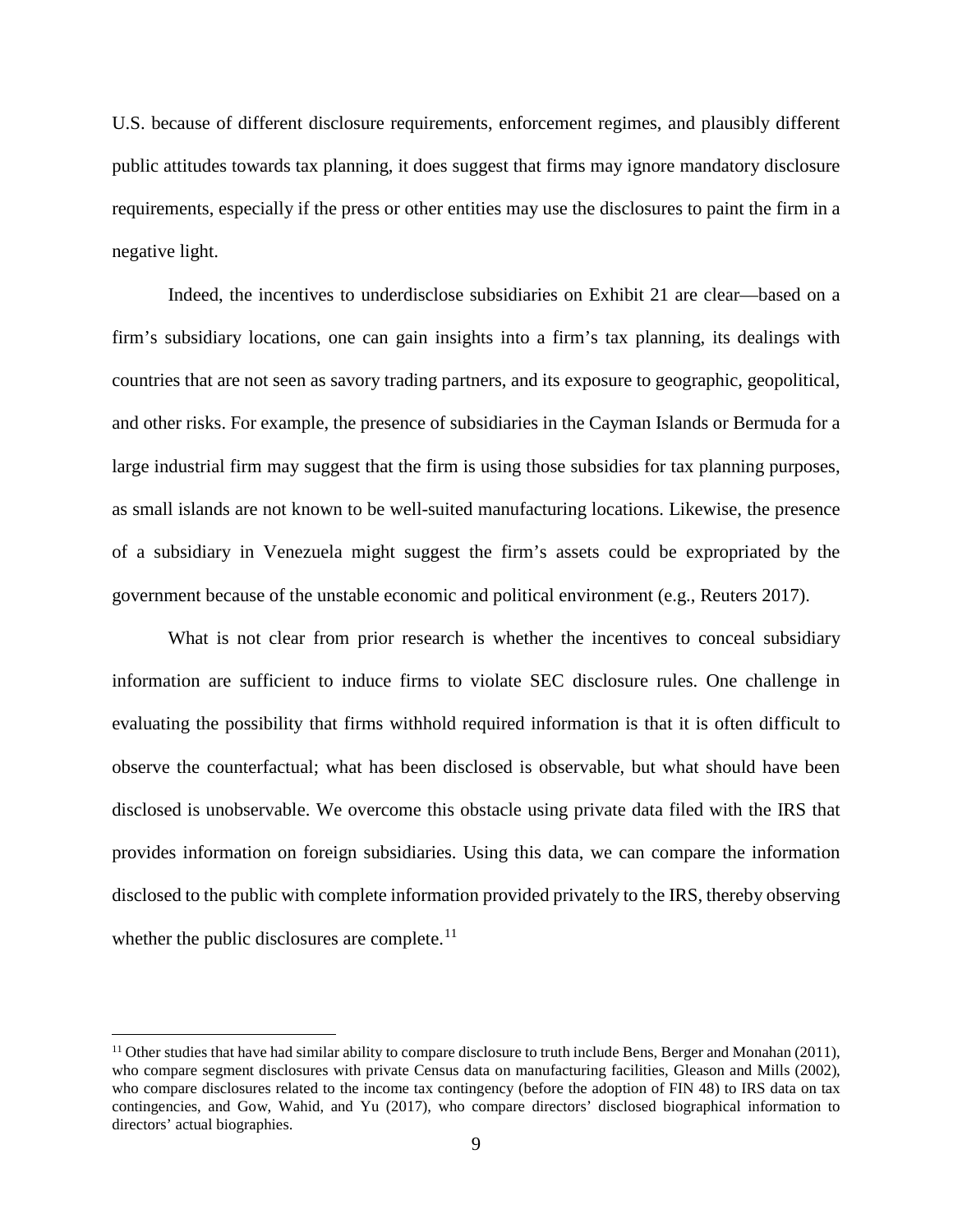U.S. because of different disclosure requirements, enforcement regimes, and plausibly different public attitudes towards tax planning, it does suggest that firms may ignore mandatory disclosure requirements, especially if the press or other entities may use the disclosures to paint the firm in a negative light.

Indeed, the incentives to underdisclose subsidiaries on Exhibit 21 are clear—based on a firm's subsidiary locations, one can gain insights into a firm's tax planning, its dealings with countries that are not seen as savory trading partners, and its exposure to geographic, geopolitical, and other risks. For example, the presence of subsidiaries in the Cayman Islands or Bermuda for a large industrial firm may suggest that the firm is using those subsidies for tax planning purposes, as small islands are not known to be well-suited manufacturing locations. Likewise, the presence of a subsidiary in Venezuela might suggest the firm's assets could be expropriated by the government because of the unstable economic and political environment (e.g., Reuters 2017).

What is not clear from prior research is whether the incentives to conceal subsidiary information are sufficient to induce firms to violate SEC disclosure rules. One challenge in evaluating the possibility that firms withhold required information is that it is often difficult to observe the counterfactual; what has been disclosed is observable, but what should have been disclosed is unobservable. We overcome this obstacle using private data filed with the IRS that provides information on foreign subsidiaries. Using this data, we can compare the information disclosed to the public with complete information provided privately to the IRS, thereby observing whether the public disclosures are complete.[11]

[11] Other studies that have had similar ability to compare disclosure to truth include Bens, Berger and Monahan (2011), who compare segment disclosures with private Census data on manufacturing facilities, Gleason and Mills (2002), who compare disclosures related to the income tax contingency (before the adoption of FIN 48) to IRS data on tax contingencies, and Gow, Wahid, and Yu (2017), who compare directors' disclosed biographical information to directors' actual biographies.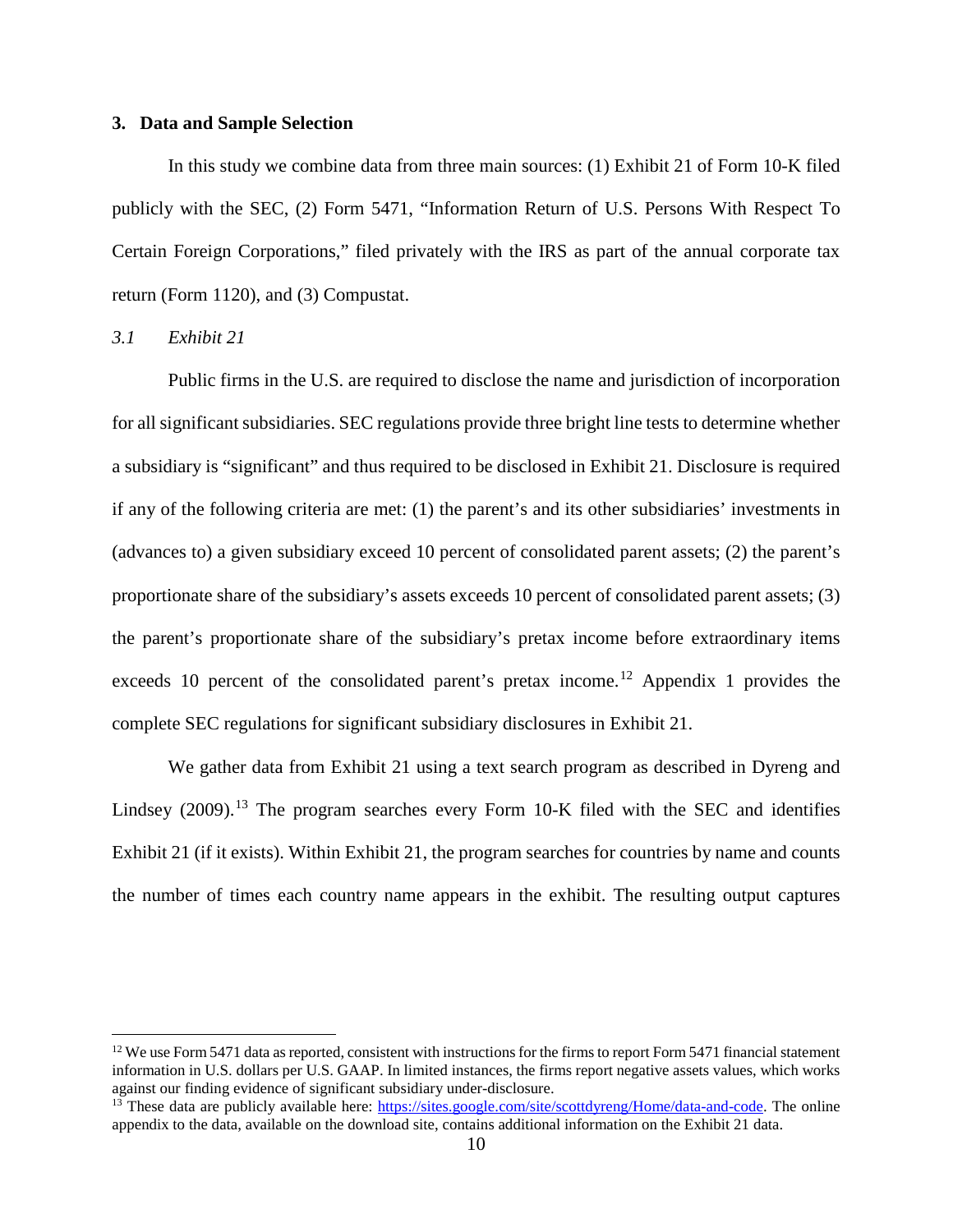## 3. Data and Sample Selection

In this study we combine data from three main sources: (1) Exhibit 21 of Form 10-K filed publicly with the SEC, (2) Form 5471, "Information Return of U.S. Persons With Respect To Certain Foreign Corporations," filed privately with the IRS as part of the annual corporate tax return (Form 1120), and (3) Compustat.

### *3.1 Exhibit 21*

Public firms in the U.S. are required to disclose the name and jurisdiction of incorporation for all significant subsidiaries. SEC regulations provide three bright line tests to determine whether a subsidiary is "significant" and thus required to be disclosed in Exhibit 21. Disclosure is required if any of the following criteria are met: (1) the parent's and its other subsidiaries' investments in (advances to) a given subsidiary exceed 10 percent of consolidated parent assets; (2) the parent's proportionate share of the subsidiary's assets exceeds 10 percent of consolidated parent assets; (3) the parent's proportionate share of the subsidiary's pretax income before extraordinary items exceeds 10 percent of the consolidated parent's pretax income.[12] Appendix 1 provides the complete SEC regulations for significant subsidiary disclosures in Exhibit 21.

We gather data from Exhibit 21 using a text search program as described in Dyreng and Lindsey (2009).[13] The program searches every Form 10-K filed with the SEC and identifies Exhibit 21 (if it exists). Within Exhibit 21, the program searches for countries by name and counts the number of times each country name appears in the exhibit. The resulting output captures

---

[12] We use Form 5471 data as reported, consistent with instructions for the firms to report Form 5471 financial statement information in U.S. dollars per U.S. GAAP. In limited instances, the firms report negative assets values, which works against our finding evidence of significant subsidiary under-disclosure.

[13] These data are publicly available here: https://sites.google.com/site/scottdyreng/Home/data-and-code. The online appendix to the data, available on the download site, contains additional information on the Exhibit 21 data.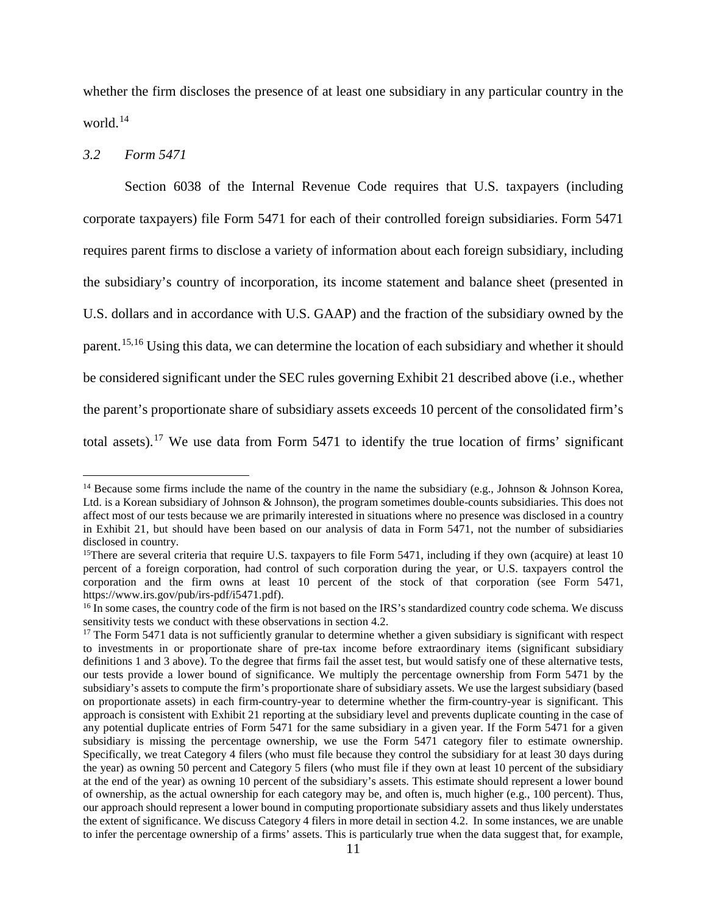whether the firm discloses the presence of at least one subsidiary in any particular country in the world.[14]

### *3.2 Form 5471*

Section 6038 of the Internal Revenue Code requires that U.S. taxpayers (including corporate taxpayers) file Form 5471 for each of their controlled foreign subsidiaries. Form 5471 requires parent firms to disclose a variety of information about each foreign subsidiary, including the subsidiary's country of incorporation, its income statement and balance sheet (presented in U.S. dollars and in accordance with U.S. GAAP) and the fraction of the subsidiary owned by the parent.[15,16] Using this data, we can determine the location of each subsidiary and whether it should be considered significant under the SEC rules governing Exhibit 21 described above (i.e., whether the parent's proportionate share of subsidiary assets exceeds 10 percent of the consolidated firm's total assets).[17] We use data from Form 5471 to identify the true location of firms' significant

---

[14] Because some firms include the name of the country in the name the subsidiary (e.g., Johnson & Johnson Korea, Ltd. is a Korean subsidiary of Johnson & Johnson), the program sometimes double-counts subsidiaries. This does not affect most of our tests because we are primarily interested in situations where no presence was disclosed in a country in Exhibit 21, but should have been based on our analysis of data in Form 5471, not the number of subsidiaries disclosed in country.

[15] There are several criteria that require U.S. taxpayers to file Form 5471, including if they own (acquire) at least 10 percent of a foreign corporation, had control of such corporation during the year, or U.S. taxpayers control the corporation and the firm owns at least 10 percent of the stock of that corporation (see Form 5471, https://www.irs.gov/pub/irs-pdf/i5471.pdf).

[16] In some cases, the country code of the firm is not based on the IRS's standardized country code schema. We discuss sensitivity tests we conduct with these observations in section 4.2.

[17] The Form 5471 data is not sufficiently granular to determine whether a given subsidiary is significant with respect to investments in or proportionate share of pre-tax income before extraordinary items (significant subsidiary definitions 1 and 3 above). To the degree that firms fail the asset test, but would satisfy one of these alternative tests, our tests provide a lower bound of significance. We multiply the percentage ownership from Form 5471 by the subsidiary's assets to compute the firm's proportionate share of subsidiary assets. We use the largest subsidiary (based on proportionate assets) in each firm-country-year to determine whether the firm-country-year is significant. This approach is consistent with Exhibit 21 reporting at the subsidiary level and prevents duplicate counting in the case of any potential duplicate entries of Form 5471 for the same subsidiary in a given year. If the Form 5471 for a given subsidiary is missing the percentage ownership, we use the Form 5471 category filer to estimate ownership. Specifically, we treat Category 4 filers (who must file because they control the subsidiary for at least 30 days during the year) as owning 50 percent and Category 5 filers (who must file if they own at least 10 percent of the subsidiary at the end of the year) as owning 10 percent of the subsidiary's assets. This estimate should represent a lower bound of ownership, as the actual ownership for each category may be, and often is, much higher (e.g., 100 percent). Thus, our approach should represent a lower bound in computing proportionate subsidiary assets and thus likely understates the extent of significance. We discuss Category 4 filers in more detail in section 4.2. In some instances, we are unable to infer the percentage ownership of a firms' assets. This is particularly true when the data suggest that, for example,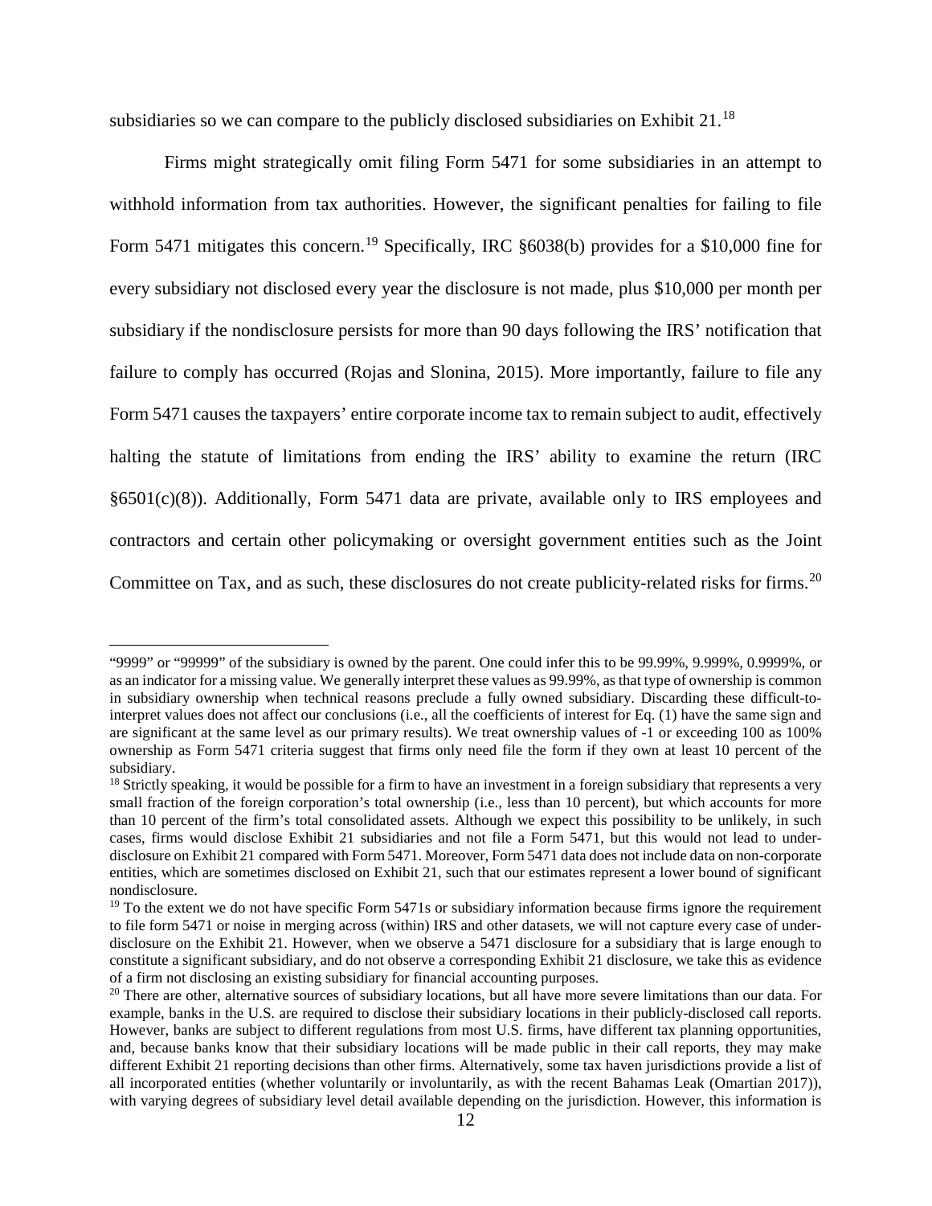subsidiaries so we can compare to the publicly disclosed subsidiaries on Exhibit 21.[18]

Firms might strategically omit filing Form 5471 for some subsidiaries in an attempt to withhold information from tax authorities. However, the significant penalties for failing to file Form 5471 mitigates this concern.[19] Specifically, IRC §6038(b) provides for a \$10,000 fine for every subsidiary not disclosed every year the disclosure is not made, plus \$10,000 per month per subsidiary if the nondisclosure persists for more than 90 days following the IRS' notification that failure to comply has occurred (Rojas and Slonina, 2015). More importantly, failure to file any Form 5471 causes the taxpayers' entire corporate income tax to remain subject to audit, effectively halting the statute of limitations from ending the IRS' ability to examine the return (IRC §6501(c)(8)). Additionally, Form 5471 data are private, available only to IRS employees and contractors and certain other policymaking or oversight government entities such as the Joint Committee on Tax, and as such, these disclosures do not create publicity-related risks for firms.[20]

---

"9999" or "99999" of the subsidiary is owned by the parent. One could infer this to be 99.99%, 9.999%, 0.9999%, or as an indicator for a missing value. We generally interpret these values as 99.99%, as that type of ownership is common in subsidiary ownership when technical reasons preclude a fully owned subsidiary. Discarding these difficult-to-interpret values does not affect our conclusions (i.e., all the coefficients of interest for Eq. (1) have the same sign and are significant at the same level as our primary results). We treat ownership values of -1 or exceeding 100 as 100% ownership as Form 5471 criteria suggest that firms only need file the form if they own at least 10 percent of the subsidiary.

[18] Strictly speaking, it would be possible for a firm to have an investment in a foreign subsidiary that represents a very small fraction of the foreign corporation's total ownership (i.e., less than 10 percent), but which accounts for more than 10 percent of the firm's total consolidated assets. Although we expect this possibility to be unlikely, in such cases, firms would disclose Exhibit 21 subsidiaries and not file a Form 5471, but this would not lead to under-disclosure on Exhibit 21 compared with Form 5471. Moreover, Form 5471 data does not include data on non-corporate entities, which are sometimes disclosed on Exhibit 21, such that our estimates represent a lower bound of significant nondisclosure.

[19] To the extent we do not have specific Form 5471s or subsidiary information because firms ignore the requirement to file form 5471 or noise in merging across (within) IRS and other datasets, we will not capture every case of under-disclosure on the Exhibit 21. However, when we observe a 5471 disclosure for a subsidiary that is large enough to constitute a significant subsidiary, and do not observe a corresponding Exhibit 21 disclosure, we take this as evidence of a firm not disclosing an existing subsidiary for financial accounting purposes.

[20] There are other, alternative sources of subsidiary locations, but all have more severe limitations than our data. For example, banks in the U.S. are required to disclose their subsidiary locations in their publicly-disclosed call reports. However, banks are subject to different regulations from most U.S. firms, have different tax planning opportunities, and, because banks know that their subsidiary locations will be made public in their call reports, they may make different Exhibit 21 reporting decisions than other firms. Alternatively, some tax haven jurisdictions provide a list of all incorporated entities (whether voluntarily or involuntarily, as with the recent Bahamas Leak (Omartian 2017)), with varying degrees of subsidiary level detail available depending on the jurisdiction. However, this information is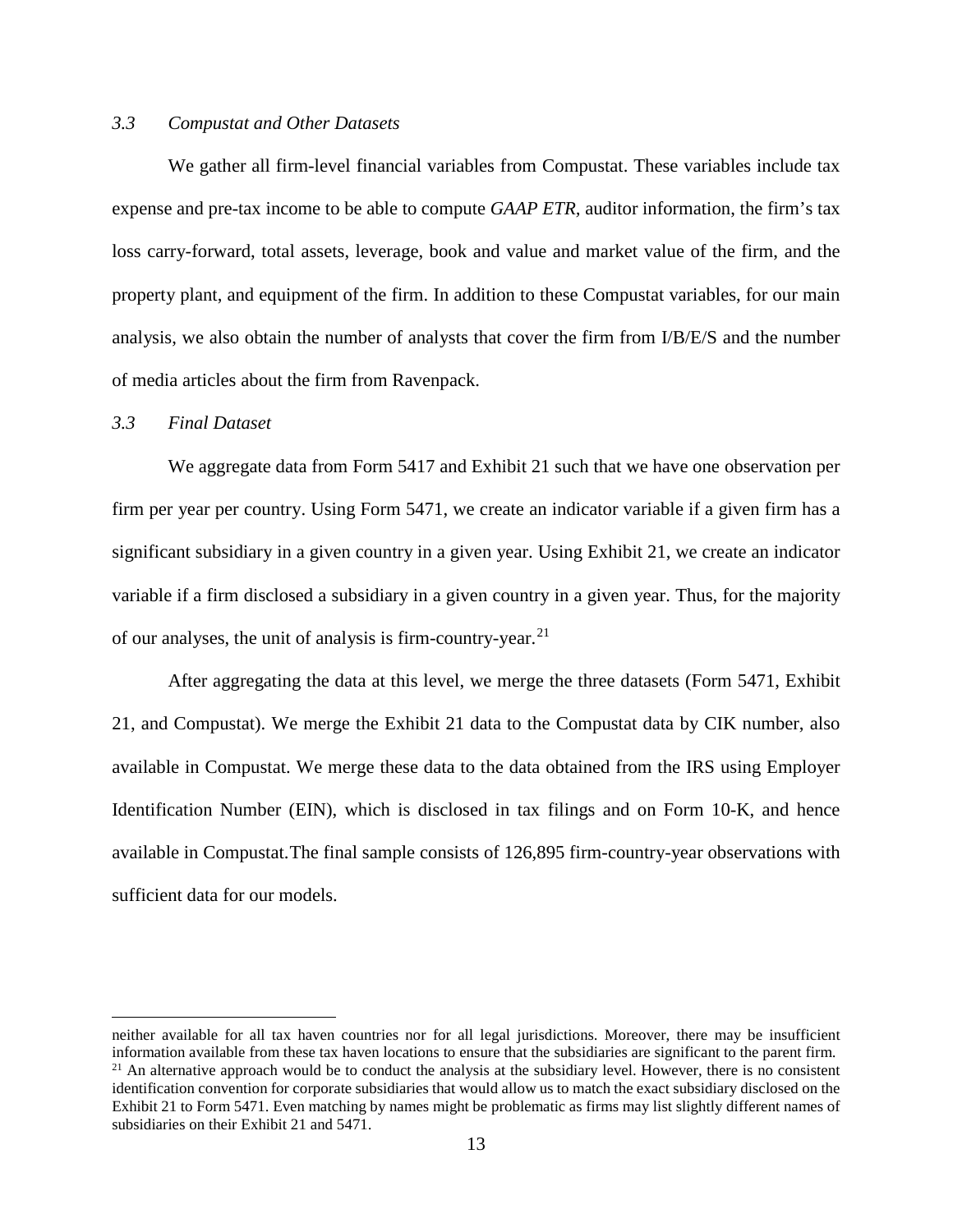### *3.3 Compustat and Other Datasets*

We gather all firm-level financial variables from Compustat. These variables include tax expense and pre-tax income to be able to compute *GAAP ETR*, auditor information, the firm's tax loss carry-forward, total assets, leverage, book and value and market value of the firm, and the property plant, and equipment of the firm. In addition to these Compustat variables, for our main analysis, we also obtain the number of analysts that cover the firm from I/B/E/S and the number of media articles about the firm from Ravenpack.

### *3.3 Final Dataset*

We aggregate data from Form 5417 and Exhibit 21 such that we have one observation per firm per year per country. Using Form 5471, we create an indicator variable if a given firm has a significant subsidiary in a given country in a given year. Using Exhibit 21, we create an indicator variable if a firm disclosed a subsidiary in a given country in a given year. Thus, for the majority of our analyses, the unit of analysis is firm-country-year.[21]

After aggregating the data at this level, we merge the three datasets (Form 5471, Exhibit 21, and Compustat). We merge the Exhibit 21 data to the Compustat data by CIK number, also available in Compustat. We merge these data to the data obtained from the IRS using Employer Identification Number (EIN), which is disclosed in tax filings and on Form 10-K, and hence available in Compustat.The final sample consists of 126,895 firm-country-year observations with sufficient data for our models.

---

neither available for all tax haven countries nor for all legal jurisdictions. Moreover, there may be insufficient information available from these tax haven locations to ensure that the subsidiaries are significant to the parent firm.

[21] An alternative approach would be to conduct the analysis at the subsidiary level. However, there is no consistent identification convention for corporate subsidiaries that would allow us to match the exact subsidiary disclosed on the Exhibit 21 to Form 5471. Even matching by names might be problematic as firms may list slightly different names of subsidiaries on their Exhibit 21 and 5471.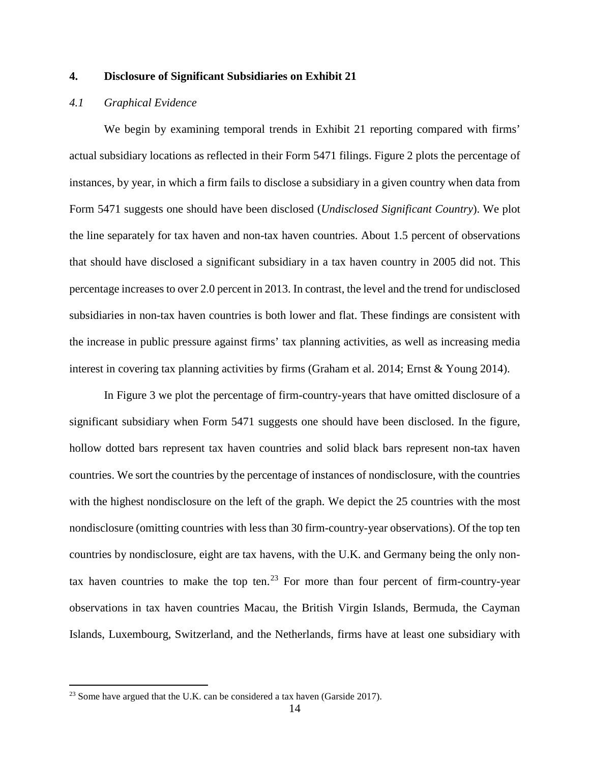## 4. Disclosure of Significant Subsidiaries on Exhibit 21

### *4.1 Graphical Evidence*

We begin by examining temporal trends in Exhibit 21 reporting compared with firms' actual subsidiary locations as reflected in their Form 5471 filings. Figure 2 plots the percentage of instances, by year, in which a firm fails to disclose a subsidiary in a given country when data from Form 5471 suggests one should have been disclosed (*Undisclosed Significant Country*). We plot the line separately for tax haven and non-tax haven countries. About 1.5 percent of observations that should have disclosed a significant subsidiary in a tax haven country in 2005 did not. This percentage increases to over 2.0 percent in 2013. In contrast, the level and the trend for undisclosed subsidiaries in non-tax haven countries is both lower and flat. These findings are consistent with the increase in public pressure against firms' tax planning activities, as well as increasing media interest in covering tax planning activities by firms (Graham et al. 2014; Ernst & Young 2014).

In Figure 3 we plot the percentage of firm-country-years that have omitted disclosure of a significant subsidiary when Form 5471 suggests one should have been disclosed. In the figure, hollow dotted bars represent tax haven countries and solid black bars represent non-tax haven countries. We sort the countries by the percentage of instances of nondisclosure, with the countries with the highest nondisclosure on the left of the graph. We depict the 25 countries with the most nondisclosure (omitting countries with less than 30 firm-country-year observations). Of the top ten countries by nondisclosure, eight are tax havens, with the U.K. and Germany being the only non-tax haven countries to make the top ten.[23] For more than four percent of firm-country-year observations in tax haven countries Macau, the British Virgin Islands, Bermuda, the Cayman Islands, Luxembourg, Switzerland, and the Netherlands, firms have at least one subsidiary with

[23] Some have argued that the U.K. can be considered a tax haven (Garside 2017).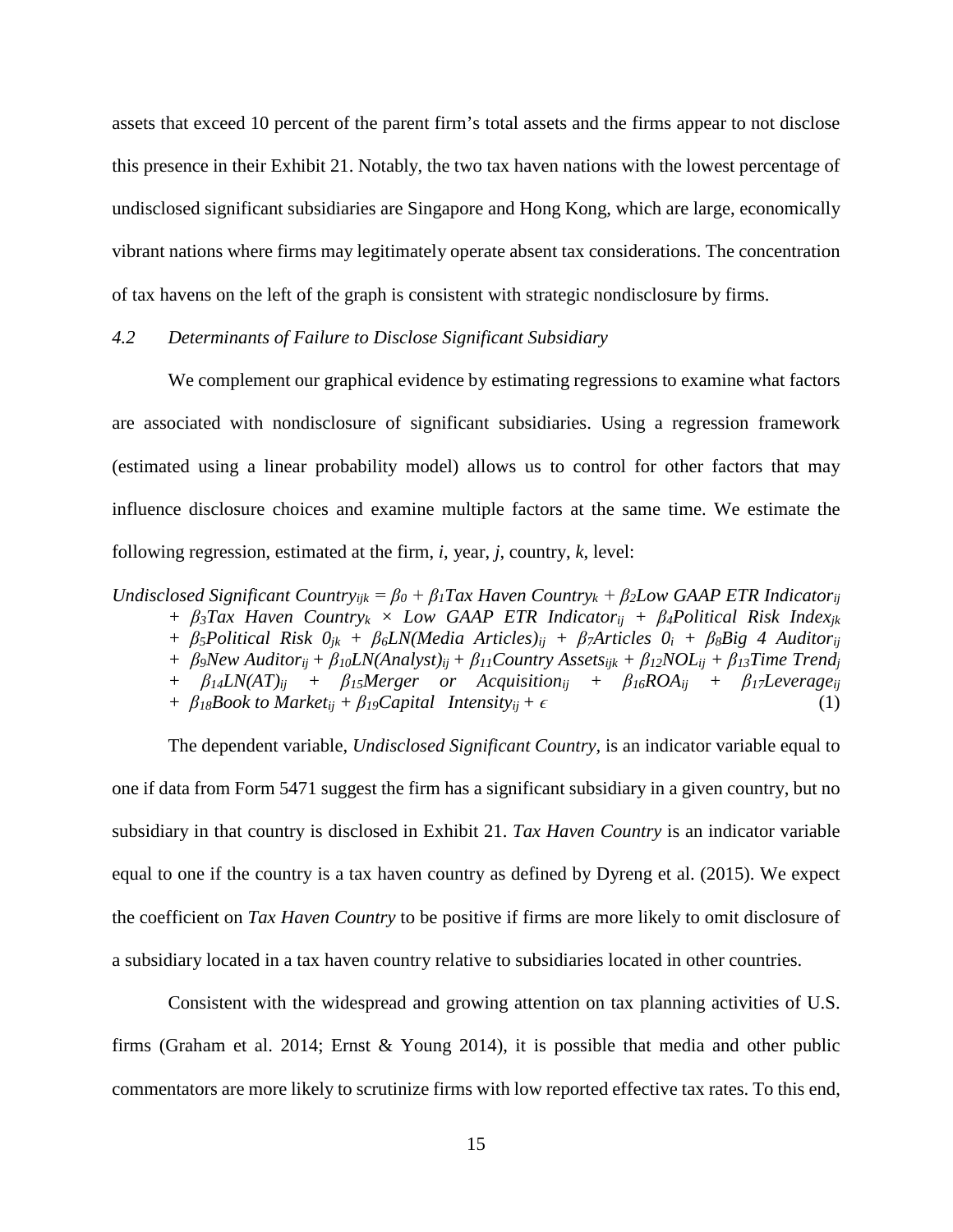assets that exceed 10 percent of the parent firm's total assets and the firms appear to not disclose this presence in their Exhibit 21. Notably, the two tax haven nations with the lowest percentage of undisclosed significant subsidiaries are Singapore and Hong Kong, which are large, economically vibrant nations where firms may legitimately operate absent tax considerations. The concentration of tax havens on the left of the graph is consistent with strategic nondisclosure by firms.

### *4.2 Determinants of Failure to Disclose Significant Subsidiary*

We complement our graphical evidence by estimating regressions to examine what factors are associated with nondisclosure of significant subsidiaries. Using a regression framework (estimated using a linear probability model) allows us to control for other factors that may influence disclosure choices and examine multiple factors at the same time. We estimate the following regression, estimated at the firm, *i*, year, *j*, country, *k*, level:

$$
\begin{aligned}
\textit{Undisclosed Significant Country}_{ijk} = {} & \beta_0 + \beta_1 \textit{Tax Haven Country}_k + \beta_2 \textit{Low GAAP ETR Indicator}_{ij} \\
& + \beta_3 \textit{Tax Haven Country}_k \times \textit{Low GAAP ETR Indicator}_{ij} + \beta_4 \textit{Political Risk Index}_{jk} \\
& + \beta_5 \textit{Political Risk 0}_{jk} + \beta_6 \textit{LN(Media Articles)}_{ij} + \beta_7 \textit{Articles 0}_i + \beta_8 \textit{Big 4 Auditor}_{ij} \\
& + \beta_9 \textit{New Auditor}_{ij} + \beta_{10} \textit{LN(Analyst)}_{ij} + \beta_{11} \textit{Country Assets}_{ijk} + \beta_{12} \textit{NOL}_{ij} + \beta_{13} \textit{Time Trend}_j \\
& + \beta_{14} \textit{LN(AT)}_{ij} + \beta_{15} \textit{Merger or Acquisition}_{ij} + \beta_{16} \textit{ROA}_{ij} + \beta_{17} \textit{Leverage}_{ij} \\
& + \beta_{18} \textit{Book to Market}_{ij} + \beta_{19} \textit{Capital Intensity}_{ij} + \epsilon
\end{aligned}
\tag{1}
$$

The dependent variable, *Undisclosed Significant Country*, is an indicator variable equal to one if data from Form 5471 suggest the firm has a significant subsidiary in a given country, but no subsidiary in that country is disclosed in Exhibit 21. *Tax Haven Country* is an indicator variable equal to one if the country is a tax haven country as defined by Dyreng et al. (2015). We expect the coefficient on *Tax Haven Country* to be positive if firms are more likely to omit disclosure of a subsidiary located in a tax haven country relative to subsidiaries located in other countries.

Consistent with the widespread and growing attention on tax planning activities of U.S. firms (Graham et al. 2014; Ernst & Young 2014), it is possible that media and other public commentators are more likely to scrutinize firms with low reported effective tax rates. To this end,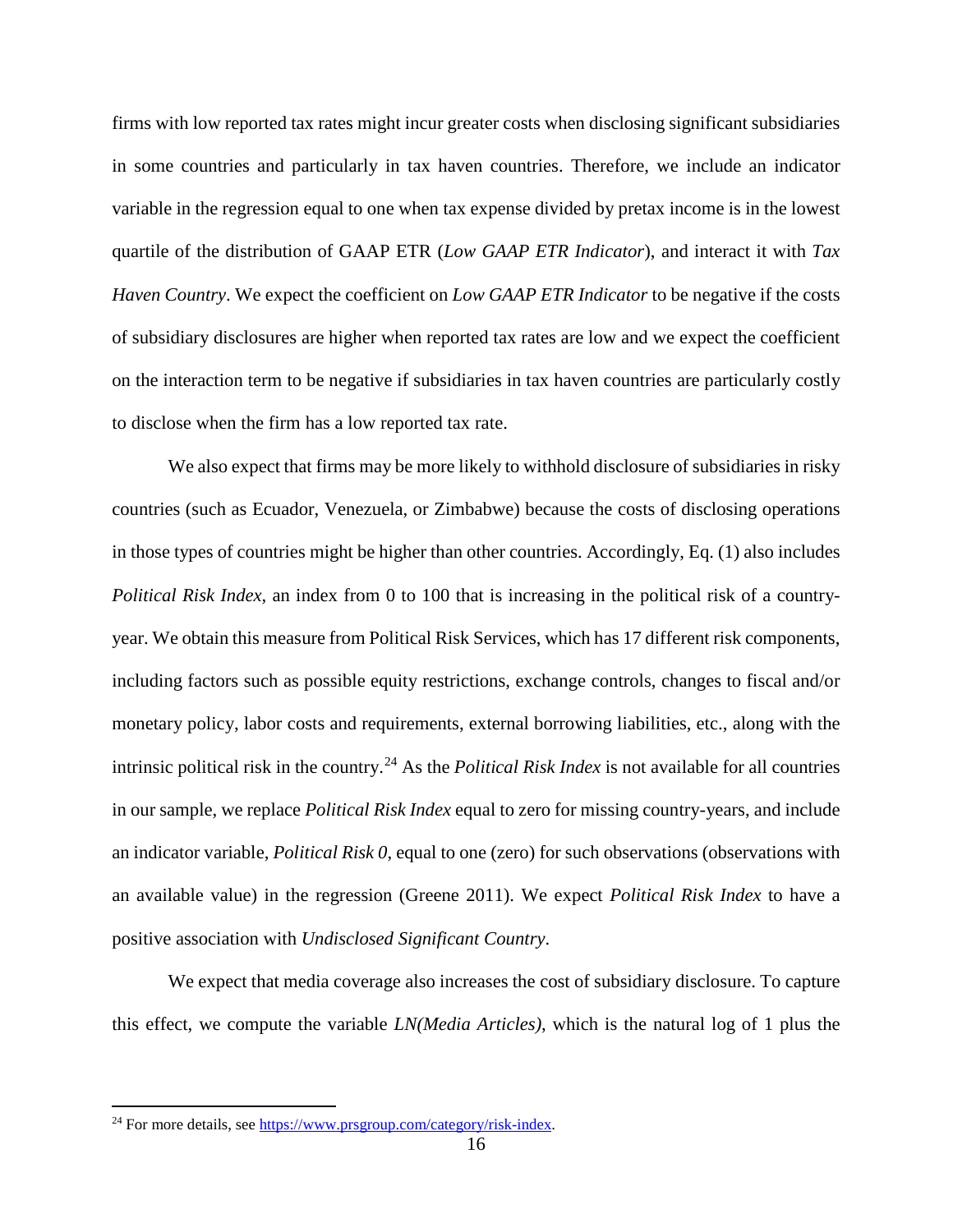firms with low reported tax rates might incur greater costs when disclosing significant subsidiaries in some countries and particularly in tax haven countries. Therefore, we include an indicator variable in the regression equal to one when tax expense divided by pretax income is in the lowest quartile of the distribution of GAAP ETR (*Low GAAP ETR Indicator*), and interact it with *Tax Haven Country*. We expect the coefficient on *Low GAAP ETR Indicator* to be negative if the costs of subsidiary disclosures are higher when reported tax rates are low and we expect the coefficient on the interaction term to be negative if subsidiaries in tax haven countries are particularly costly to disclose when the firm has a low reported tax rate.

We also expect that firms may be more likely to withhold disclosure of subsidiaries in risky countries (such as Ecuador, Venezuela, or Zimbabwe) because the costs of disclosing operations in those types of countries might be higher than other countries. Accordingly, Eq. (1) also includes *Political Risk Index*, an index from 0 to 100 that is increasing in the political risk of a country-year. We obtain this measure from Political Risk Services, which has 17 different risk components, including factors such as possible equity restrictions, exchange controls, changes to fiscal and/or monetary policy, labor costs and requirements, external borrowing liabilities, etc., along with the intrinsic political risk in the country.[24] As the *Political Risk Index* is not available for all countries in our sample, we replace *Political Risk Index* equal to zero for missing country-years, and include an indicator variable, *Political Risk 0*, equal to one (zero) for such observations (observations with an available value) in the regression (Greene 2011). We expect *Political Risk Index* to have a positive association with *Undisclosed Significant Country*.

We expect that media coverage also increases the cost of subsidiary disclosure. To capture this effect, we compute the variable *LN(Media Articles)*, which is the natural log of 1 plus the

---

[24] For more details, see https://www.prsgroup.com/category/risk-index.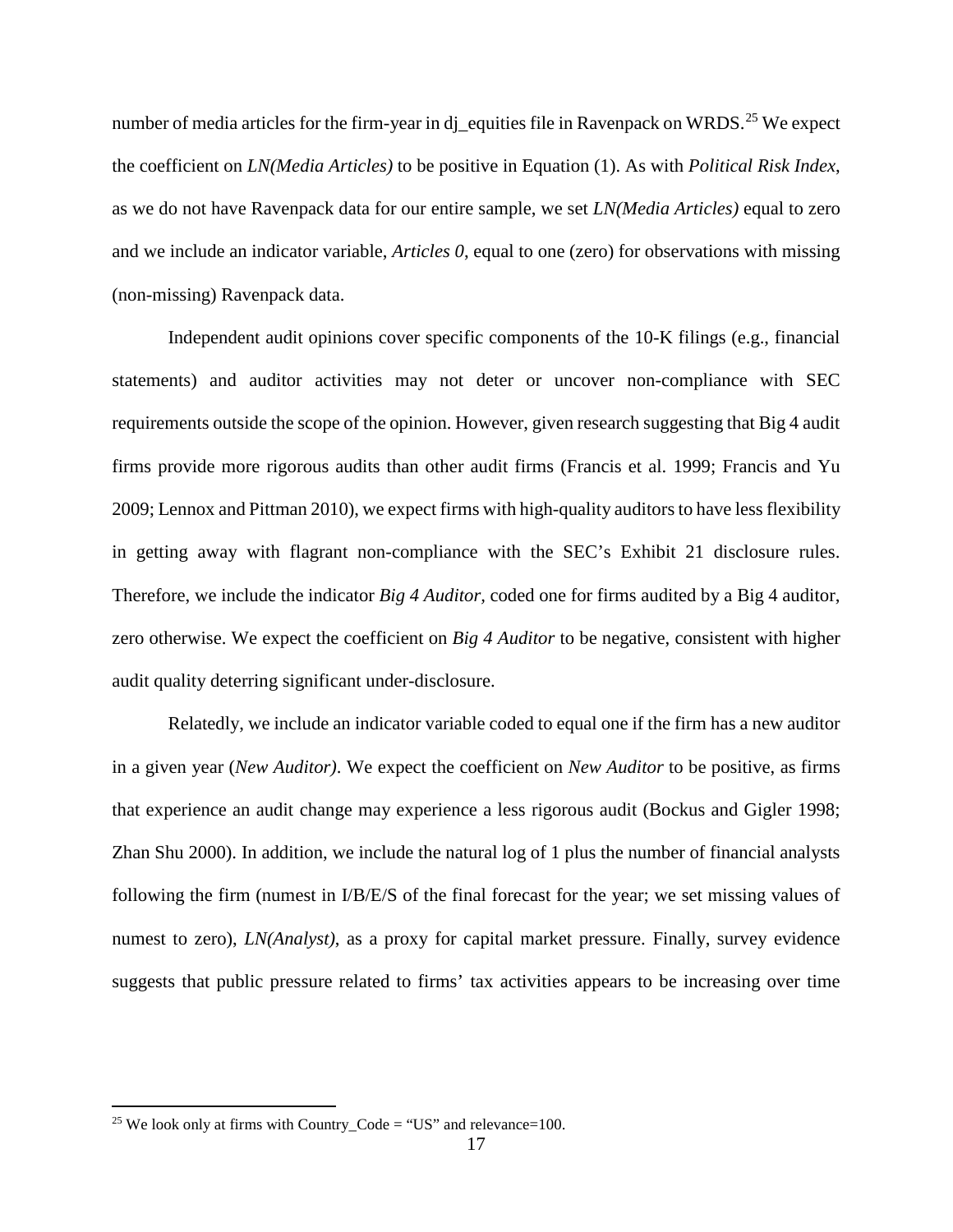number of media articles for the firm-year in dj_equities file in Ravenpack on WRDS.[25] We expect the coefficient on *LN(Media Articles)* to be positive in Equation (1). As with *Political Risk Index*, as we do not have Ravenpack data for our entire sample, we set *LN(Media Articles)* equal to zero and we include an indicator variable, *Articles 0*, equal to one (zero) for observations with missing (non-missing) Ravenpack data.

Independent audit opinions cover specific components of the 10-K filings (e.g., financial statements) and auditor activities may not deter or uncover non-compliance with SEC requirements outside the scope of the opinion. However, given research suggesting that Big 4 audit firms provide more rigorous audits than other audit firms (Francis et al. 1999; Francis and Yu 2009; Lennox and Pittman 2010), we expect firms with high-quality auditors to have less flexibility in getting away with flagrant non-compliance with the SEC's Exhibit 21 disclosure rules. Therefore, we include the indicator *Big 4 Auditor*, coded one for firms audited by a Big 4 auditor, zero otherwise. We expect the coefficient on *Big 4 Auditor* to be negative, consistent with higher audit quality deterring significant under-disclosure.

Relatedly, we include an indicator variable coded to equal one if the firm has a new auditor in a given year (*New Auditor)*. We expect the coefficient on *New Auditor* to be positive, as firms that experience an audit change may experience a less rigorous audit (Bockus and Gigler 1998; Zhan Shu 2000). In addition, we include the natural log of 1 plus the number of financial analysts following the firm (numest in I/B/E/S of the final forecast for the year; we set missing values of numest to zero), *LN(Analyst)*, as a proxy for capital market pressure. Finally, survey evidence suggests that public pressure related to firms' tax activities appears to be increasing over time

[25] We look only at firms with Country_Code = "US" and relevance=100.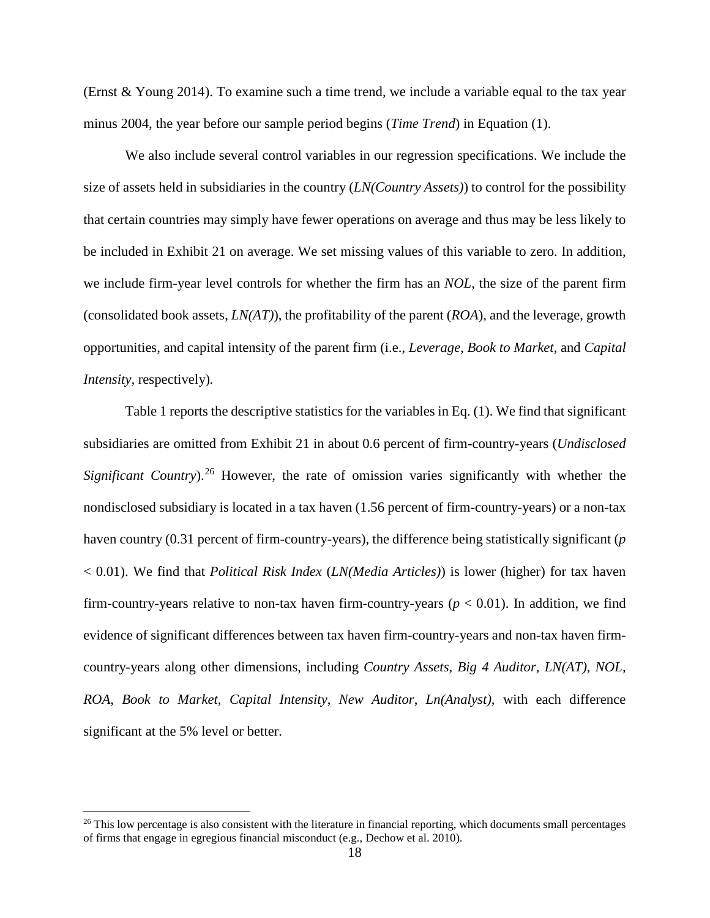(Ernst & Young 2014). To examine such a time trend, we include a variable equal to the tax year minus 2004, the year before our sample period begins (*Time Trend*) in Equation (1).

We also include several control variables in our regression specifications. We include the size of assets held in subsidiaries in the country (*LN(Country Assets)*) to control for the possibility that certain countries may simply have fewer operations on average and thus may be less likely to be included in Exhibit 21 on average. We set missing values of this variable to zero. In addition, we include firm-year level controls for whether the firm has an *NOL*, the size of the parent firm (consolidated book assets, *LN(AT)*), the profitability of the parent (*ROA*), and the leverage, growth opportunities, and capital intensity of the parent firm (i.e., *Leverage*, *Book to Market*, and *Capital Intensity*, respectively).

Table 1 reports the descriptive statistics for the variables in Eq. (1). We find that significant subsidiaries are omitted from Exhibit 21 in about 0.6 percent of firm-country-years (*Undisclosed Significant Country*).[26] However, the rate of omission varies significantly with whether the nondisclosed subsidiary is located in a tax haven (1.56 percent of firm-country-years) or a non-tax haven country (0.31 percent of firm-country-years), the difference being statistically significant ($p < 0.01$). We find that *Political Risk Index* (*LN(Media Articles)*) is lower (higher) for tax haven firm-country-years relative to non-tax haven firm-country-years ($p < 0.01$). In addition, we find evidence of significant differences between tax haven firm-country-years and non-tax haven firm-country-years along other dimensions, including *Country Assets*, *Big 4 Auditor*, *LN(AT)*, *NOL*, *ROA*, *Book to Market*, *Capital Intensity*, *New Auditor*, *Ln(Analyst)*, with each difference significant at the 5% level or better.

[26] This low percentage is also consistent with the literature in financial reporting, which documents small percentages of firms that engage in egregious financial misconduct (e.g., Dechow et al. 2010).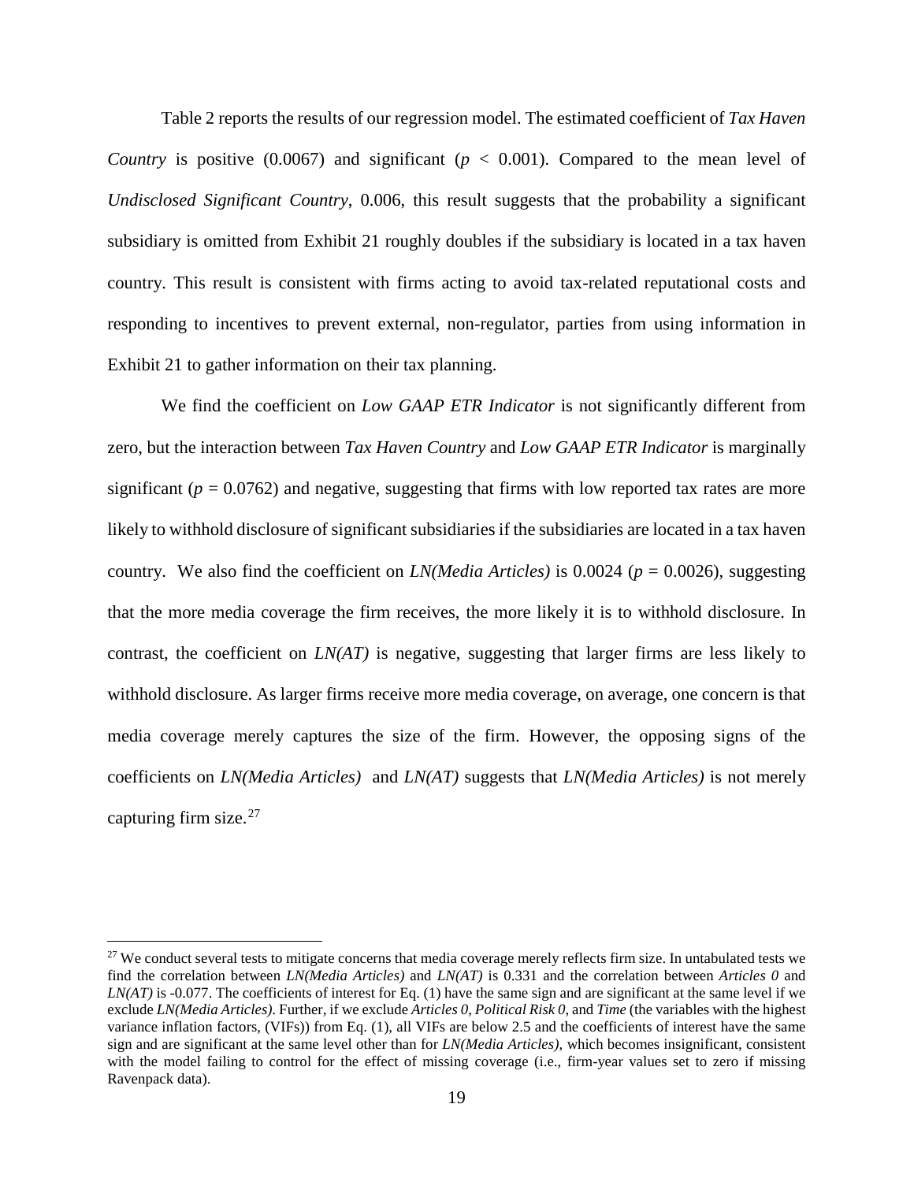Table 2 reports the results of our regression model. The estimated coefficient of *Tax Haven Country* is positive (0.0067) and significant ($p < 0.001$). Compared to the mean level of *Undisclosed Significant Country*, 0.006, this result suggests that the probability a significant subsidiary is omitted from Exhibit 21 roughly doubles if the subsidiary is located in a tax haven country. This result is consistent with firms acting to avoid tax-related reputational costs and responding to incentives to prevent external, non-regulator, parties from using information in Exhibit 21 to gather information on their tax planning.

We find the coefficient on *Low GAAP ETR Indicator* is not significantly different from zero, but the interaction between *Tax Haven Country* and *Low GAAP ETR Indicator* is marginally significant ($p = 0.0762$) and negative, suggesting that firms with low reported tax rates are more likely to withhold disclosure of significant subsidiaries if the subsidiaries are located in a tax haven country. We also find the coefficient on *LN(Media Articles)* is 0.0024 ($p = 0.0026$), suggesting that the more media coverage the firm receives, the more likely it is to withhold disclosure. In contrast, the coefficient on *LN(AT)* is negative, suggesting that larger firms are less likely to withhold disclosure. As larger firms receive more media coverage, on average, one concern is that media coverage merely captures the size of the firm. However, the opposing signs of the coefficients on *LN(Media Articles)* and *LN(AT)* suggests that *LN(Media Articles)* is not merely capturing firm size.[27]

[27] We conduct several tests to mitigate concerns that media coverage merely reflects firm size. In untabulated tests we find the correlation between *LN(Media Articles)* and *LN(AT)* is 0.331 and the correlation between *Articles 0* and *LN(AT)* is -0.077. The coefficients of interest for Eq. (1) have the same sign and are significant at the same level if we exclude *LN(Media Articles)*. Further, if we exclude *Articles 0*, *Political Risk 0*, and *Time* (the variables with the highest variance inflation factors, (VIFs)) from Eq. (1), all VIFs are below 2.5 and the coefficients of interest have the same sign and are significant at the same level other than for *LN(Media Articles)*, which becomes insignificant, consistent with the model failing to control for the effect of missing coverage (i.e., firm-year values set to zero if missing Ravenpack data).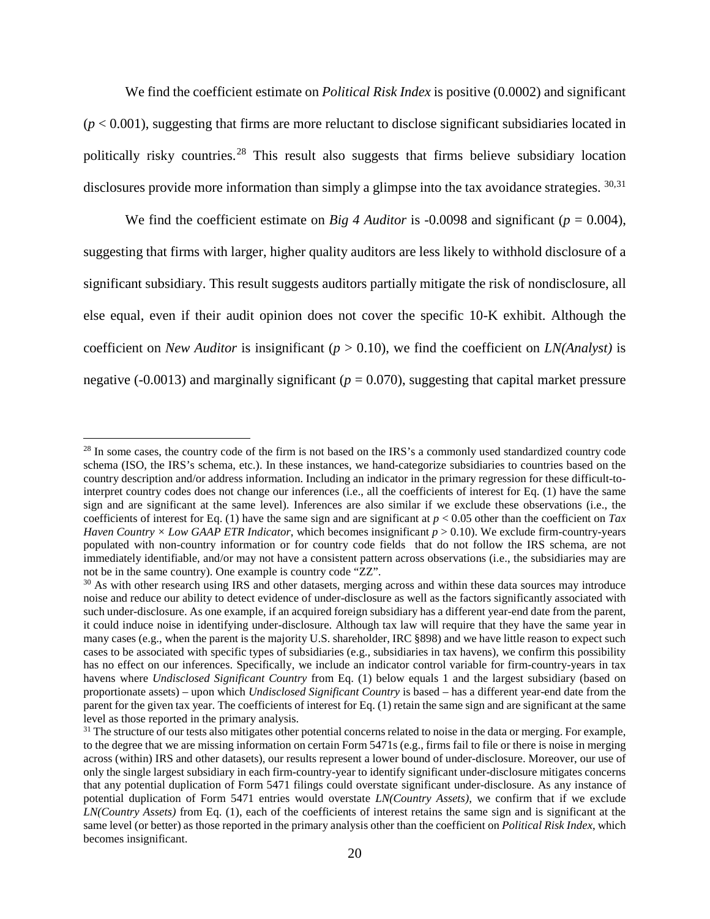We find the coefficient estimate on *Political Risk Index* is positive (0.0002) and significant ($p < 0.001$), suggesting that firms are more reluctant to disclose significant subsidiaries located in politically risky countries.[28] This result also suggests that firms believe subsidiary location disclosures provide more information than simply a glimpse into the tax avoidance strategies. [30,31]

We find the coefficient estimate on *Big 4 Auditor* is -0.0098 and significant ($p = 0.004$), suggesting that firms with larger, higher quality auditors are less likely to withhold disclosure of a significant subsidiary. This result suggests auditors partially mitigate the risk of nondisclosure, all else equal, even if their audit opinion does not cover the specific 10-K exhibit. Although the coefficient on *New Auditor* is insignificant ($p > 0.10$), we find the coefficient on *LN(Analyst)* is negative (-0.0013) and marginally significant ($p = 0.070$), suggesting that capital market pressure

---

[28] In some cases, the country code of the firm is not based on the IRS's a commonly used standardized country code schema (ISO, the IRS's schema, etc.). In these instances, we hand-categorize subsidiaries to countries based on the country description and/or address information. Including an indicator in the primary regression for these difficult-to-interpret country codes does not change our inferences (i.e., all the coefficients of interest for Eq. (1) have the same sign and are significant at the same level). Inferences are also similar if we exclude these observations (i.e., the coefficients of interest for Eq. (1) have the same sign and are significant at $p < 0.05$ other than the coefficient on *Tax Haven Country* × *Low GAAP ETR Indicator*, which becomes insignificant $p > 0.10$). We exclude firm-country-years populated with non-country information or for country code fields that do not follow the IRS schema, are not immediately identifiable, and/or may not have a consistent pattern across observations (i.e., the subsidiaries may are not be in the same country). One example is country code "ZZ".

[30] As with other research using IRS and other datasets, merging across and within these data sources may introduce noise and reduce our ability to detect evidence of under-disclosure as well as the factors significantly associated with such under-disclosure. As one example, if an acquired foreign subsidiary has a different year-end date from the parent, it could induce noise in identifying under-disclosure. Although tax law will require that they have the same year in many cases (e.g., when the parent is the majority U.S. shareholder, IRC §898) and we have little reason to expect such cases to be associated with specific types of subsidiaries (e.g., subsidiaries in tax havens), we confirm this possibility has no effect on our inferences. Specifically, we include an indicator control variable for firm-country-years in tax havens where *Undisclosed Significant Country* from Eq. (1) below equals 1 and the largest subsidiary (based on proportionate assets) – upon which *Undisclosed Significant Country* is based – has a different year-end date from the parent for the given tax year. The coefficients of interest for Eq. (1) retain the same sign and are significant at the same level as those reported in the primary analysis.

[31] The structure of our tests also mitigates other potential concerns related to noise in the data or merging. For example, to the degree that we are missing information on certain Form 5471s (e.g., firms fail to file or there is noise in merging across (within) IRS and other datasets), our results represent a lower bound of under-disclosure. Moreover, our use of only the single largest subsidiary in each firm-country-year to identify significant under-disclosure mitigates concerns that any potential duplication of Form 5471 filings could overstate significant under-disclosure. As any instance of potential duplication of Form 5471 entries would overstate *LN(Country Assets)*, we confirm that if we exclude *LN(Country Assets)* from Eq. (1), each of the coefficients of interest retains the same sign and is significant at the same level (or better) as those reported in the primary analysis other than the coefficient on *Political Risk Index*, which becomes insignificant.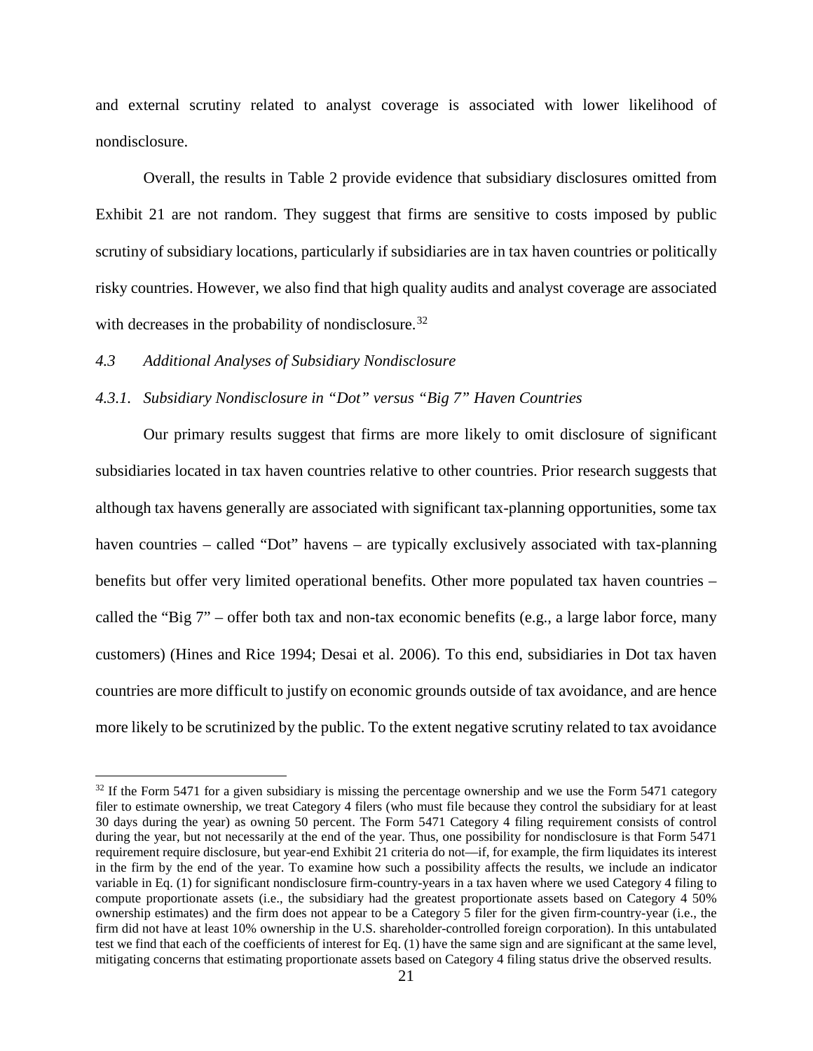and external scrutiny related to analyst coverage is associated with lower likelihood of nondisclosure.

Overall, the results in Table 2 provide evidence that subsidiary disclosures omitted from Exhibit 21 are not random. They suggest that firms are sensitive to costs imposed by public scrutiny of subsidiary locations, particularly if subsidiaries are in tax haven countries or politically risky countries. However, we also find that high quality audits and analyst coverage are associated with decreases in the probability of nondisclosure.[32]

### *4.3 Additional Analyses of Subsidiary Nondisclosure*

#### *4.3.1. Subsidiary Nondisclosure in "Dot" versus "Big 7" Haven Countries*

Our primary results suggest that firms are more likely to omit disclosure of significant subsidiaries located in tax haven countries relative to other countries. Prior research suggests that although tax havens generally are associated with significant tax-planning opportunities, some tax haven countries – called "Dot" havens – are typically exclusively associated with tax-planning benefits but offer very limited operational benefits. Other more populated tax haven countries – called the "Big 7" – offer both tax and non-tax economic benefits (e.g., a large labor force, many customers) (Hines and Rice 1994; Desai et al. 2006). To this end, subsidiaries in Dot tax haven countries are more difficult to justify on economic grounds outside of tax avoidance, and are hence more likely to be scrutinized by the public. To the extent negative scrutiny related to tax avoidance

---

[32] If the Form 5471 for a given subsidiary is missing the percentage ownership and we use the Form 5471 category filer to estimate ownership, we treat Category 4 filers (who must file because they control the subsidiary for at least 30 days during the year) as owning 50 percent. The Form 5471 Category 4 filing requirement consists of control during the year, but not necessarily at the end of the year. Thus, one possibility for nondisclosure is that Form 5471 requirement require disclosure, but year-end Exhibit 21 criteria do not—if, for example, the firm liquidates its interest in the firm by the end of the year. To examine how such a possibility affects the results, we include an indicator variable in Eq. (1) for significant nondisclosure firm-country-years in a tax haven where we used Category 4 filing to compute proportionate assets (i.e., the subsidiary had the greatest proportionate assets based on Category 4 50% ownership estimates) and the firm does not appear to be a Category 5 filer for the given firm-country-year (i.e., the firm did not have at least 10% ownership in the U.S. shareholder-controlled foreign corporation). In this untabulated test we find that each of the coefficients of interest for Eq. (1) have the same sign and are significant at the same level, mitigating concerns that estimating proportionate assets based on Category 4 filing status drive the observed results.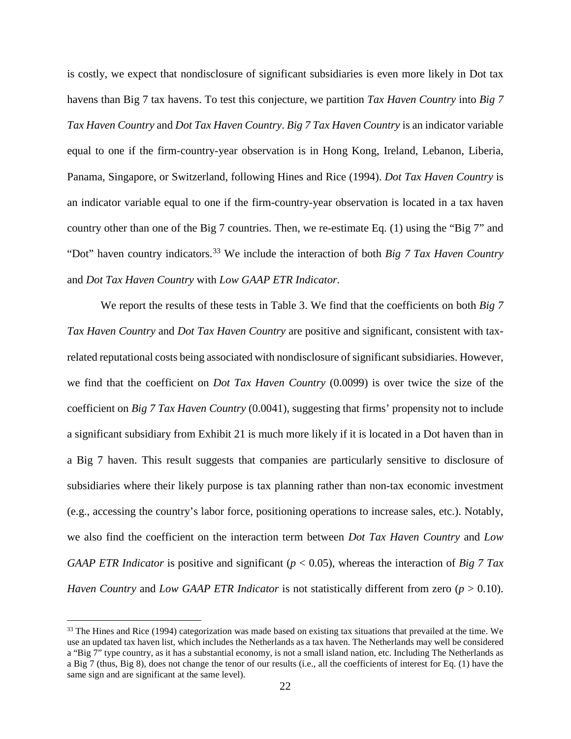is costly, we expect that nondisclosure of significant subsidiaries is even more likely in Dot tax havens than Big 7 tax havens. To test this conjecture, we partition *Tax Haven Country* into *Big 7 Tax Haven Country* and *Dot Tax Haven Country*. *Big 7 Tax Haven Country* is an indicator variable equal to one if the firm-country-year observation is in Hong Kong, Ireland, Lebanon, Liberia, Panama, Singapore, or Switzerland, following Hines and Rice (1994). *Dot Tax Haven Country* is an indicator variable equal to one if the firm-country-year observation is located in a tax haven country other than one of the Big 7 countries. Then, we re-estimate Eq. (1) using the "Big 7" and "Dot" haven country indicators.[33] We include the interaction of both *Big 7 Tax Haven Country* and *Dot Tax Haven Country* with *Low GAAP ETR Indicator.*

We report the results of these tests in Table 3. We find that the coefficients on both *Big 7 Tax Haven Country* and *Dot Tax Haven Country* are positive and significant, consistent with tax-related reputational costs being associated with nondisclosure of significant subsidiaries. However, we find that the coefficient on *Dot Tax Haven Country* (0.0099) is over twice the size of the coefficient on *Big 7 Tax Haven Country* (0.0041), suggesting that firms' propensity not to include a significant subsidiary from Exhibit 21 is much more likely if it is located in a Dot haven than in a Big 7 haven. This result suggests that companies are particularly sensitive to disclosure of subsidiaries where their likely purpose is tax planning rather than non-tax economic investment (e.g., accessing the country's labor force, positioning operations to increase sales, etc.). Notably, we also find the coefficient on the interaction term between *Dot Tax Haven Country* and *Low GAAP ETR Indicator* is positive and significant ($p < 0.05$), whereas the interaction of *Big 7 Tax Haven Country* and *Low GAAP ETR Indicator* is not statistically different from zero ($p > 0.10$).

[33] The Hines and Rice (1994) categorization was made based on existing tax situations that prevailed at the time. We use an updated tax haven list, which includes the Netherlands as a tax haven. The Netherlands may well be considered a "Big 7" type country, as it has a substantial economy, is not a small island nation, etc. Including The Netherlands as a Big 7 (thus, Big 8), does not change the tenor of our results (i.e., all the coefficients of interest for Eq. (1) have the same sign and are significant at the same level).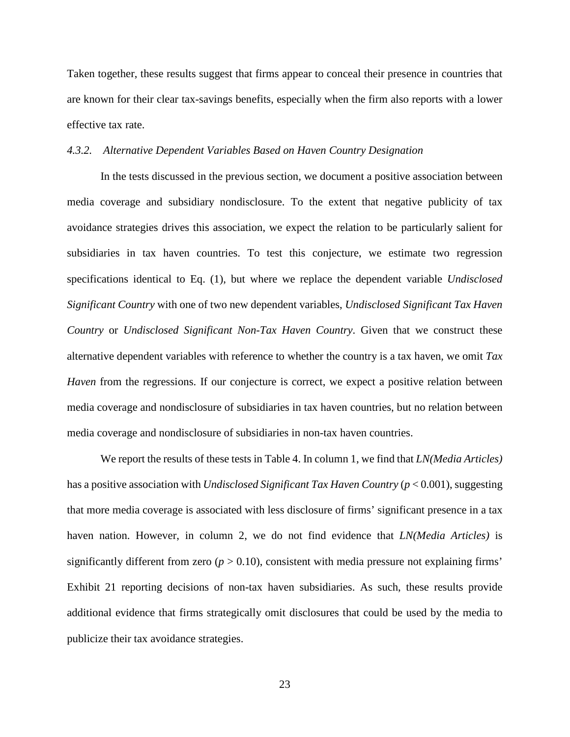Taken together, these results suggest that firms appear to conceal their presence in countries that are known for their clear tax-savings benefits, especially when the firm also reports with a lower effective tax rate.

#### *4.3.2. Alternative Dependent Variables Based on Haven Country Designation*

In the tests discussed in the previous section, we document a positive association between media coverage and subsidiary nondisclosure. To the extent that negative publicity of tax avoidance strategies drives this association, we expect the relation to be particularly salient for subsidiaries in tax haven countries. To test this conjecture, we estimate two regression specifications identical to Eq. (1), but where we replace the dependent variable *Undisclosed Significant Country* with one of two new dependent variables, *Undisclosed Significant Tax Haven Country* or *Undisclosed Significant Non-Tax Haven Country*. Given that we construct these alternative dependent variables with reference to whether the country is a tax haven, we omit *Tax Haven* from the regressions. If our conjecture is correct, we expect a positive relation between media coverage and nondisclosure of subsidiaries in tax haven countries, but no relation between media coverage and nondisclosure of subsidiaries in non-tax haven countries.

We report the results of these tests in Table 4. In column 1, we find that *LN(Media Articles)* has a positive association with *Undisclosed Significant Tax Haven Country* ($p < 0.001$), suggesting that more media coverage is associated with less disclosure of firms' significant presence in a tax haven nation. However, in column 2, we do not find evidence that *LN(Media Articles)* is significantly different from zero ($p > 0.10$), consistent with media pressure not explaining firms' Exhibit 21 reporting decisions of non-tax haven subsidiaries. As such, these results provide additional evidence that firms strategically omit disclosures that could be used by the media to publicize their tax avoidance strategies.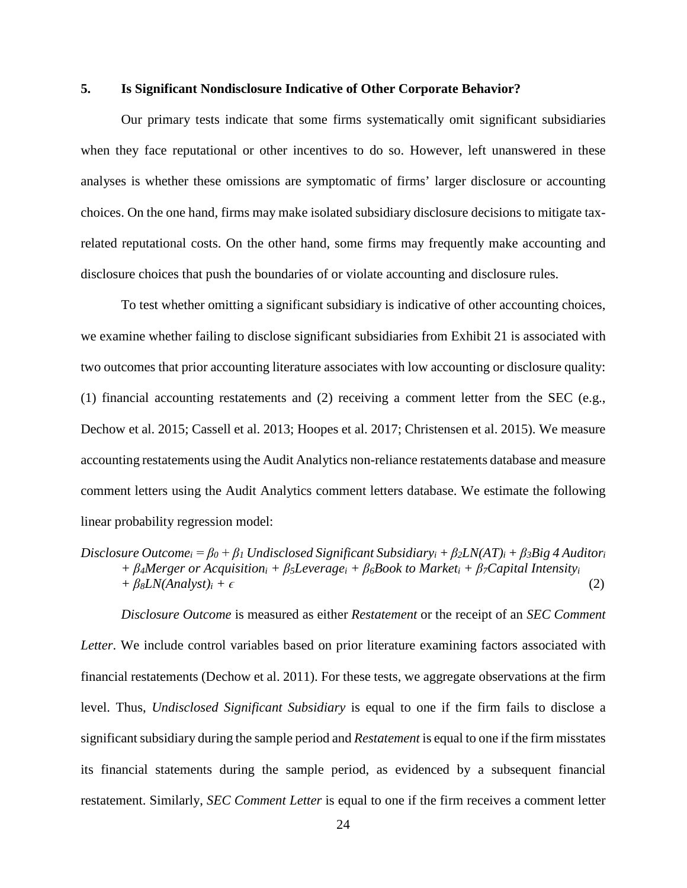## 5. Is Significant Nondisclosure Indicative of Other Corporate Behavior?

Our primary tests indicate that some firms systematically omit significant subsidiaries when they face reputational or other incentives to do so. However, left unanswered in these analyses is whether these omissions are symptomatic of firms' larger disclosure or accounting choices. On the one hand, firms may make isolated subsidiary disclosure decisions to mitigate tax-related reputational costs. On the other hand, some firms may frequently make accounting and disclosure choices that push the boundaries of or violate accounting and disclosure rules.

To test whether omitting a significant subsidiary is indicative of other accounting choices, we examine whether failing to disclose significant subsidiaries from Exhibit 21 is associated with two outcomes that prior accounting literature associates with low accounting or disclosure quality: (1) financial accounting restatements and (2) receiving a comment letter from the SEC (e.g., Dechow et al. 2015; Cassell et al. 2013; Hoopes et al. 2017; Christensen et al. 2015). We measure accounting restatements using the Audit Analytics non-reliance restatements database and measure comment letters using the Audit Analytics comment letters database. We estimate the following linear probability regression model:

$$
\begin{aligned}
\textit{Disclosure Outcome}_i = {} & \beta_0 + \beta_1 \textit{Undisclosed Significant Subsidiary}_i + \beta_2 \textit{LN(AT)}_i + \beta_3 \textit{Big 4 Auditor}_i \\
& + \beta_4 \textit{Merger or Acquisition}_i + \beta_5 \textit{Leverage}_i + \beta_6 \textit{Book to Market}_i + \beta_7 \textit{Capital Intensity}_i \\
& + \beta_8 \textit{LN(Analyst)}_i + \epsilon \qquad (2)
\end{aligned}
$$

*Disclosure Outcome* is measured as either *Restatement* or the receipt of an *SEC Comment Letter*. We include control variables based on prior literature examining factors associated with financial restatements (Dechow et al. 2011). For these tests, we aggregate observations at the firm level. Thus, *Undisclosed Significant Subsidiary* is equal to one if the firm fails to disclose a significant subsidiary during the sample period and *Restatement* is equal to one if the firm misstates its financial statements during the sample period, as evidenced by a subsequent financial restatement. Similarly, *SEC Comment Letter* is equal to one if the firm receives a comment letter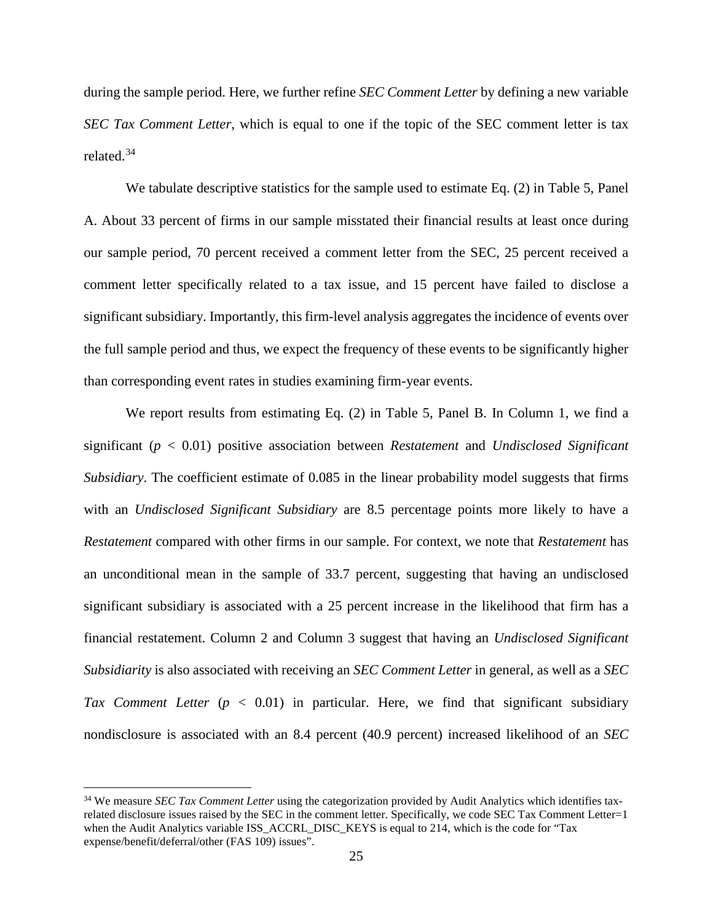during the sample period. Here, we further refine *SEC Comment Letter* by defining a new variable *SEC Tax Comment Letter*, which is equal to one if the topic of the SEC comment letter is tax related.[34]

We tabulate descriptive statistics for the sample used to estimate Eq. (2) in Table 5, Panel A. About 33 percent of firms in our sample misstated their financial results at least once during our sample period, 70 percent received a comment letter from the SEC, 25 percent received a comment letter specifically related to a tax issue, and 15 percent have failed to disclose a significant subsidiary. Importantly, this firm-level analysis aggregates the incidence of events over the full sample period and thus, we expect the frequency of these events to be significantly higher than corresponding event rates in studies examining firm-year events.

We report results from estimating Eq. (2) in Table 5, Panel B. In Column 1, we find a significant ($p < 0.01$) positive association between *Restatement* and *Undisclosed Significant Subsidiary*. The coefficient estimate of 0.085 in the linear probability model suggests that firms with an *Undisclosed Significant Subsidiary* are 8.5 percentage points more likely to have a *Restatement* compared with other firms in our sample. For context, we note that *Restatement* has an unconditional mean in the sample of 33.7 percent, suggesting that having an undisclosed significant subsidiary is associated with a 25 percent increase in the likelihood that firm has a financial restatement. Column 2 and Column 3 suggest that having an *Undisclosed Significant Subsidiarity* is also associated with receiving an *SEC Comment Letter* in general, as well as a *SEC Tax Comment Letter* ($p < 0.01$) in particular. Here, we find that significant subsidiary nondisclosure is associated with an 8.4 percent (40.9 percent) increased likelihood of an *SEC*

[34] We measure *SEC Tax Comment Letter* using the categorization provided by Audit Analytics which identifies tax-related disclosure issues raised by the SEC in the comment letter. Specifically, we code SEC Tax Comment Letter=1 when the Audit Analytics variable ISS_ACCRL_DISC_KEYS is equal to 214, which is the code for "Tax expense/benefit/deferral/other (FAS 109) issues".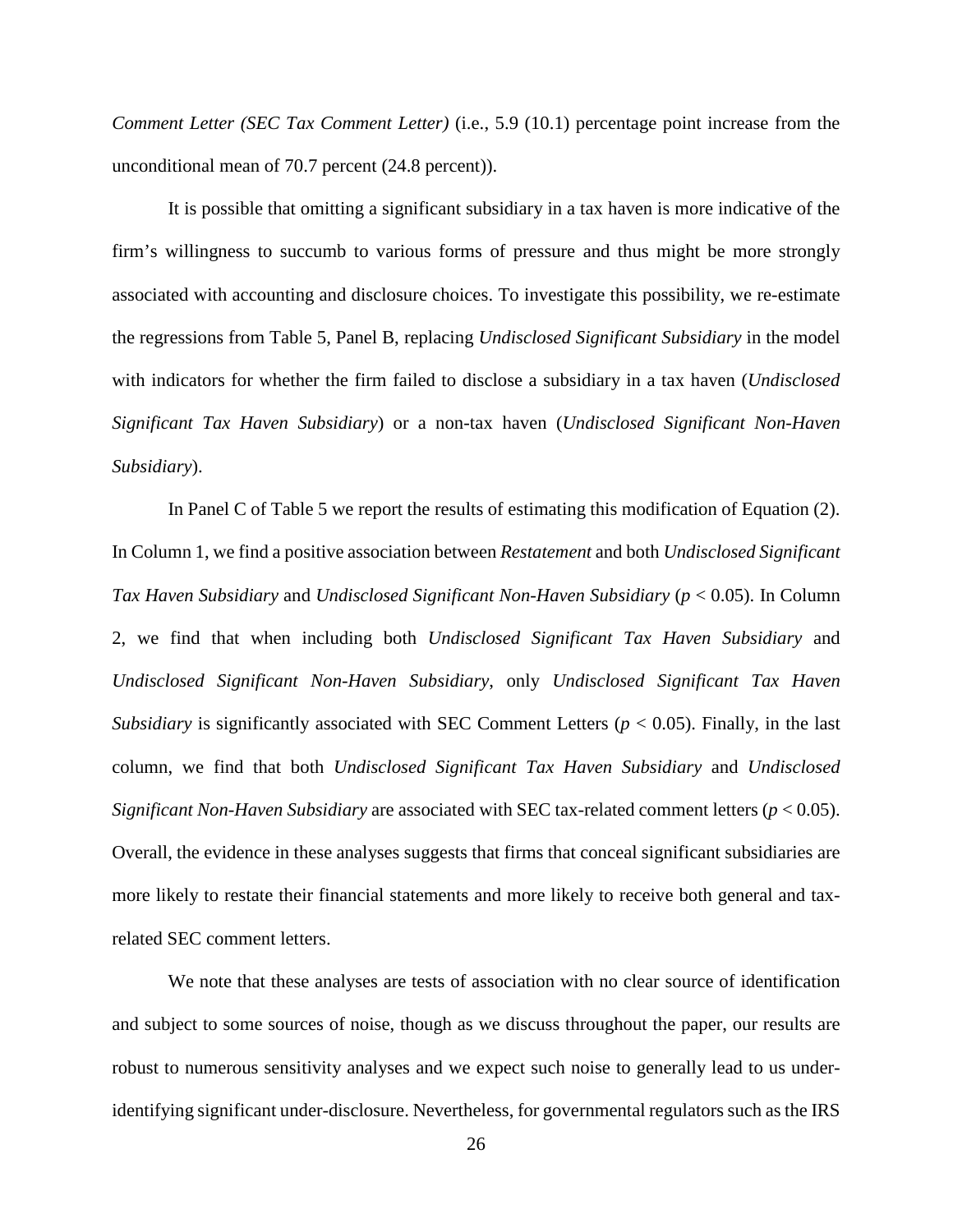*Comment Letter (SEC Tax Comment Letter)* (i.e., 5.9 (10.1) percentage point increase from the unconditional mean of 70.7 percent (24.8 percent)).

It is possible that omitting a significant subsidiary in a tax haven is more indicative of the firm's willingness to succumb to various forms of pressure and thus might be more strongly associated with accounting and disclosure choices. To investigate this possibility, we re-estimate the regressions from Table 5, Panel B, replacing *Undisclosed Significant Subsidiary* in the model with indicators for whether the firm failed to disclose a subsidiary in a tax haven (*Undisclosed Significant Tax Haven Subsidiary*) or a non-tax haven (*Undisclosed Significant Non-Haven Subsidiary*).

In Panel C of Table 5 we report the results of estimating this modification of Equation (2). In Column 1, we find a positive association between *Restatement* and both *Undisclosed Significant Tax Haven Subsidiary* and *Undisclosed Significant Non-Haven Subsidiary* ($p < 0.05$). In Column 2, we find that when including both *Undisclosed Significant Tax Haven Subsidiary* and *Undisclosed Significant Non-Haven Subsidiary*, only *Undisclosed Significant Tax Haven Subsidiary* is significantly associated with SEC Comment Letters ($p < 0.05$). Finally, in the last column, we find that both *Undisclosed Significant Tax Haven Subsidiary* and *Undisclosed Significant Non-Haven Subsidiary* are associated with SEC tax-related comment letters ($p < 0.05$). Overall, the evidence in these analyses suggests that firms that conceal significant subsidiaries are more likely to restate their financial statements and more likely to receive both general and tax-related SEC comment letters.

We note that these analyses are tests of association with no clear source of identification and subject to some sources of noise, though as we discuss throughout the paper, our results are robust to numerous sensitivity analyses and we expect such noise to generally lead to us under-identifying significant under-disclosure. Nevertheless, for governmental regulators such as the IRS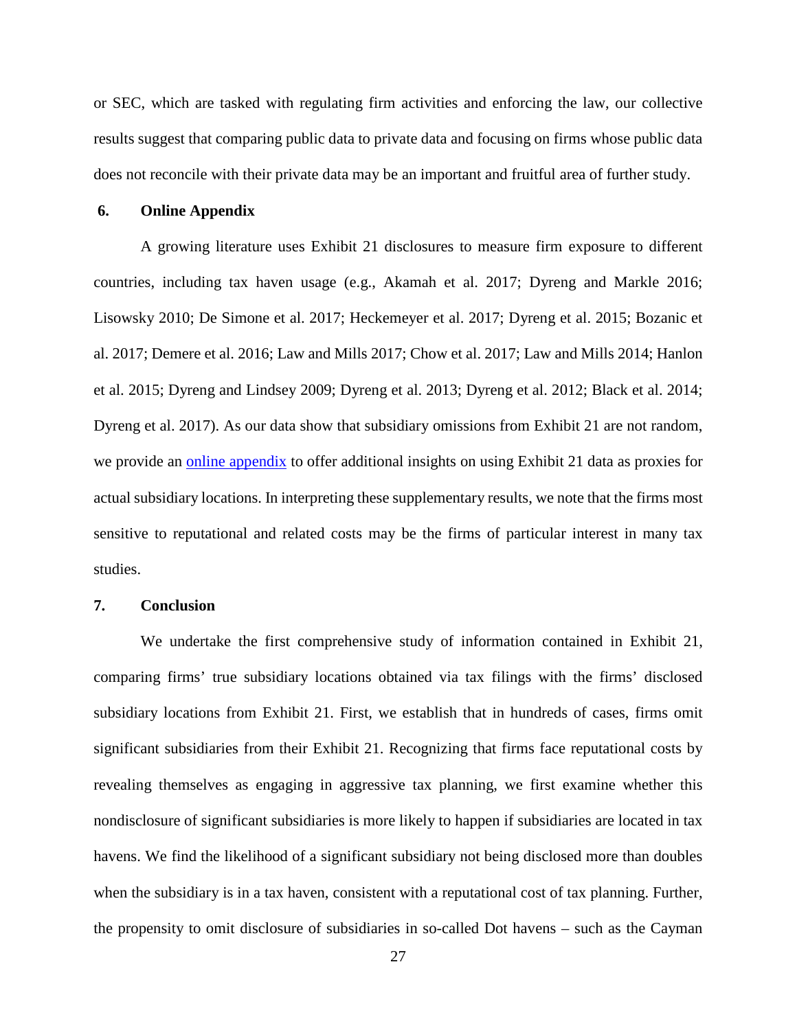or SEC, which are tasked with regulating firm activities and enforcing the law, our collective results suggest that comparing public data to private data and focusing on firms whose public data does not reconcile with their private data may be an important and fruitful area of further study.

## 6. Online Appendix

A growing literature uses Exhibit 21 disclosures to measure firm exposure to different countries, including tax haven usage (e.g., Akamah et al. 2017; Dyreng and Markle 2016; Lisowsky 2010; De Simone et al. 2017; Heckemeyer et al. 2017; Dyreng et al. 2015; Bozanic et al. 2017; Demere et al. 2016; Law and Mills 2017; Chow et al. 2017; Law and Mills 2014; Hanlon et al. 2015; Dyreng and Lindsey 2009; Dyreng et al. 2013; Dyreng et al. 2012; Black et al. 2014; Dyreng et al. 2017). As our data show that subsidiary omissions from Exhibit 21 are not random, we provide an online appendix to offer additional insights on using Exhibit 21 data as proxies for actual subsidiary locations. In interpreting these supplementary results, we note that the firms most sensitive to reputational and related costs may be the firms of particular interest in many tax studies.

## 7. Conclusion

We undertake the first comprehensive study of information contained in Exhibit 21, comparing firms' true subsidiary locations obtained via tax filings with the firms' disclosed subsidiary locations from Exhibit 21. First, we establish that in hundreds of cases, firms omit significant subsidiaries from their Exhibit 21. Recognizing that firms face reputational costs by revealing themselves as engaging in aggressive tax planning, we first examine whether this nondisclosure of significant subsidiaries is more likely to happen if subsidiaries are located in tax havens. We find the likelihood of a significant subsidiary not being disclosed more than doubles when the subsidiary is in a tax haven, consistent with a reputational cost of tax planning. Further, the propensity to omit disclosure of subsidiaries in so-called Dot havens – such as the Cayman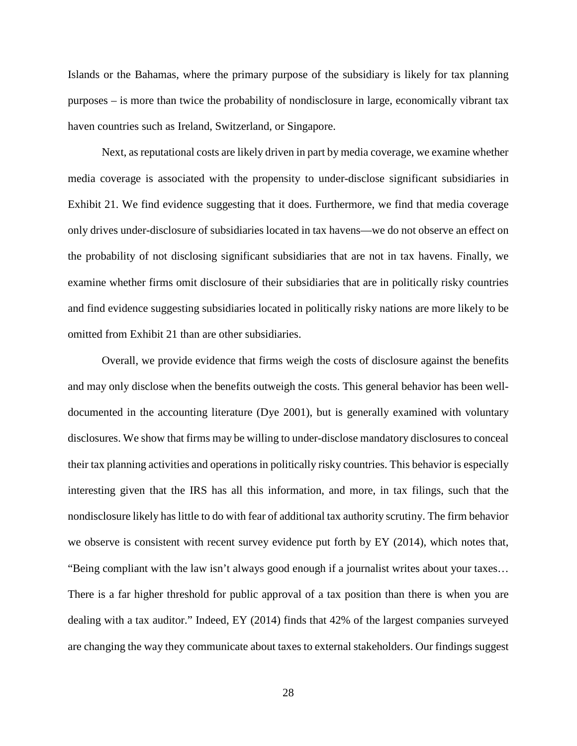Islands or the Bahamas, where the primary purpose of the subsidiary is likely for tax planning purposes – is more than twice the probability of nondisclosure in large, economically vibrant tax haven countries such as Ireland, Switzerland, or Singapore.

Next, as reputational costs are likely driven in part by media coverage, we examine whether media coverage is associated with the propensity to under-disclose significant subsidiaries in Exhibit 21. We find evidence suggesting that it does. Furthermore, we find that media coverage only drives under-disclosure of subsidiaries located in tax havens—we do not observe an effect on the probability of not disclosing significant subsidiaries that are not in tax havens. Finally, we examine whether firms omit disclosure of their subsidiaries that are in politically risky countries and find evidence suggesting subsidiaries located in politically risky nations are more likely to be omitted from Exhibit 21 than are other subsidiaries.

Overall, we provide evidence that firms weigh the costs of disclosure against the benefits and may only disclose when the benefits outweigh the costs. This general behavior has been well-documented in the accounting literature (Dye 2001), but is generally examined with voluntary disclosures. We show that firms may be willing to under-disclose mandatory disclosures to conceal their tax planning activities and operations in politically risky countries. This behavior is especially interesting given that the IRS has all this information, and more, in tax filings, such that the nondisclosure likely has little to do with fear of additional tax authority scrutiny. The firm behavior we observe is consistent with recent survey evidence put forth by EY (2014), which notes that, "Being compliant with the law isn't always good enough if a journalist writes about your taxes… There is a far higher threshold for public approval of a tax position than there is when you are dealing with a tax auditor." Indeed, EY (2014) finds that 42% of the largest companies surveyed are changing the way they communicate about taxes to external stakeholders. Our findings suggest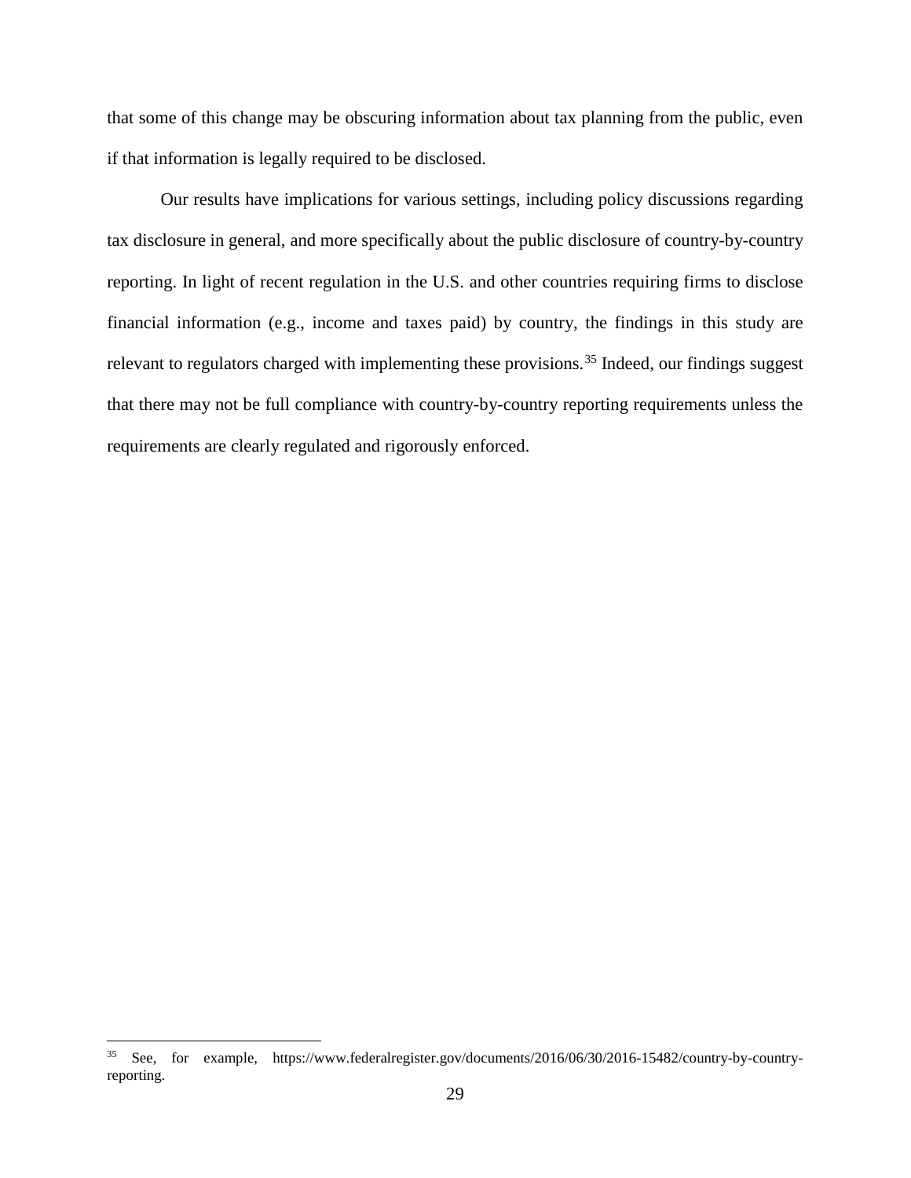that some of this change may be obscuring information about tax planning from the public, even if that information is legally required to be disclosed.

Our results have implications for various settings, including policy discussions regarding tax disclosure in general, and more specifically about the public disclosure of country-by-country reporting. In light of recent regulation in the U.S. and other countries requiring firms to disclose financial information (e.g., income and taxes paid) by country, the findings in this study are relevant to regulators charged with implementing these provisions.[35] Indeed, our findings suggest that there may not be full compliance with country-by-country reporting requirements unless the requirements are clearly regulated and rigorously enforced.

---

[35] See, for example, https://www.federalregister.gov/documents/2016/06/30/2016-15482/country-by-country-reporting.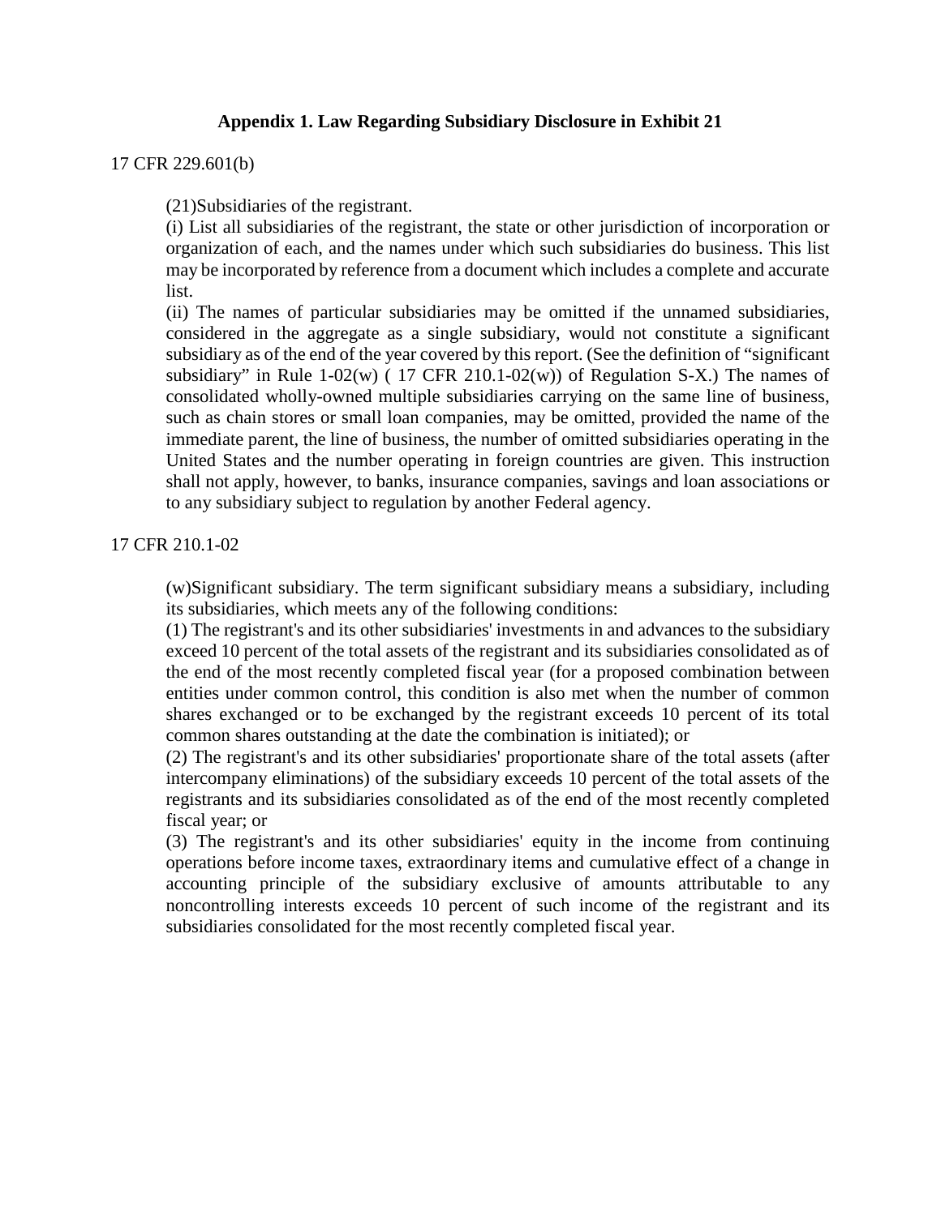**Appendix 1. Law Regarding Subsidiary Disclosure in Exhibit 21**

17 CFR 229.601(b)

> (21)Subsidiaries of the registrant.
>
> (i) List all subsidiaries of the registrant, the state or other jurisdiction of incorporation or organization of each, and the names under which such subsidiaries do business. This list may be incorporated by reference from a document which includes a complete and accurate list.
>
> (ii) The names of particular subsidiaries may be omitted if the unnamed subsidiaries, considered in the aggregate as a single subsidiary, would not constitute a significant subsidiary as of the end of the year covered by this report. (See the definition of "significant subsidiary" in Rule 1-02(w) ( 17 CFR 210.1-02(w)) of Regulation S-X.) The names of consolidated wholly-owned multiple subsidiaries carrying on the same line of business, such as chain stores or small loan companies, may be omitted, provided the name of the immediate parent, the line of business, the number of omitted subsidiaries operating in the United States and the number operating in foreign countries are given. This instruction shall not apply, however, to banks, insurance companies, savings and loan associations or to any subsidiary subject to regulation by another Federal agency.

17 CFR 210.1-02

> (w)Significant subsidiary. The term significant subsidiary means a subsidiary, including its subsidiaries, which meets any of the following conditions:
>
> (1) The registrant's and its other subsidiaries' investments in and advances to the subsidiary exceed 10 percent of the total assets of the registrant and its subsidiaries consolidated as of the end of the most recently completed fiscal year (for a proposed combination between entities under common control, this condition is also met when the number of common shares exchanged or to be exchanged by the registrant exceeds 10 percent of its total common shares outstanding at the date the combination is initiated); or
>
> (2) The registrant's and its other subsidiaries' proportionate share of the total assets (after intercompany eliminations) of the subsidiary exceeds 10 percent of the total assets of the registrants and its subsidiaries consolidated as of the end of the most recently completed fiscal year; or
>
> (3) The registrant's and its other subsidiaries' equity in the income from continuing operations before income taxes, extraordinary items and cumulative effect of a change in accounting principle of the subsidiary exclusive of amounts attributable to any noncontrolling interests exceeds 10 percent of such income of the registrant and its subsidiaries consolidated for the most recently completed fiscal year.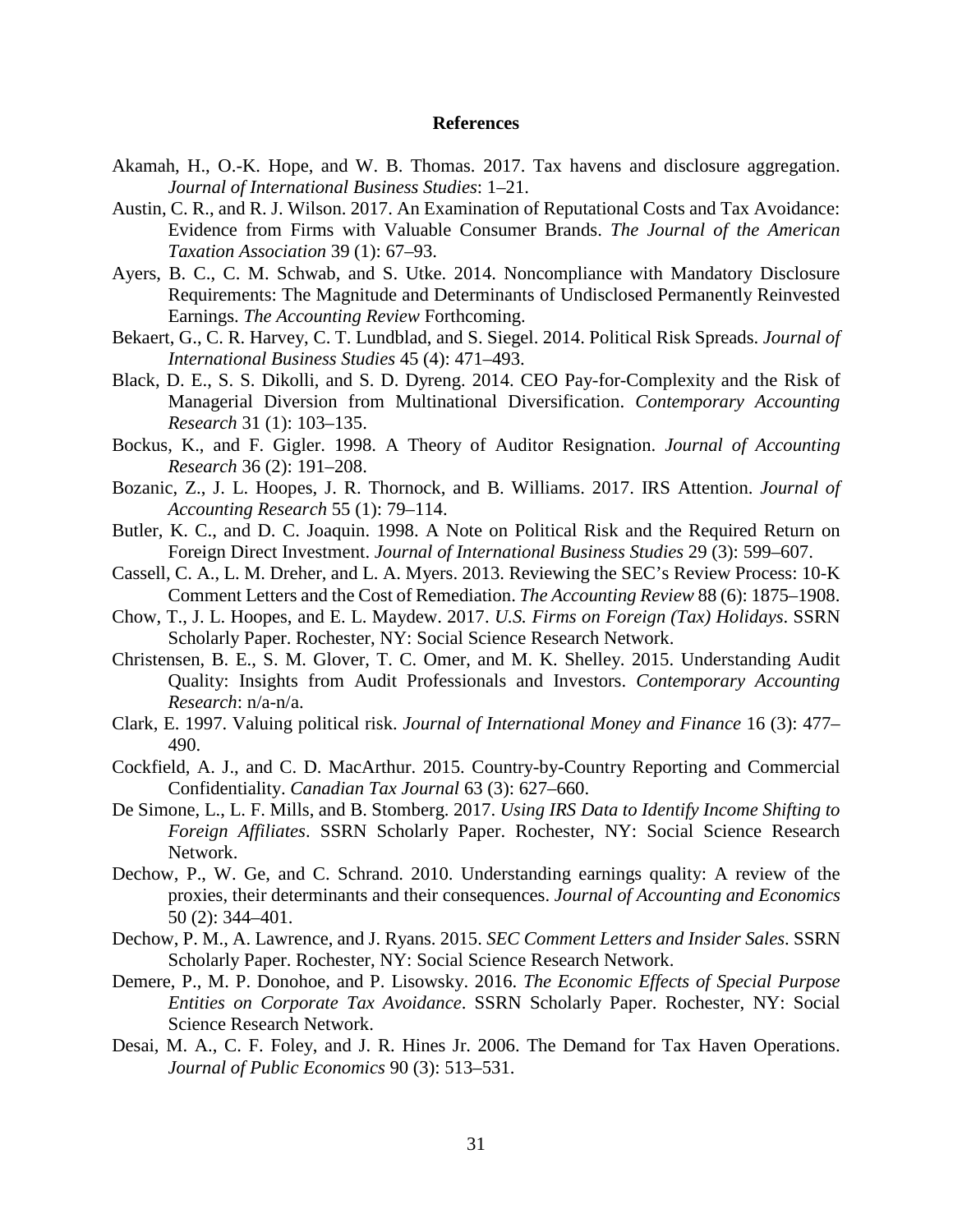# References

Akamah, H., O.-K. Hope, and W. B. Thomas. 2017. Tax havens and disclosure aggregation. *Journal of International Business Studies*: 1–21.

Austin, C. R., and R. J. Wilson. 2017. An Examination of Reputational Costs and Tax Avoidance: Evidence from Firms with Valuable Consumer Brands. *The Journal of the American Taxation Association* 39 (1): 67–93.

Ayers, B. C., C. M. Schwab, and S. Utke. 2014. Noncompliance with Mandatory Disclosure Requirements: The Magnitude and Determinants of Undisclosed Permanently Reinvested Earnings. *The Accounting Review* Forthcoming.

Bekaert, G., C. R. Harvey, C. T. Lundblad, and S. Siegel. 2014. Political Risk Spreads. *Journal of International Business Studies* 45 (4): 471–493.

Black, D. E., S. S. Dikolli, and S. D. Dyreng. 2014. CEO Pay-for-Complexity and the Risk of Managerial Diversion from Multinational Diversification. *Contemporary Accounting Research* 31 (1): 103–135.

Bockus, K., and F. Gigler. 1998. A Theory of Auditor Resignation. *Journal of Accounting Research* 36 (2): 191–208.

Bozanic, Z., J. L. Hoopes, J. R. Thornock, and B. Williams. 2017. IRS Attention. *Journal of Accounting Research* 55 (1): 79–114.

Butler, K. C., and D. C. Joaquin. 1998. A Note on Political Risk and the Required Return on Foreign Direct Investment. *Journal of International Business Studies* 29 (3): 599–607.

Cassell, C. A., L. M. Dreher, and L. A. Myers. 2013. Reviewing the SEC's Review Process: 10-K Comment Letters and the Cost of Remediation. *The Accounting Review* 88 (6): 1875–1908.

Chow, T., J. L. Hoopes, and E. L. Maydew. 2017. *U.S. Firms on Foreign (Tax) Holidays*. SSRN Scholarly Paper. Rochester, NY: Social Science Research Network.

Christensen, B. E., S. M. Glover, T. C. Omer, and M. K. Shelley. 2015. Understanding Audit Quality: Insights from Audit Professionals and Investors. *Contemporary Accounting Research*: n/a-n/a.

Clark, E. 1997. Valuing political risk. *Journal of International Money and Finance* 16 (3): 477–490.

Cockfield, A. J., and C. D. MacArthur. 2015. Country-by-Country Reporting and Commercial Confidentiality. *Canadian Tax Journal* 63 (3): 627–660.

De Simone, L., L. F. Mills, and B. Stomberg. 2017. *Using IRS Data to Identify Income Shifting to Foreign Affiliates*. SSRN Scholarly Paper. Rochester, NY: Social Science Research Network.

Dechow, P., W. Ge, and C. Schrand. 2010. Understanding earnings quality: A review of the proxies, their determinants and their consequences. *Journal of Accounting and Economics* 50 (2): 344–401.

Dechow, P. M., A. Lawrence, and J. Ryans. 2015. *SEC Comment Letters and Insider Sales*. SSRN Scholarly Paper. Rochester, NY: Social Science Research Network.

Demere, P., M. P. Donohoe, and P. Lisowsky. 2016. *The Economic Effects of Special Purpose Entities on Corporate Tax Avoidance*. SSRN Scholarly Paper. Rochester, NY: Social Science Research Network.

Desai, M. A., C. F. Foley, and J. R. Hines Jr. 2006. The Demand for Tax Haven Operations. *Journal of Public Economics* 90 (3): 513–531.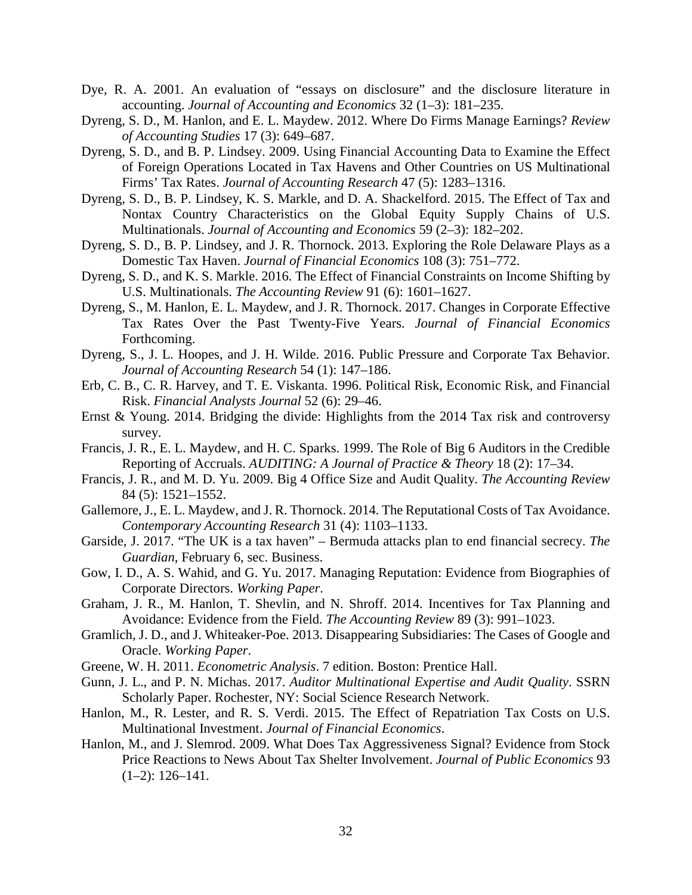Dye, R. A. 2001. An evaluation of "essays on disclosure" and the disclosure literature in accounting. *Journal of Accounting and Economics* 32 (1–3): 181–235.

Dyreng, S. D., M. Hanlon, and E. L. Maydew. 2012. Where Do Firms Manage Earnings? *Review of Accounting Studies* 17 (3): 649–687.

Dyreng, S. D., and B. P. Lindsey. 2009. Using Financial Accounting Data to Examine the Effect of Foreign Operations Located in Tax Havens and Other Countries on US Multinational Firms' Tax Rates. *Journal of Accounting Research* 47 (5): 1283–1316.

Dyreng, S. D., B. P. Lindsey, K. S. Markle, and D. A. Shackelford. 2015. The Effect of Tax and Nontax Country Characteristics on the Global Equity Supply Chains of U.S. Multinationals. *Journal of Accounting and Economics* 59 (2–3): 182–202.

Dyreng, S. D., B. P. Lindsey, and J. R. Thornock. 2013. Exploring the Role Delaware Plays as a Domestic Tax Haven. *Journal of Financial Economics* 108 (3): 751–772.

Dyreng, S. D., and K. S. Markle. 2016. The Effect of Financial Constraints on Income Shifting by U.S. Multinationals. *The Accounting Review* 91 (6): 1601–1627.

Dyreng, S., M. Hanlon, E. L. Maydew, and J. R. Thornock. 2017. Changes in Corporate Effective Tax Rates Over the Past Twenty-Five Years. *Journal of Financial Economics* Forthcoming.

Dyreng, S., J. L. Hoopes, and J. H. Wilde. 2016. Public Pressure and Corporate Tax Behavior. *Journal of Accounting Research* 54 (1): 147–186.

Erb, C. B., C. R. Harvey, and T. E. Viskanta. 1996. Political Risk, Economic Risk, and Financial Risk. *Financial Analysts Journal* 52 (6): 29–46.

Ernst & Young. 2014. Bridging the divide: Highlights from the 2014 Tax risk and controversy survey.

Francis, J. R., E. L. Maydew, and H. C. Sparks. 1999. The Role of Big 6 Auditors in the Credible Reporting of Accruals. *AUDITING: A Journal of Practice & Theory* 18 (2): 17–34.

Francis, J. R., and M. D. Yu. 2009. Big 4 Office Size and Audit Quality. *The Accounting Review* 84 (5): 1521–1552.

Gallemore, J., E. L. Maydew, and J. R. Thornock. 2014. The Reputational Costs of Tax Avoidance. *Contemporary Accounting Research* 31 (4): 1103–1133.

Garside, J. 2017. "The UK is a tax haven" – Bermuda attacks plan to end financial secrecy. *The Guardian*, February 6, sec. Business.

Gow, I. D., A. S. Wahid, and G. Yu. 2017. Managing Reputation: Evidence from Biographies of Corporate Directors. *Working Paper*.

Graham, J. R., M. Hanlon, T. Shevlin, and N. Shroff. 2014. Incentives for Tax Planning and Avoidance: Evidence from the Field. *The Accounting Review* 89 (3): 991–1023.

Gramlich, J. D., and J. Whiteaker-Poe. 2013. Disappearing Subsidiaries: The Cases of Google and Oracle. *Working Paper*.

Greene, W. H. 2011. *Econometric Analysis*. 7 edition. Boston: Prentice Hall.

Gunn, J. L., and P. N. Michas. 2017. *Auditor Multinational Expertise and Audit Quality*. SSRN Scholarly Paper. Rochester, NY: Social Science Research Network.

Hanlon, M., R. Lester, and R. S. Verdi. 2015. The Effect of Repatriation Tax Costs on U.S. Multinational Investment. *Journal of Financial Economics*.

Hanlon, M., and J. Slemrod. 2009. What Does Tax Aggressiveness Signal? Evidence from Stock Price Reactions to News About Tax Shelter Involvement. *Journal of Public Economics* 93 (1–2): 126–141.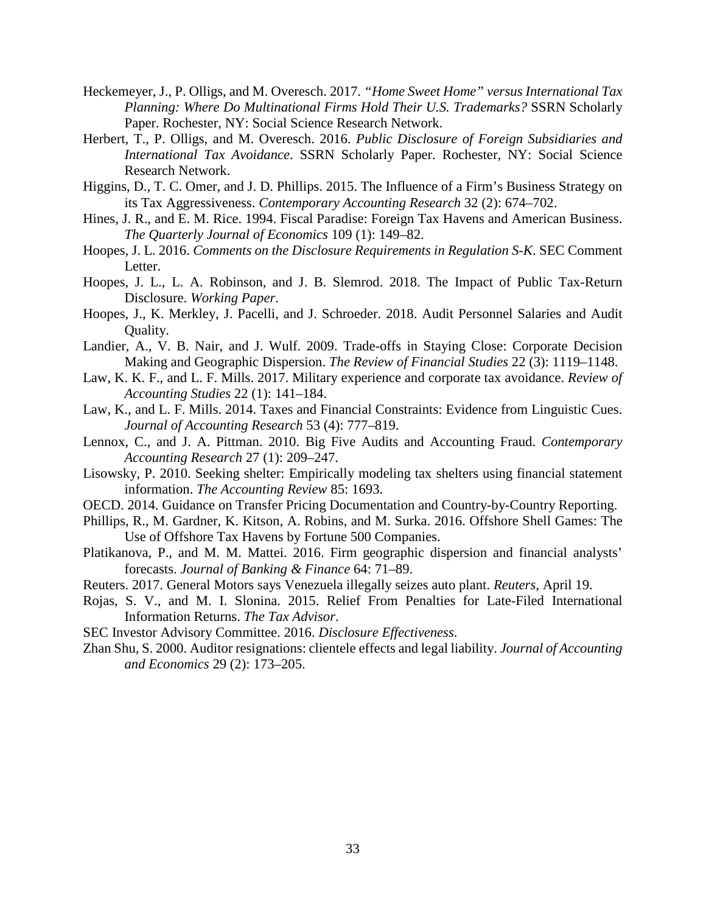Heckemeyer, J., P. Olligs, and M. Overesch. 2017. *"Home Sweet Home" versus International Tax Planning: Where Do Multinational Firms Hold Their U.S. Trademarks?* SSRN Scholarly Paper. Rochester, NY: Social Science Research Network.

Herbert, T., P. Olligs, and M. Overesch. 2016. *Public Disclosure of Foreign Subsidiaries and International Tax Avoidance*. SSRN Scholarly Paper. Rochester, NY: Social Science Research Network.

Higgins, D., T. C. Omer, and J. D. Phillips. 2015. The Influence of a Firm's Business Strategy on its Tax Aggressiveness. *Contemporary Accounting Research* 32 (2): 674–702.

Hines, J. R., and E. M. Rice. 1994. Fiscal Paradise: Foreign Tax Havens and American Business. *The Quarterly Journal of Economics* 109 (1): 149–82.

Hoopes, J. L. 2016. *Comments on the Disclosure Requirements in Regulation S-K*. SEC Comment Letter.

Hoopes, J. L., L. A. Robinson, and J. B. Slemrod. 2018. The Impact of Public Tax-Return Disclosure. *Working Paper*.

Hoopes, J., K. Merkley, J. Pacelli, and J. Schroeder. 2018. Audit Personnel Salaries and Audit Quality.

Landier, A., V. B. Nair, and J. Wulf. 2009. Trade-offs in Staying Close: Corporate Decision Making and Geographic Dispersion. *The Review of Financial Studies* 22 (3): 1119–1148.

Law, K. K. F., and L. F. Mills. 2017. Military experience and corporate tax avoidance. *Review of Accounting Studies* 22 (1): 141–184.

Law, K., and L. F. Mills. 2014. Taxes and Financial Constraints: Evidence from Linguistic Cues. *Journal of Accounting Research* 53 (4): 777–819.

Lennox, C., and J. A. Pittman. 2010. Big Five Audits and Accounting Fraud. *Contemporary Accounting Research* 27 (1): 209–247.

Lisowsky, P. 2010. Seeking shelter: Empirically modeling tax shelters using financial statement information. *The Accounting Review* 85: 1693.

OECD. 2014. Guidance on Transfer Pricing Documentation and Country-by-Country Reporting.

Phillips, R., M. Gardner, K. Kitson, A. Robins, and M. Surka. 2016. Offshore Shell Games: The Use of Offshore Tax Havens by Fortune 500 Companies.

Platikanova, P., and M. M. Mattei. 2016. Firm geographic dispersion and financial analysts' forecasts. *Journal of Banking & Finance* 64: 71–89.

Reuters. 2017. General Motors says Venezuela illegally seizes auto plant. *Reuters*, April 19.

Rojas, S. V., and M. I. Slonina. 2015. Relief From Penalties for Late-Filed International Information Returns. *The Tax Advisor*.

SEC Investor Advisory Committee. 2016. *Disclosure Effectiveness*.

Zhan Shu, S. 2000. Auditor resignations: clientele effects and legal liability. *Journal of Accounting and Economics* 29 (2): 173–205.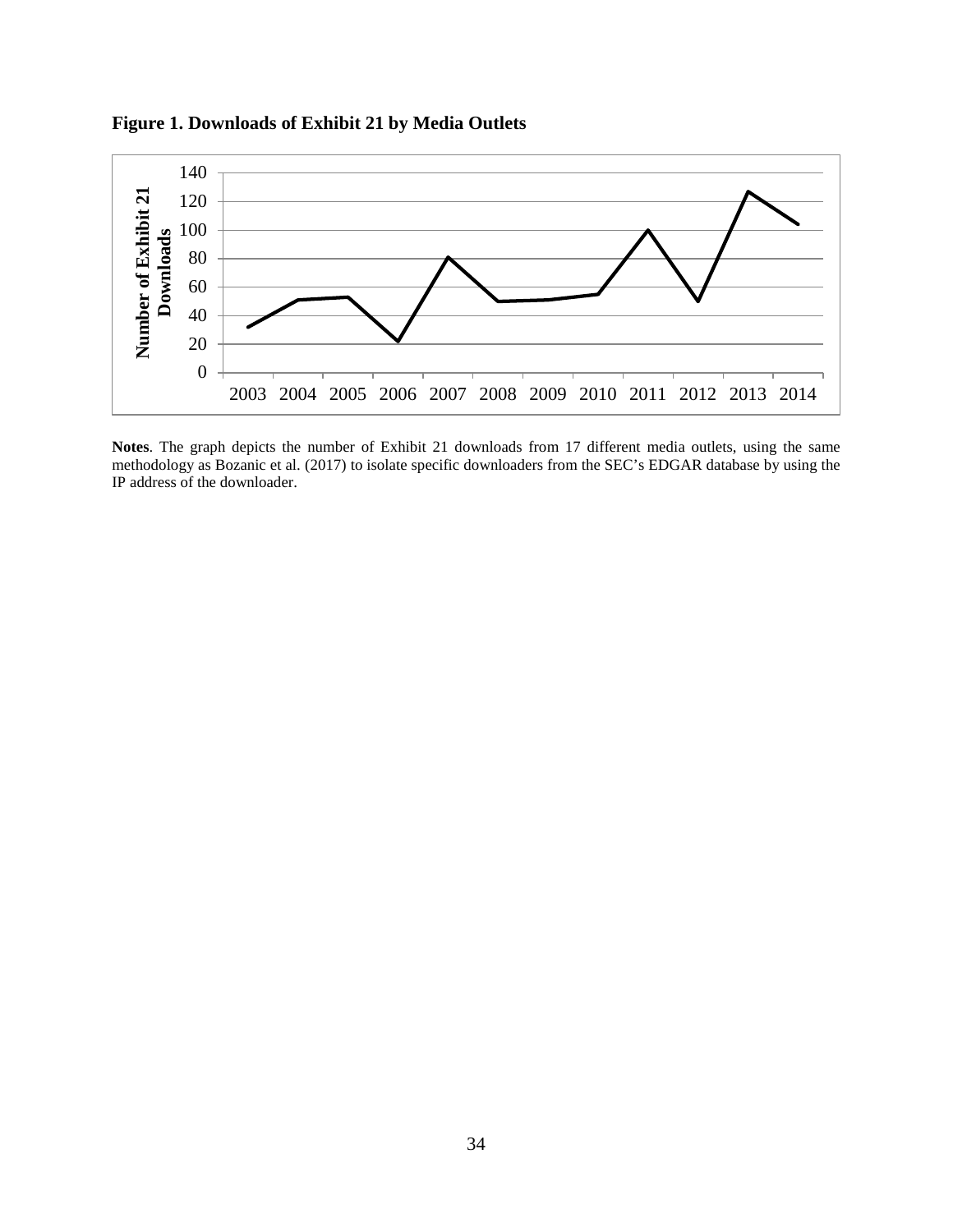**Figure 1. Downloads of Exhibit 21 by Media Outlets**

**Notes**. The graph depicts the number of Exhibit 21 downloads from 17 different media outlets, using the same methodology as Bozanic et al. (2017) to isolate specific downloaders from the SEC's EDGAR database by using the IP address of the downloader.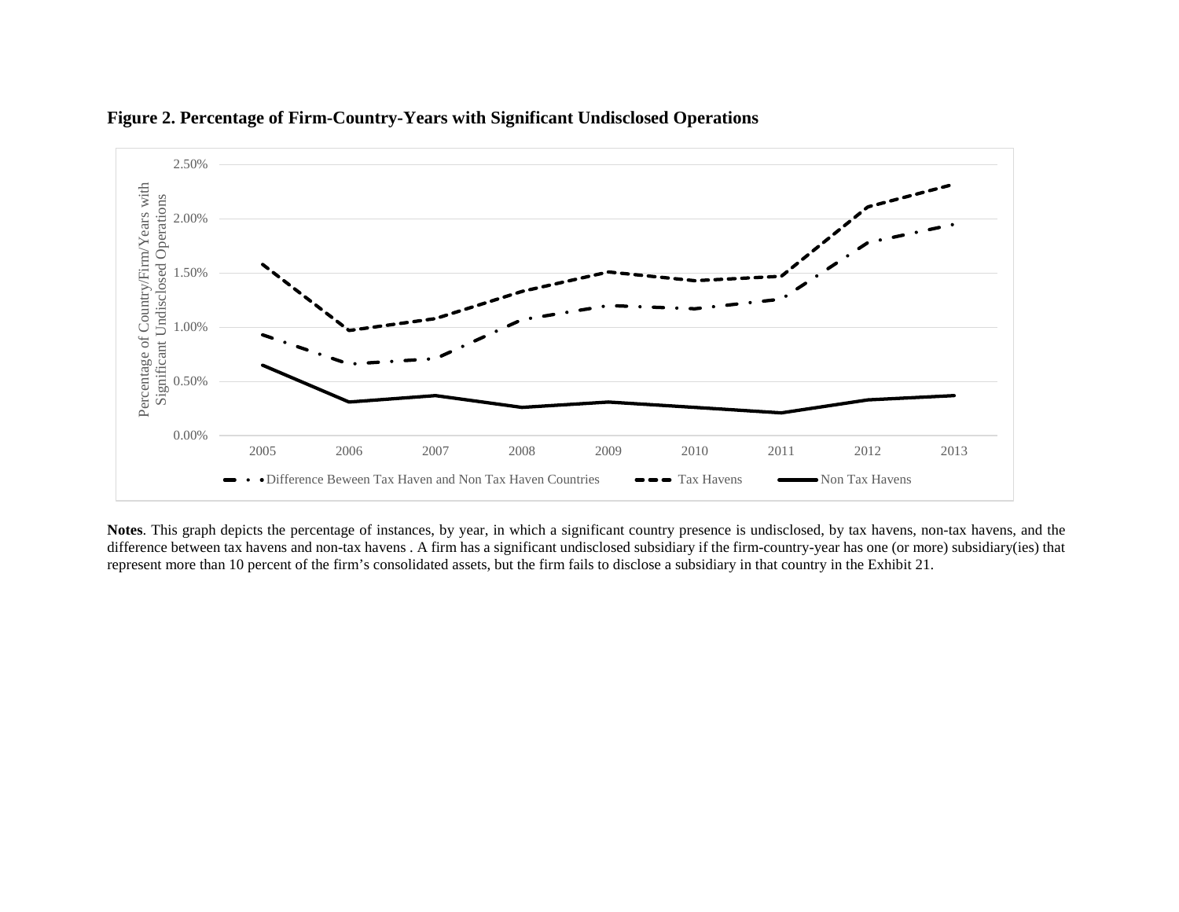**Figure 2. Percentage of Firm-Country-Years with Significant Undisclosed Operations**

**Notes**. This graph depicts the percentage of instances, by year, in which a significant country presence is undisclosed, by tax havens, non-tax havens, and the difference between tax havens and non-tax havens . A firm has a significant undisclosed subsidiary if the firm-country-year has one (or more) subsidiary(ies) that represent more than 10 percent of the firm's consolidated assets, but the firm fails to disclose a subsidiary in that country in the Exhibit 21.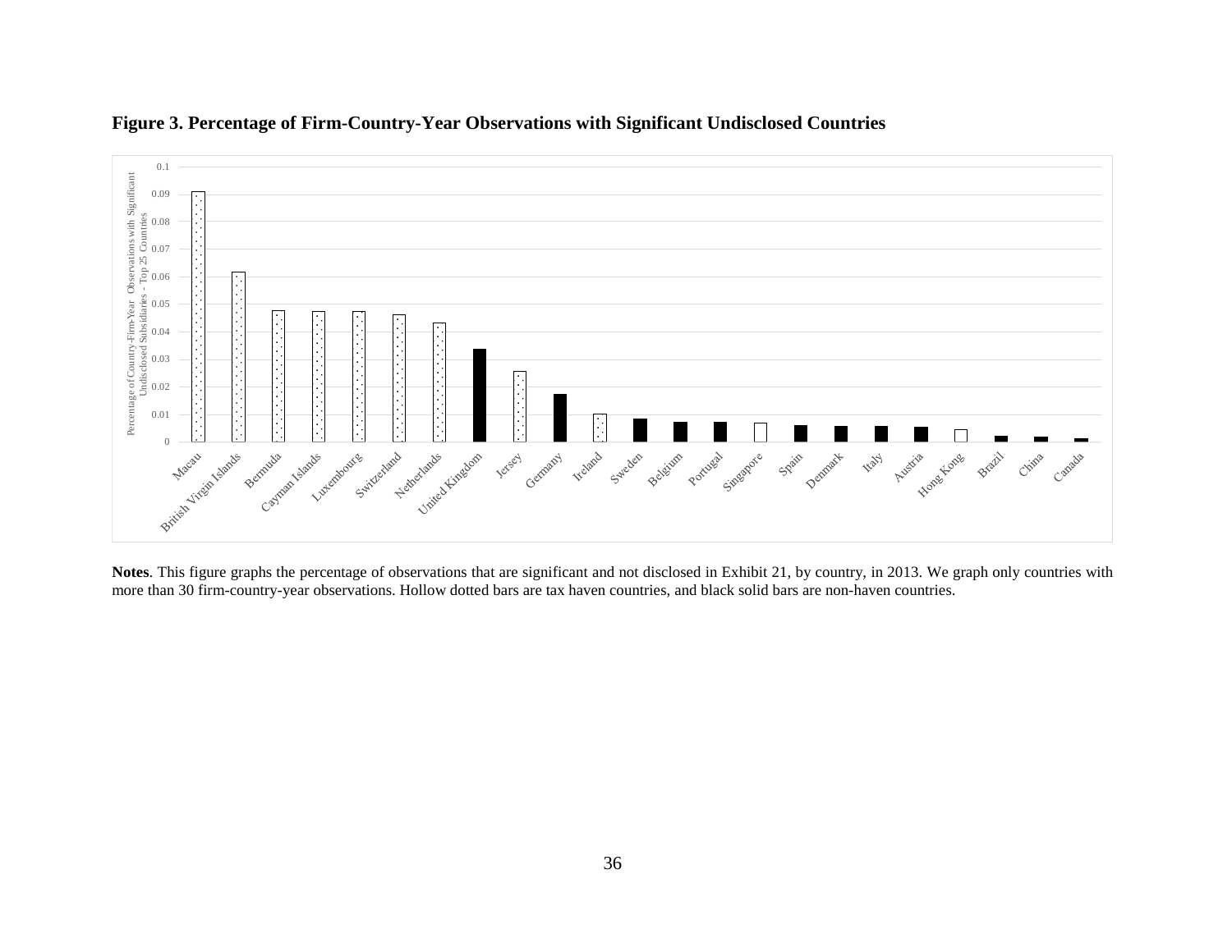**Figure 3. Percentage of Firm-Country-Year Observations with Significant Undisclosed Countries**

**Notes**. This figure graphs the percentage of observations that are significant and not disclosed in Exhibit 21, by country, in 2013. We graph only countries with more than 30 firm-country-year observations. Hollow dotted bars are tax haven countries, and black solid bars are non-haven countries.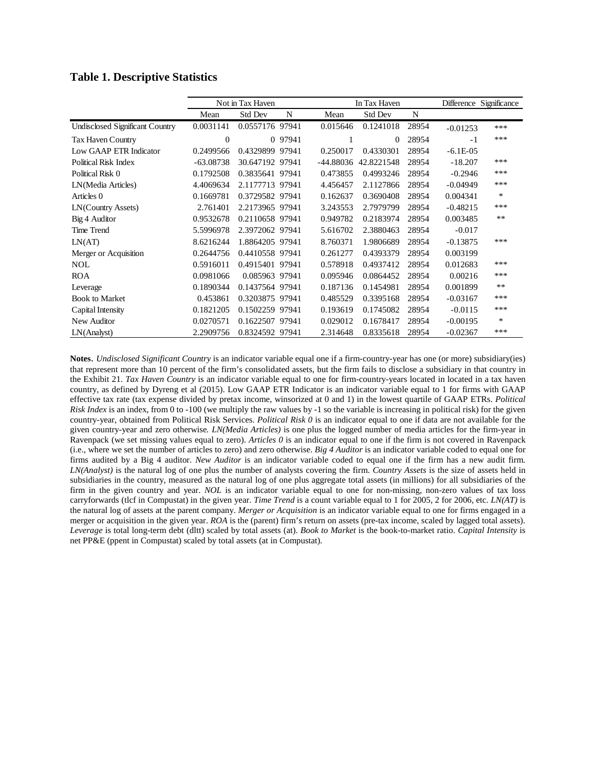## Table 1. Descriptive Statistics

| | Not in Tax Haven | | | In Tax Haven | | | Difference | Significance |
|---|---|---|---|---|---|---|---|---|
| | Mean | Std Dev | N | Mean | Std Dev | N | | |
| Undisclosed Significant Country | 0.0031141 | 0.0557176 | 97941 | 0.015646 | 0.1241018 | 28954 | -0.01253 | *** |
| Tax Haven Country | 0 | 0 | 97941 | 1 | 0 | 28954 | -1 | *** |
| Low GAAP ETR Indicator | 0.2499566 | 0.4329899 | 97941 | 0.250017 | 0.4330301 | 28954 | -6.1E-05 | |
| Political Risk Index | -63.08738 | 30.647192 | 97941 | -44.88036 | 42.8221548 | 28954 | -18.207 | *** |
| Political Risk 0 | 0.1792508 | 0.3835641 | 97941 | 0.473855 | 0.4993246 | 28954 | -0.2946 | *** |
| LN(Media Articles) | 4.4069634 | 2.1177713 | 97941 | 4.456457 | 2.1127866 | 28954 | -0.04949 | *** |
| Articles 0 | 0.1669781 | 0.3729582 | 97941 | 0.162637 | 0.3690408 | 28954 | 0.004341 | * |
| LN(Country Assets) | 2.761401 | 2.2173965 | 97941 | 3.243553 | 2.7979799 | 28954 | -0.48215 | *** |
| Big 4 Auditor | 0.9532678 | 0.2110658 | 97941 | 0.949782 | 0.2183974 | 28954 | 0.003485 | ** |
| Time Trend | 5.5996978 | 2.3972062 | 97941 | 5.616702 | 2.3880463 | 28954 | -0.017 | |
| LN(AT) | 8.6216244 | 1.8864205 | 97941 | 8.760371 | 1.9806689 | 28954 | -0.13875 | *** |
| Merger or Acquisition | 0.2644756 | 0.4410558 | 97941 | 0.261277 | 0.4393379 | 28954 | 0.003199 | |
| NOL | 0.5916011 | 0.4915401 | 97941 | 0.578918 | 0.4937412 | 28954 | 0.012683 | *** |
| ROA | 0.0981066 | 0.085963 | 97941 | 0.095946 | 0.0864452 | 28954 | 0.00216 | *** |
| Leverage | 0.1890344 | 0.1437564 | 97941 | 0.187136 | 0.1454981 | 28954 | 0.001899 | ** |
| Book to Market | 0.453861 | 0.3203875 | 97941 | 0.485529 | 0.3395168 | 28954 | -0.03167 | *** |
| Capital Intensity | 0.1821205 | 0.1502259 | 97941 | 0.193619 | 0.1745082 | 28954 | -0.0115 | *** |
| New Auditor | 0.0270571 | 0.1622507 | 97941 | 0.029012 | 0.1678417 | 28954 | -0.00195 | * |
| LN(Analyst) | 2.2909756 | 0.8324592 | 97941 | 2.314648 | 0.8335618 | 28954 | -0.02367 | *** |

**Notes.** *Undisclosed Significant Country* is an indicator variable equal one if a firm-country-year has one (or more) subsidiary(ies) that represent more than 10 percent of the firm's consolidated assets, but the firm fails to disclose a subsidiary in that country in the Exhibit 21. *Tax Haven Country* is an indicator variable equal to one for firm-country-years located in located in a tax haven country, as defined by Dyreng et al (2015). Low GAAP ETR Indicator is an indicator variable equal to 1 for firms with GAAP effective tax rate (tax expense divided by pretax income, winsorized at 0 and 1) in the lowest quartile of GAAP ETRs. *Political Risk Index* is an index, from 0 to -100 (we multiply the raw values by -1 so the variable is increasing in political risk) for the given country-year, obtained from Political Risk Services. *Political Risk 0* is an indicator equal to one if data are not available for the given country-year and zero otherwise. *LN(Media Articles)* is one plus the logged number of media articles for the firm-year in Ravenpack (we set missing values equal to zero). *Articles 0* is an indicator equal to one if the firm is not covered in Ravenpack (i.e., where we set the number of articles to zero) and zero otherwise. *Big 4 Auditor* is an indicator variable coded to equal one for firms audited by a Big 4 auditor. *New Auditor* is an indicator variable coded to equal one if the firm has a new audit firm. *LN(Analyst)* is the natural log of one plus the number of analysts covering the firm. *Country Assets* is the size of assets held in subsidiaries in the country, measured as the natural log of one plus aggregate total assets (in millions) for all subsidiaries of the firm in the given country and year. *NOL* is an indicator variable equal to one for non-missing, non-zero values of tax loss carryforwards (tlcf in Compustat) in the given year. *Time Trend* is a count variable equal to 1 for 2005, 2 for 2006, etc. *LN(AT)* is the natural log of assets at the parent company. *Merger or Acquisition* is an indicator variable equal to one for firms engaged in a merger or acquisition in the given year. *ROA* is the (parent) firm's return on assets (pre-tax income, scaled by lagged total assets). *Leverage* is total long-term debt (dltt) scaled by total assets (at). *Book to Market* is the book-to-market ratio. *Capital Intensity* is net PP&E (ppent in Compustat) scaled by total assets (at in Compustat).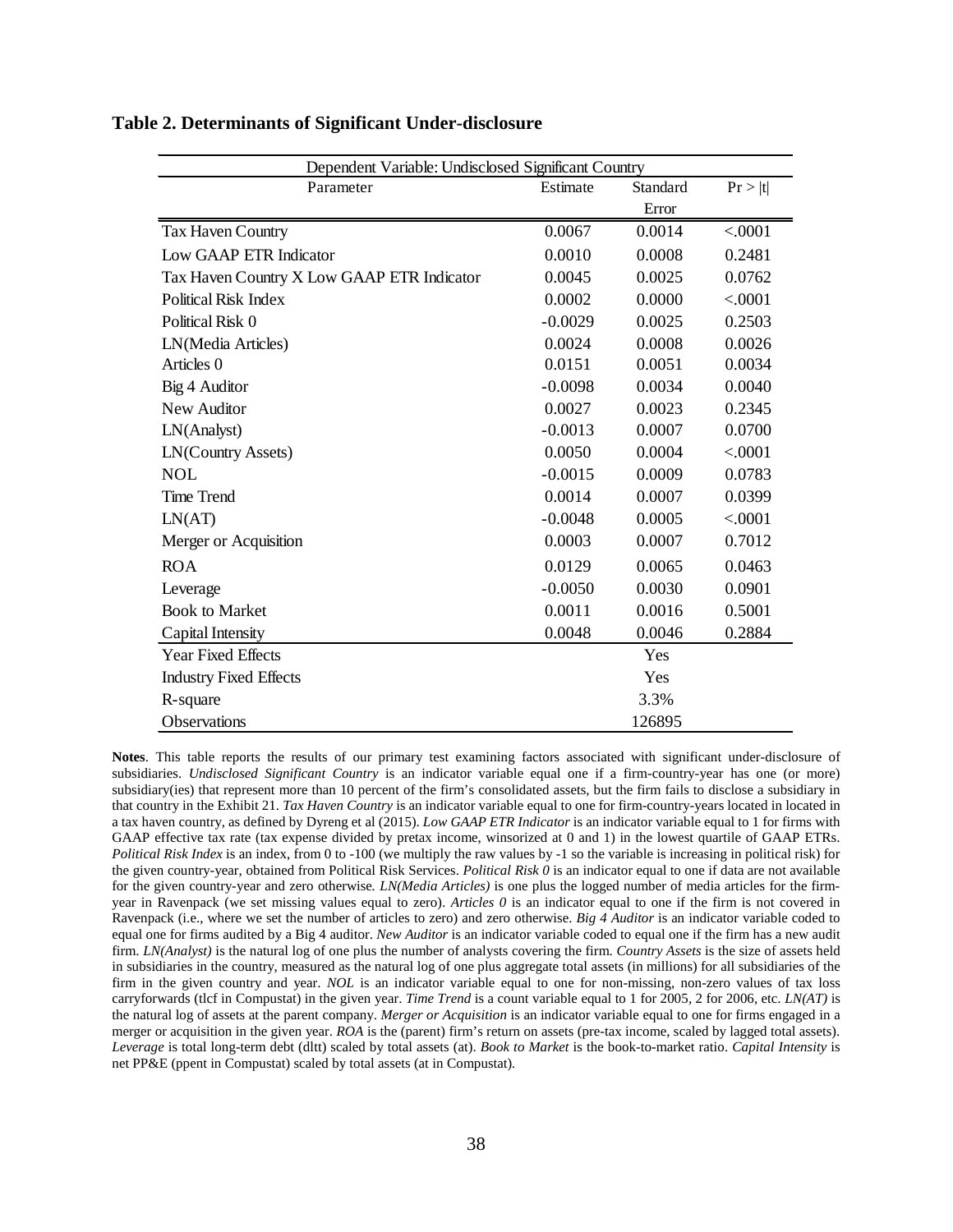**Table 2. Determinants of Significant Under-disclosure**

| Dependent Variable: Undisclosed Significant Country | | | |
|---|---|---|---|
| Parameter | Estimate | Standard Error | Pr > \|t\| |
| Tax Haven Country | 0.0067 | 0.0014 | <.0001 |
| Low GAAP ETR Indicator | 0.0010 | 0.0008 | 0.2481 |
| Tax Haven Country X Low GAAP ETR Indicator | 0.0045 | 0.0025 | 0.0762 |
| Political Risk Index | 0.0002 | 0.0000 | <.0001 |
| Political Risk 0 | -0.0029 | 0.0025 | 0.2503 |
| LN(Media Articles) | 0.0024 | 0.0008 | 0.0026 |
| Articles 0 | 0.0151 | 0.0051 | 0.0034 |
| Big 4 Auditor | -0.0098 | 0.0034 | 0.0040 |
| New Auditor | 0.0027 | 0.0023 | 0.2345 |
| LN(Analyst) | -0.0013 | 0.0007 | 0.0700 |
| LN(Country Assets) | 0.0050 | 0.0004 | <.0001 |
| NOL | -0.0015 | 0.0009 | 0.0783 |
| Time Trend | 0.0014 | 0.0007 | 0.0399 |
| LN(AT) | -0.0048 | 0.0005 | <.0001 |
| Merger or Acquisition | 0.0003 | 0.0007 | 0.7012 |
| ROA | 0.0129 | 0.0065 | 0.0463 |
| Leverage | -0.0050 | 0.0030 | 0.0901 |
| Book to Market | 0.0011 | 0.0016 | 0.5001 |
| Capital Intensity | 0.0048 | 0.0046 | 0.2884 |
| Year Fixed Effects | | Yes | |
| Industry Fixed Effects | | Yes | |
| R-square | | 3.3% | |
| Observations | | 126895 | |

**Notes**. This table reports the results of our primary test examining factors associated with significant under-disclosure of subsidiaries. *Undisclosed Significant Country* is an indicator variable equal one if a firm-country-year has one (or more) subsidiary(ies) that represent more than 10 percent of the firm's consolidated assets, but the firm fails to disclose a subsidiary in that country in the Exhibit 21. *Tax Haven Country* is an indicator variable equal to one for firm-country-years located in located in a tax haven country, as defined by Dyreng et al (2015). *Low GAAP ETR Indicator* is an indicator variable equal to 1 for firms with GAAP effective tax rate (tax expense divided by pretax income, winsorized at 0 and 1) in the lowest quartile of GAAP ETRs. *Political Risk Index* is an index, from 0 to -100 (we multiply the raw values by -1 so the variable is increasing in political risk) for the given country-year, obtained from Political Risk Services. *Political Risk 0* is an indicator equal to one if data are not available for the given country-year and zero otherwise. *LN(Media Articles)* is one plus the logged number of media articles for the firm-year in Ravenpack (we set missing values equal to zero). *Articles 0* is an indicator equal to one if the firm is not covered in Ravenpack (i.e., where we set the number of articles to zero) and zero otherwise. *Big 4 Auditor* is an indicator variable coded to equal one for firms audited by a Big 4 auditor. *New Auditor* is an indicator variable coded to equal one if the firm has a new audit firm. *LN(Analyst)* is the natural log of one plus the number of analysts covering the firm. *Country Assets* is the size of assets held in subsidiaries in the country, measured as the natural log of one plus aggregate total assets (in millions) for all subsidiaries of the firm in the given country and year. *NOL* is an indicator variable equal to one for non-missing, non-zero values of tax loss carryforwards (tlcf in Compustat) in the given year. *Time Trend* is a count variable equal to 1 for 2005, 2 for 2006, etc. *LN(AT)* is the natural log of assets at the parent company. *Merger or Acquisition* is an indicator variable equal to one for firms engaged in a merger or acquisition in the given year. *ROA* is the (parent) firm's return on assets (pre-tax income, scaled by lagged total assets). *Leverage* is total long-term debt (dltt) scaled by total assets (at). *Book to Market* is the book-to-market ratio. *Capital Intensity* is net PP&E (ppent in Compustat) scaled by total assets (at in Compustat).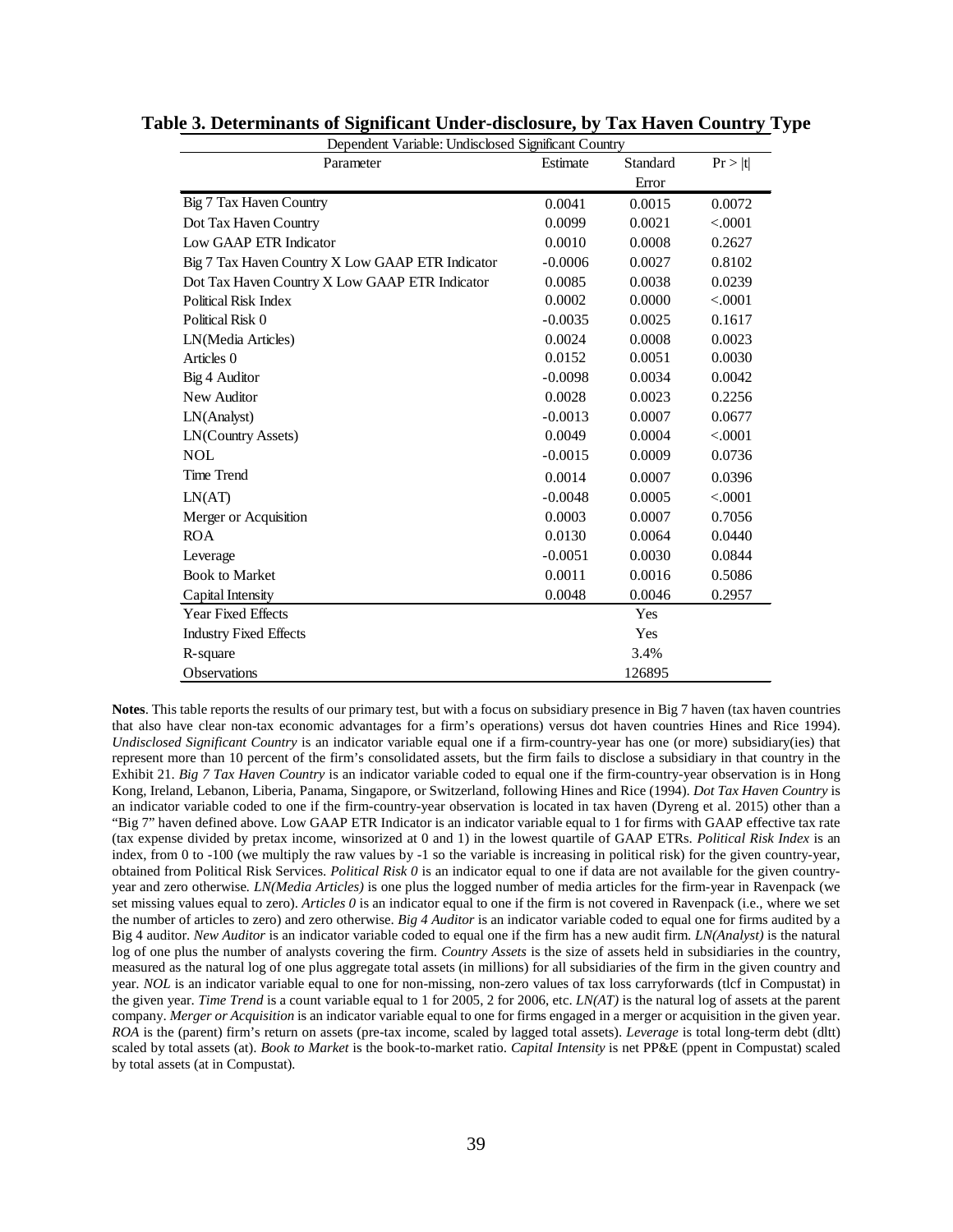# Table 3. Determinants of Significant Under-disclosure, by Tax Haven Country Type

| Dependent Variable: Undisclosed Significant Country | | | |
|---|---|---|---|
| Parameter | Estimate | Standard Error | Pr > \|t\| |
| Big 7 Tax Haven Country | 0.0041 | 0.0015 | 0.0072 |
| Dot Tax Haven Country | 0.0099 | 0.0021 | <.0001 |
| Low GAAP ETR Indicator | 0.0010 | 0.0008 | 0.2627 |
| Big 7 Tax Haven Country X Low GAAP ETR Indicator | -0.0006 | 0.0027 | 0.8102 |
| Dot Tax Haven Country X Low GAAP ETR Indicator | 0.0085 | 0.0038 | 0.0239 |
| Political Risk Index | 0.0002 | 0.0000 | <.0001 |
| Political Risk 0 | -0.0035 | 0.0025 | 0.1617 |
| LN(Media Articles) | 0.0024 | 0.0008 | 0.0023 |
| Articles 0 | 0.0152 | 0.0051 | 0.0030 |
| Big 4 Auditor | -0.0098 | 0.0034 | 0.0042 |
| New Auditor | 0.0028 | 0.0023 | 0.2256 |
| LN(Analyst) | -0.0013 | 0.0007 | 0.0677 |
| LN(Country Assets) | 0.0049 | 0.0004 | <.0001 |
| NOL | -0.0015 | 0.0009 | 0.0736 |
| Time Trend | 0.0014 | 0.0007 | 0.0396 |
| LN(AT) | -0.0048 | 0.0005 | <.0001 |
| Merger or Acquisition | 0.0003 | 0.0007 | 0.7056 |
| ROA | 0.0130 | 0.0064 | 0.0440 |
| Leverage | -0.0051 | 0.0030 | 0.0844 |
| Book to Market | 0.0011 | 0.0016 | 0.5086 |
| Capital Intensity | 0.0048 | 0.0046 | 0.2957 |
| Year Fixed Effects | | Yes | |
| Industry Fixed Effects | | Yes | |
| R-square | | 3.4% | |
| Observations | | 126895 | |

**Notes**. This table reports the results of our primary test, but with a focus on subsidiary presence in Big 7 haven (tax haven countries that also have clear non-tax economic advantages for a firm's operations) versus dot haven countries Hines and Rice 1994). *Undisclosed Significant Country* is an indicator variable equal one if a firm-country-year has one (or more) subsidiary(ies) that represent more than 10 percent of the firm's consolidated assets, but the firm fails to disclose a subsidiary in that country in the Exhibit 21. *Big 7 Tax Haven Country* is an indicator variable coded to equal one if the firm-country-year observation is in Hong Kong, Ireland, Lebanon, Liberia, Panama, Singapore, or Switzerland, following Hines and Rice (1994). *Dot Tax Haven Country* is an indicator variable coded to one if the firm-country-year observation is located in tax haven (Dyreng et al. 2015) other than a "Big 7" haven defined above. Low GAAP ETR Indicator is an indicator variable equal to 1 for firms with GAAP effective tax rate (tax expense divided by pretax income, winsorized at 0 and 1) in the lowest quartile of GAAP ETRs. *Political Risk Index* is an index, from 0 to -100 (we multiply the raw values by -1 so the variable is increasing in political risk) for the given country-year, obtained from Political Risk Services. *Political Risk 0* is an indicator equal to one if data are not available for the given country-year and zero otherwise. *LN(Media Articles)* is one plus the logged number of media articles for the firm-year in Ravenpack (we set missing values equal to zero). *Articles 0* is an indicator equal to one if the firm is not covered in Ravenpack (i.e., where we set the number of articles to zero) and zero otherwise. *Big 4 Auditor* is an indicator variable coded to equal one for firms audited by a Big 4 auditor. *New Auditor* is an indicator variable coded to equal one if the firm has a new audit firm. *LN(Analyst)* is the natural log of one plus the number of analysts covering the firm. *Country Assets* is the size of assets held in subsidiaries in the country, measured as the natural log of one plus aggregate total assets (in millions) for all subsidiaries of the firm in the given country and year. *NOL* is an indicator variable equal to one for non-missing, non-zero values of tax loss carryforwards (tlcf in Compustat) in the given year. *Time Trend* is a count variable equal to 1 for 2005, 2 for 2006, etc. *LN(AT)* is the natural log of assets at the parent company. *Merger or Acquisition* is an indicator variable equal to one for firms engaged in a merger or acquisition in the given year. *ROA* is the (parent) firm's return on assets (pre-tax income, scaled by lagged total assets). *Leverage* is total long-term debt (dltt) scaled by total assets (at). *Book to Market* is the book-to-market ratio. *Capital Intensity* is net PP&E (ppent in Compustat) scaled by total assets (at in Compustat).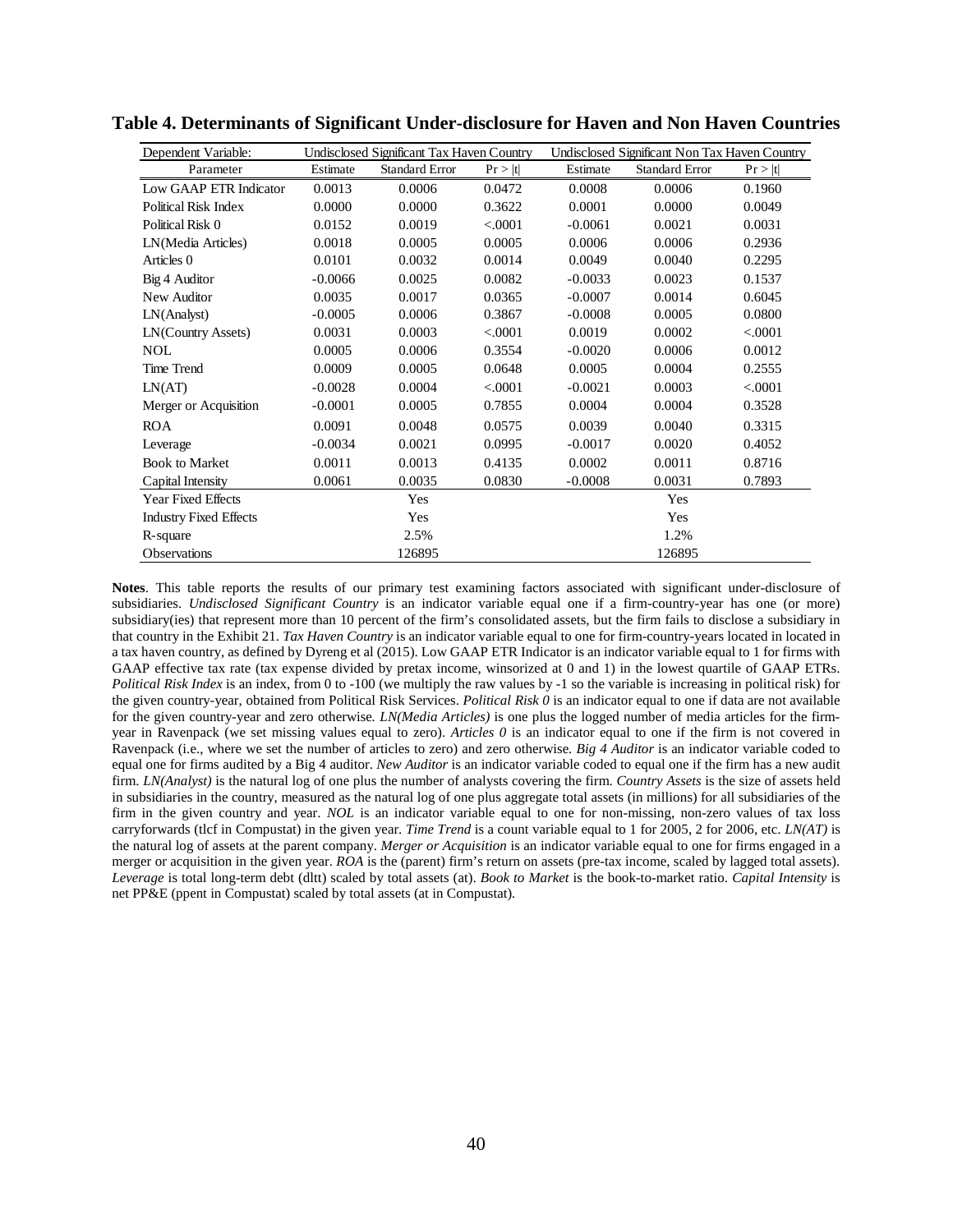**Table 4. Determinants of Significant Under-disclosure for Haven and Non Haven Countries**

| Dependent Variable: | Undisclosed Significant Tax Haven Country | | | Undisclosed Significant Non Tax Haven Country | | |
|---|---|---|---|---|---|---|
| Parameter | Estimate | Standard Error | Pr > \|t\| | Estimate | Standard Error | Pr > \|t\| |
| Low GAAP ETR Indicator | 0.0013 | 0.0006 | 0.0472 | 0.0008 | 0.0006 | 0.1960 |
| Political Risk Index | 0.0000 | 0.0000 | 0.3622 | 0.0001 | 0.0000 | 0.0049 |
| Political Risk 0 | 0.0152 | 0.0019 | <.0001 | -0.0061 | 0.0021 | 0.0031 |
| LN(Media Articles) | 0.0018 | 0.0005 | 0.0005 | 0.0006 | 0.0006 | 0.2936 |
| Articles 0 | 0.0101 | 0.0032 | 0.0014 | 0.0049 | 0.0040 | 0.2295 |
| Big 4 Auditor | -0.0066 | 0.0025 | 0.0082 | -0.0033 | 0.0023 | 0.1537 |
| New Auditor | 0.0035 | 0.0017 | 0.0365 | -0.0007 | 0.0014 | 0.6045 |
| LN(Analyst) | -0.0005 | 0.0006 | 0.3867 | -0.0008 | 0.0005 | 0.0800 |
| LN(Country Assets) | 0.0031 | 0.0003 | <.0001 | 0.0019 | 0.0002 | <.0001 |
| NOL | 0.0005 | 0.0006 | 0.3554 | -0.0020 | 0.0006 | 0.0012 |
| Time Trend | 0.0009 | 0.0005 | 0.0648 | 0.0005 | 0.0004 | 0.2555 |
| LN(AT) | -0.0028 | 0.0004 | <.0001 | -0.0021 | 0.0003 | <.0001 |
| Merger or Acquisition | -0.0001 | 0.0005 | 0.7855 | 0.0004 | 0.0004 | 0.3528 |
| ROA | 0.0091 | 0.0048 | 0.0575 | 0.0039 | 0.0040 | 0.3315 |
| Leverage | -0.0034 | 0.0021 | 0.0995 | -0.0017 | 0.0020 | 0.4052 |
| Book to Market | 0.0011 | 0.0013 | 0.4135 | 0.0002 | 0.0011 | 0.8716 |
| Capital Intensity | 0.0061 | 0.0035 | 0.0830 | -0.0008 | 0.0031 | 0.7893 |
| Year Fixed Effects | | Yes | | | Yes | |
| Industry Fixed Effects | | Yes | | | Yes | |
| R-square | | 2.5% | | | 1.2% | |
| Observations | | 126895 | | | 126895 | |

**Notes**. This table reports the results of our primary test examining factors associated with significant under-disclosure of subsidiaries. *Undisclosed Significant Country* is an indicator variable equal one if a firm-country-year has one (or more) subsidiary(ies) that represent more than 10 percent of the firm's consolidated assets, but the firm fails to disclose a subsidiary in that country in the Exhibit 21. *Tax Haven Country* is an indicator variable equal to one for firm-country-years located in located in a tax haven country, as defined by Dyreng et al (2015). Low GAAP ETR Indicator is an indicator variable equal to 1 for firms with GAAP effective tax rate (tax expense divided by pretax income, winsorized at 0 and 1) in the lowest quartile of GAAP ETRs. *Political Risk Index* is an index, from 0 to -100 (we multiply the raw values by -1 so the variable is increasing in political risk) for the given country-year, obtained from Political Risk Services. *Political Risk 0* is an indicator equal to one if data are not available for the given country-year and zero otherwise. *LN(Media Articles)* is one plus the logged number of media articles for the firm-year in Ravenpack (we set missing values equal to zero). *Articles 0* is an indicator equal to one if the firm is not covered in Ravenpack (i.e., where we set the number of articles to zero) and zero otherwise. *Big 4 Auditor* is an indicator variable coded to equal one for firms audited by a Big 4 auditor. *New Auditor* is an indicator variable coded to equal one if the firm has a new audit firm. *LN(Analyst)* is the natural log of one plus the number of analysts covering the firm. *Country Assets* is the size of assets held in subsidiaries in the country, measured as the natural log of one plus aggregate total assets (in millions) for all subsidiaries of the firm in the given country and year. *NOL* is an indicator variable equal to one for non-missing, non-zero values of tax loss carryforwards (tlcf in Compustat) in the given year. *Time Trend* is a count variable equal to 1 for 2005, 2 for 2006, etc. *LN(AT)* is the natural log of assets at the parent company. *Merger or Acquisition* is an indicator variable equal to one for firms engaged in a merger or acquisition in the given year. *ROA* is the (parent) firm's return on assets (pre-tax income, scaled by lagged total assets). *Leverage* is total long-term debt (dltt) scaled by total assets (at). *Book to Market* is the book-to-market ratio. *Capital Intensity* is net PP&E (ppent in Compustat) scaled by total assets (at in Compustat).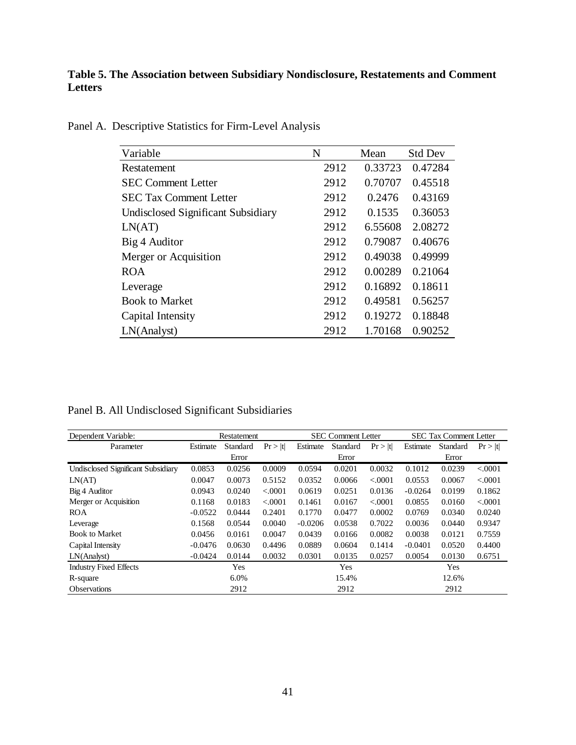**Table 5. The Association between Subsidiary Nondisclosure, Restatements and Comment Letters**

Panel A. Descriptive Statistics for Firm-Level Analysis

| Variable | N | Mean | Std Dev |
|---|---|---|---|
| Restatement | 2912 | 0.33723 | 0.47284 |
| SEC Comment Letter | 2912 | 0.70707 | 0.45518 |
| SEC Tax Comment Letter | 2912 | 0.2476 | 0.43169 |
| Undisclosed Significant Subsidiary | 2912 | 0.1535 | 0.36053 |
| LN(AT) | 2912 | 6.55608 | 2.08272 |
| Big 4 Auditor | 2912 | 0.79087 | 0.40676 |
| Merger or Acquisition | 2912 | 0.49038 | 0.49999 |
| ROA | 2912 | 0.00289 | 0.21064 |
| Leverage | 2912 | 0.16892 | 0.18611 |
| Book to Market | 2912 | 0.49581 | 0.56257 |
| Capital Intensity | 2912 | 0.19272 | 0.18848 |
| LN(Analyst) | 2912 | 1.70168 | 0.90252 |

Panel B. All Undisclosed Significant Subsidiaries

| Dependent Variable: | Restatement | | | SEC Comment Letter | | | SEC Tax Comment Letter | | |
|---|---|---|---|---|---|---|---|---|---|
| Parameter | Estimate | Standard Error | Pr > \|t\| | Estimate | Standard Error | Pr > \|t\| | Estimate | Standard Error | Pr > \|t\| |
| Undisclosed Significant Subsidiary | 0.0853 | 0.0256 | 0.0009 | 0.0594 | 0.0201 | 0.0032 | 0.1012 | 0.0239 | <.0001 |
| LN(AT) | 0.0047 | 0.0073 | 0.5152 | 0.0352 | 0.0066 | <.0001 | 0.0553 | 0.0067 | <.0001 |
| Big 4 Auditor | 0.0943 | 0.0240 | <.0001 | 0.0619 | 0.0251 | 0.0136 | -0.0264 | 0.0199 | 0.1862 |
| Merger or Acquisition | 0.1168 | 0.0183 | <.0001 | 0.1461 | 0.0167 | <.0001 | 0.0855 | 0.0160 | <.0001 |
| ROA | -0.0522 | 0.0444 | 0.2401 | 0.1770 | 0.0477 | 0.0002 | 0.0769 | 0.0340 | 0.0240 |
| Leverage | 0.1568 | 0.0544 | 0.0040 | -0.0206 | 0.0538 | 0.7022 | 0.0036 | 0.0440 | 0.9347 |
| Book to Market | 0.0456 | 0.0161 | 0.0047 | 0.0439 | 0.0166 | 0.0082 | 0.0038 | 0.0121 | 0.7559 |
| Capital Intensity | -0.0476 | 0.0630 | 0.4496 | 0.0889 | 0.0604 | 0.1414 | -0.0401 | 0.0520 | 0.4400 |
| LN(Analyst) | -0.0424 | 0.0144 | 0.0032 | 0.0301 | 0.0135 | 0.0257 | 0.0054 | 0.0130 | 0.6751 |
| Industry Fixed Effects | | Yes | | | Yes | | | Yes | |
| R-square | | 6.0% | | | 15.4% | | | 12.6% | |
| Observations | | 2912 | | | 2912 | | | 2912 | |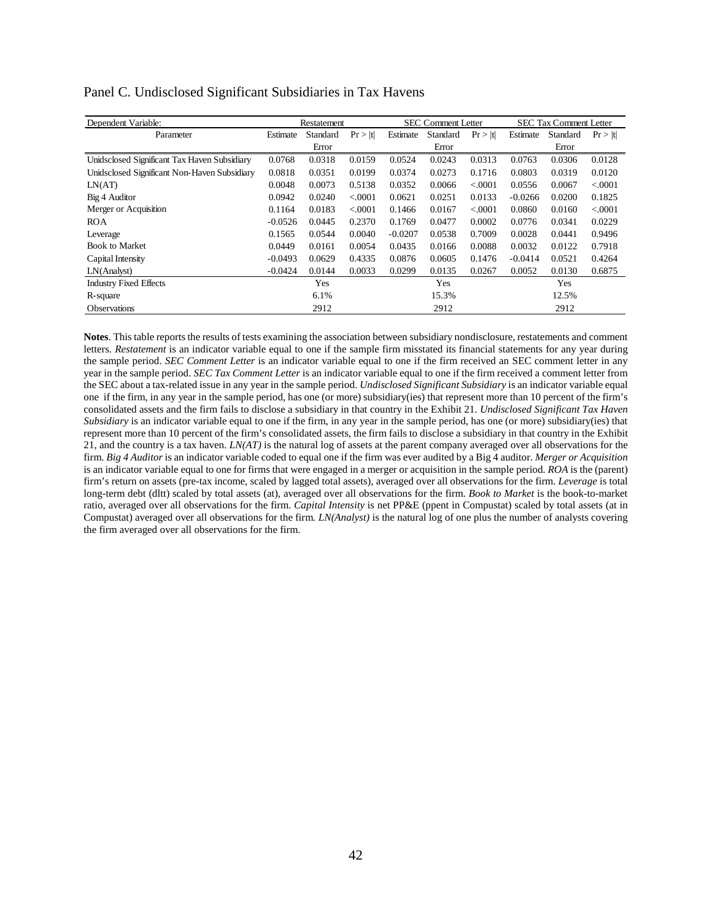Panel C. Undisclosed Significant Subsidiaries in Tax Havens

| Dependent Variable: | Restatement | | | SEC Comment Letter | | | SEC Tax Comment Letter | | |
|---|---|---|---|---|---|---|---|---|---|
| Parameter | Estimate | Standard Error | Pr > \|t\| | Estimate | Standard Error | Pr > \|t\| | Estimate | Standard Error | Pr > \|t\| |
| Unidsclosed Significant Tax Haven Subsidiary | 0.0768 | 0.0318 | 0.0159 | 0.0524 | 0.0243 | 0.0313 | 0.0763 | 0.0306 | 0.0128 |
| Unidsclosed Significant Non-Haven Subsidiary | 0.0818 | 0.0351 | 0.0199 | 0.0374 | 0.0273 | 0.1716 | 0.0803 | 0.0319 | 0.0120 |
| LN(AT) | 0.0048 | 0.0073 | 0.5138 | 0.0352 | 0.0066 | <.0001 | 0.0556 | 0.0067 | <.0001 |
| Big 4 Auditor | 0.0942 | 0.0240 | <.0001 | 0.0621 | 0.0251 | 0.0133 | -0.0266 | 0.0200 | 0.1825 |
| Merger or Acquisition | 0.1164 | 0.0183 | <.0001 | 0.1466 | 0.0167 | <.0001 | 0.0860 | 0.0160 | <.0001 |
| ROA | -0.0526 | 0.0445 | 0.2370 | 0.1769 | 0.0477 | 0.0002 | 0.0776 | 0.0341 | 0.0229 |
| Leverage | 0.1565 | 0.0544 | 0.0040 | -0.0207 | 0.0538 | 0.7009 | 0.0028 | 0.0441 | 0.9496 |
| Book to Market | 0.0449 | 0.0161 | 0.0054 | 0.0435 | 0.0166 | 0.0088 | 0.0032 | 0.0122 | 0.7918 |
| Capital Intensity | -0.0493 | 0.0629 | 0.4335 | 0.0876 | 0.0605 | 0.1476 | -0.0414 | 0.0521 | 0.4264 |
| LN(Analyst) | -0.0424 | 0.0144 | 0.0033 | 0.0299 | 0.0135 | 0.0267 | 0.0052 | 0.0130 | 0.6875 |
| Industry Fixed Effects | | Yes | | | Yes | | | Yes | |
| R-square | | 6.1% | | | 15.3% | | | 12.5% | |
| Observations | | 2912 | | | 2912 | | | 2912 | |

**Notes**. This table reports the results of tests examining the association between subsidiary nondisclosure, restatements and comment letters. *Restatement* is an indicator variable equal to one if the sample firm misstated its financial statements for any year during the sample period. *SEC Comment Letter* is an indicator variable equal to one if the firm received an SEC comment letter in any year in the sample period. *SEC Tax Comment Letter* is an indicator variable equal to one if the firm received a comment letter from the SEC about a tax-related issue in any year in the sample period. *Undisclosed Significant Subsidiary* is an indicator variable equal one if the firm, in any year in the sample period, has one (or more) subsidiary(ies) that represent more than 10 percent of the firm's consolidated assets and the firm fails to disclose a subsidiary in that country in the Exhibit 21. *Undisclosed Significant Tax Haven Subsidiary* is an indicator variable equal to one if the firm, in any year in the sample period, has one (or more) subsidiary(ies) that represent more than 10 percent of the firm's consolidated assets, the firm fails to disclose a subsidiary in that country in the Exhibit 21, and the country is a tax haven. *LN(AT)* is the natural log of assets at the parent company averaged over all observations for the firm. *Big 4 Auditor* is an indicator variable coded to equal one if the firm was ever audited by a Big 4 auditor. *Merger or Acquisition* is an indicator variable equal to one for firms that were engaged in a merger or acquisition in the sample period. *ROA* is the (parent) firm's return on assets (pre-tax income, scaled by lagged total assets), averaged over all observations for the firm. *Leverage* is total long-term debt (dltt) scaled by total assets (at), averaged over all observations for the firm. *Book to Market* is the book-to-market ratio, averaged over all observations for the firm. *Capital Intensity* is net PP&E (ppent in Compustat) scaled by total assets (at in Compustat) averaged over all observations for the firm. *LN(Analyst)* is the natural log of one plus the number of analysts covering the firm averaged over all observations for the firm.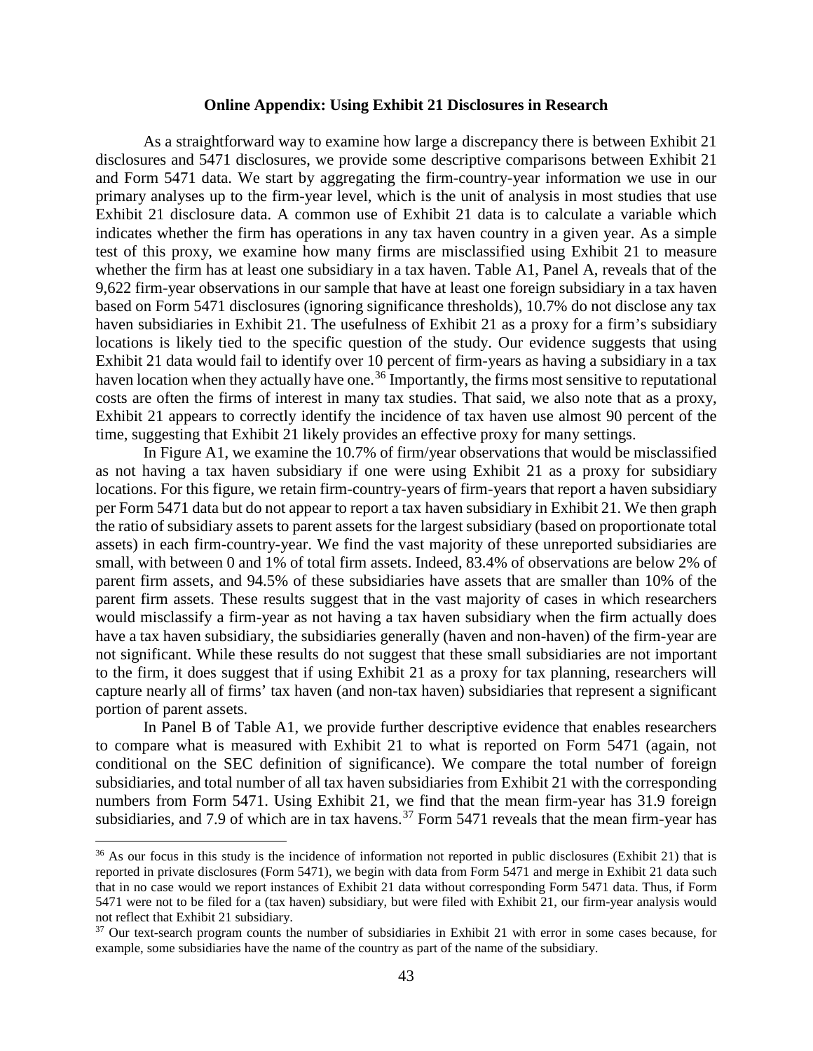## Online Appendix: Using Exhibit 21 Disclosures in Research

As a straightforward way to examine how large a discrepancy there is between Exhibit 21 disclosures and 5471 disclosures, we provide some descriptive comparisons between Exhibit 21 and Form 5471 data. We start by aggregating the firm-country-year information we use in our primary analyses up to the firm-year level, which is the unit of analysis in most studies that use Exhibit 21 disclosure data. A common use of Exhibit 21 data is to calculate a variable which indicates whether the firm has operations in any tax haven country in a given year. As a simple test of this proxy, we examine how many firms are misclassified using Exhibit 21 to measure whether the firm has at least one subsidiary in a tax haven. Table A1, Panel A, reveals that of the 9,622 firm-year observations in our sample that have at least one foreign subsidiary in a tax haven based on Form 5471 disclosures (ignoring significance thresholds), 10.7% do not disclose any tax haven subsidiaries in Exhibit 21. The usefulness of Exhibit 21 as a proxy for a firm's subsidiary locations is likely tied to the specific question of the study. Our evidence suggests that using Exhibit 21 data would fail to identify over 10 percent of firm-years as having a subsidiary in a tax haven location when they actually have one.[36] Importantly, the firms most sensitive to reputational costs are often the firms of interest in many tax studies. That said, we also note that as a proxy, Exhibit 21 appears to correctly identify the incidence of tax haven use almost 90 percent of the time, suggesting that Exhibit 21 likely provides an effective proxy for many settings.

In Figure A1, we examine the 10.7% of firm/year observations that would be misclassified as not having a tax haven subsidiary if one were using Exhibit 21 as a proxy for subsidiary locations. For this figure, we retain firm-country-years of firm-years that report a haven subsidiary per Form 5471 data but do not appear to report a tax haven subsidiary in Exhibit 21. We then graph the ratio of subsidiary assets to parent assets for the largest subsidiary (based on proportionate total assets) in each firm-country-year. We find the vast majority of these unreported subsidiaries are small, with between 0 and 1% of total firm assets. Indeed, 83.4% of observations are below 2% of parent firm assets, and 94.5% of these subsidiaries have assets that are smaller than 10% of the parent firm assets. These results suggest that in the vast majority of cases in which researchers would misclassify a firm-year as not having a tax haven subsidiary when the firm actually does have a tax haven subsidiary, the subsidiaries generally (haven and non-haven) of the firm-year are not significant. While these results do not suggest that these small subsidiaries are not important to the firm, it does suggest that if using Exhibit 21 as a proxy for tax planning, researchers will capture nearly all of firms' tax haven (and non-tax haven) subsidiaries that represent a significant portion of parent assets.

In Panel B of Table A1, we provide further descriptive evidence that enables researchers to compare what is measured with Exhibit 21 to what is reported on Form 5471 (again, not conditional on the SEC definition of significance). We compare the total number of foreign subsidiaries, and total number of all tax haven subsidiaries from Exhibit 21 with the corresponding numbers from Form 5471. Using Exhibit 21, we find that the mean firm-year has 31.9 foreign subsidiaries, and 7.9 of which are in tax havens.[37] Form 5471 reveals that the mean firm-year has

[36] As our focus in this study is the incidence of information not reported in public disclosures (Exhibit 21) that is reported in private disclosures (Form 5471), we begin with data from Form 5471 and merge in Exhibit 21 data such that in no case would we report instances of Exhibit 21 data without corresponding Form 5471 data. Thus, if Form 5471 were not to be filed for a (tax haven) subsidiary, but were filed with Exhibit 21, our firm-year analysis would not reflect that Exhibit 21 subsidiary.

[37] Our text-search program counts the number of subsidiaries in Exhibit 21 with error in some cases because, for example, some subsidiaries have the name of the country as part of the name of the subsidiary.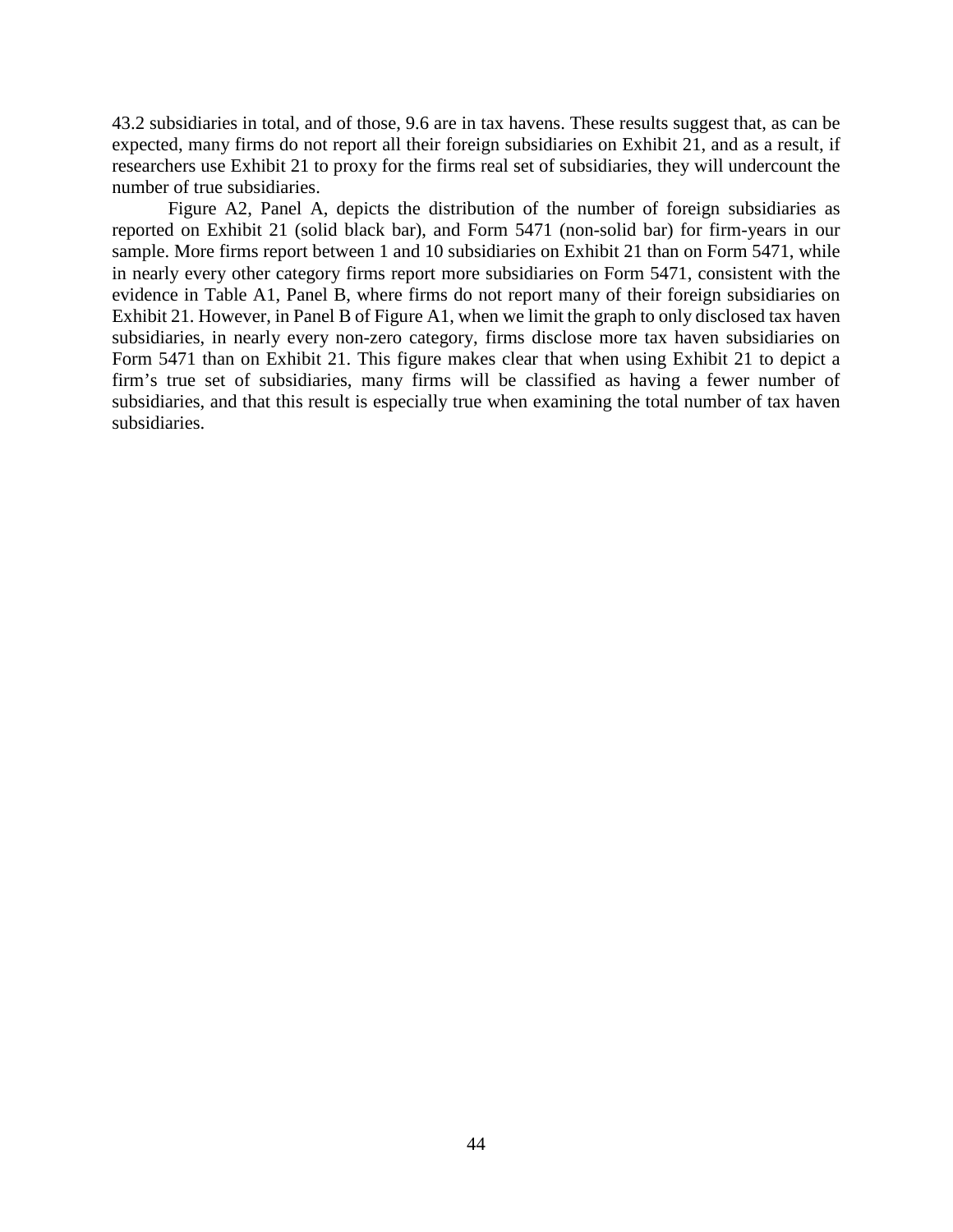43.2 subsidiaries in total, and of those, 9.6 are in tax havens. These results suggest that, as can be expected, many firms do not report all their foreign subsidiaries on Exhibit 21, and as a result, if researchers use Exhibit 21 to proxy for the firms real set of subsidiaries, they will undercount the number of true subsidiaries.

Figure A2, Panel A, depicts the distribution of the number of foreign subsidiaries as reported on Exhibit 21 (solid black bar), and Form 5471 (non-solid bar) for firm-years in our sample. More firms report between 1 and 10 subsidiaries on Exhibit 21 than on Form 5471, while in nearly every other category firms report more subsidiaries on Form 5471, consistent with the evidence in Table A1, Panel B, where firms do not report many of their foreign subsidiaries on Exhibit 21. However, in Panel B of Figure A1, when we limit the graph to only disclosed tax haven subsidiaries, in nearly every non-zero category, firms disclose more tax haven subsidiaries on Form 5471 than on Exhibit 21. This figure makes clear that when using Exhibit 21 to depict a firm's true set of subsidiaries, many firms will be classified as having a fewer number of subsidiaries, and that this result is especially true when examining the total number of tax haven subsidiaries.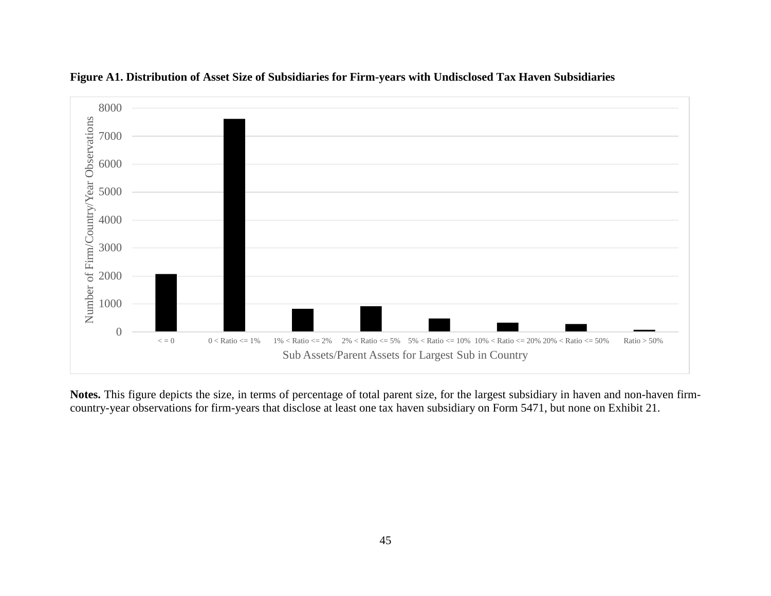**Figure A1. Distribution of Asset Size of Subsidiaries for Firm-years with Undisclosed Tax Haven Subsidiaries**

**Notes.** This figure depicts the size, in terms of percentage of total parent size, for the largest subsidiary in haven and non-haven firm-country-year observations for firm-years that disclose at least one tax haven subsidiary on Form 5471, but none on Exhibit 21.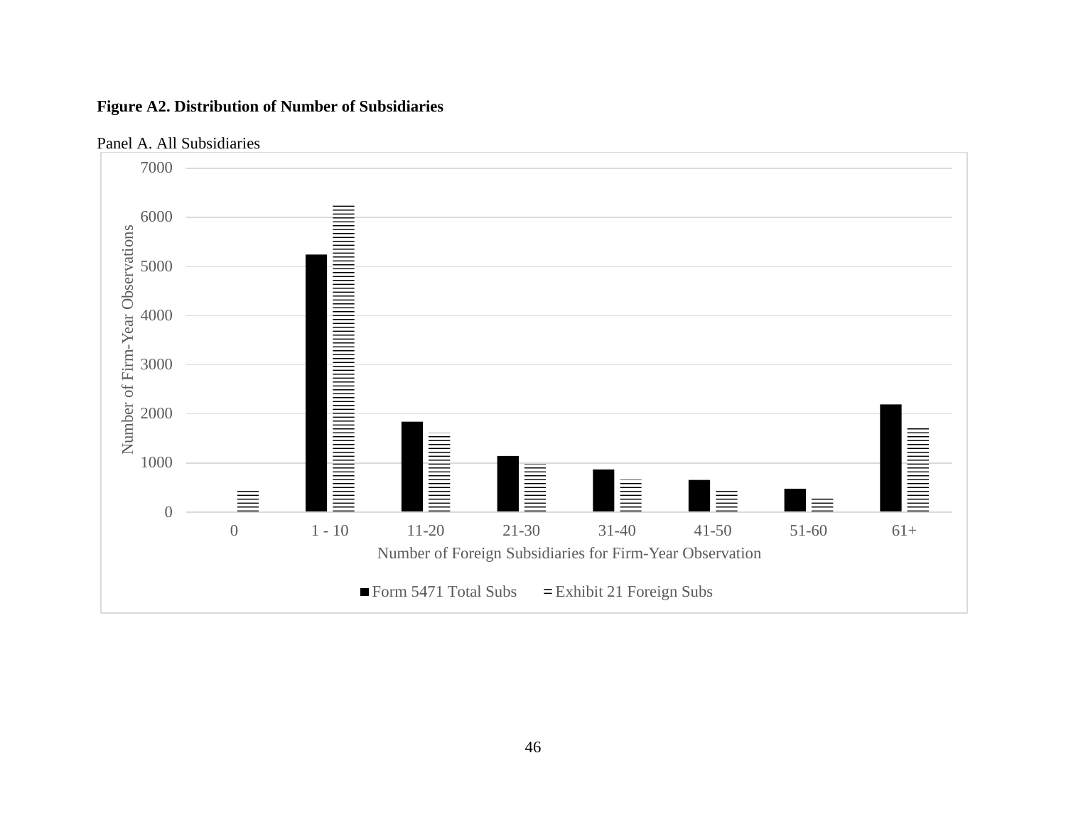**Figure A2. Distribution of Number of Subsidiaries**

Panel A. All Subsidiaries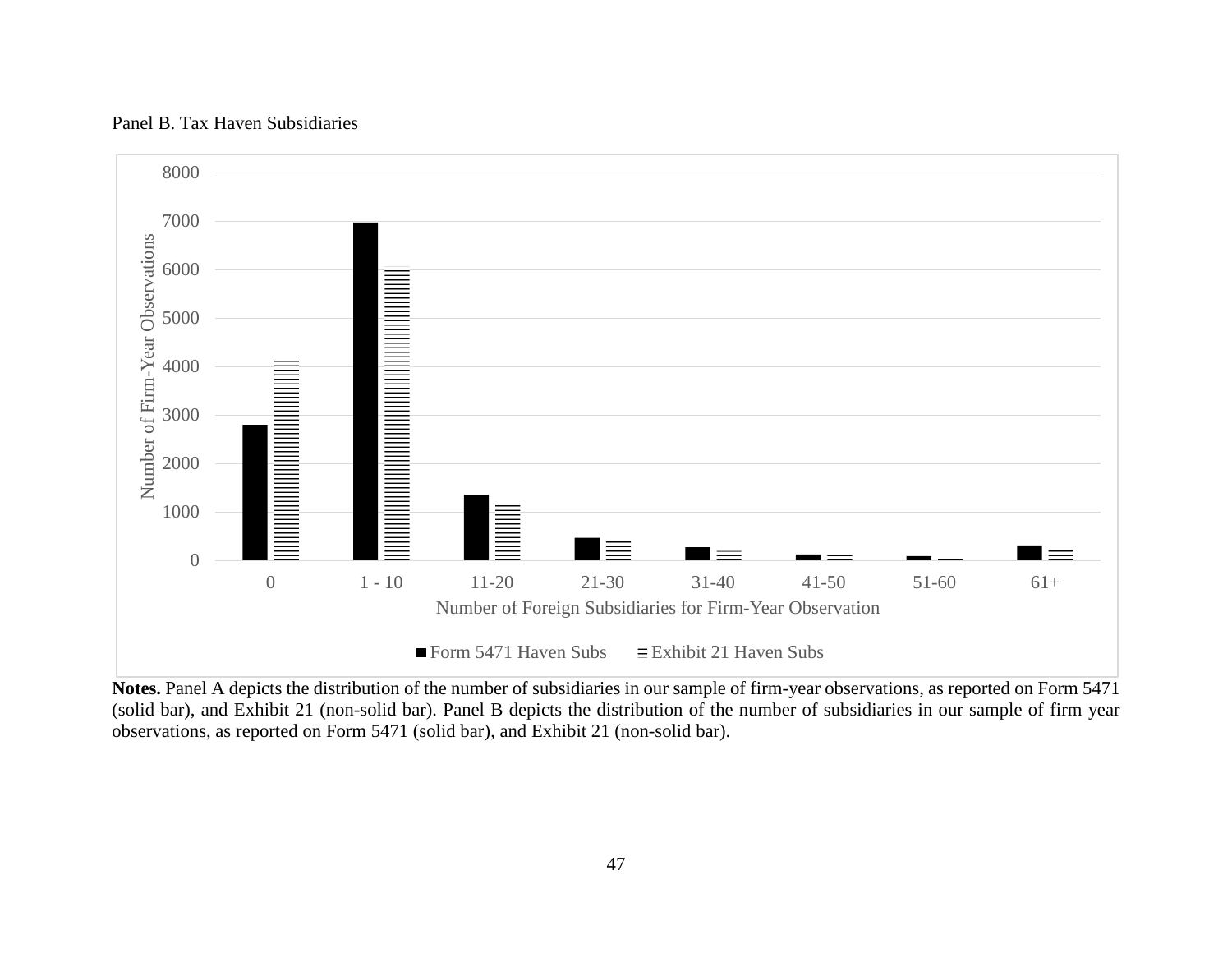Panel B. Tax Haven Subsidiaries

**Notes.** Panel A depicts the distribution of the number of subsidiaries in our sample of firm-year observations, as reported on Form 5471 (solid bar), and Exhibit 21 (non-solid bar). Panel B depicts the distribution of the number of subsidiaries in our sample of firm year observations, as reported on Form 5471 (solid bar), and Exhibit 21 (non-solid bar).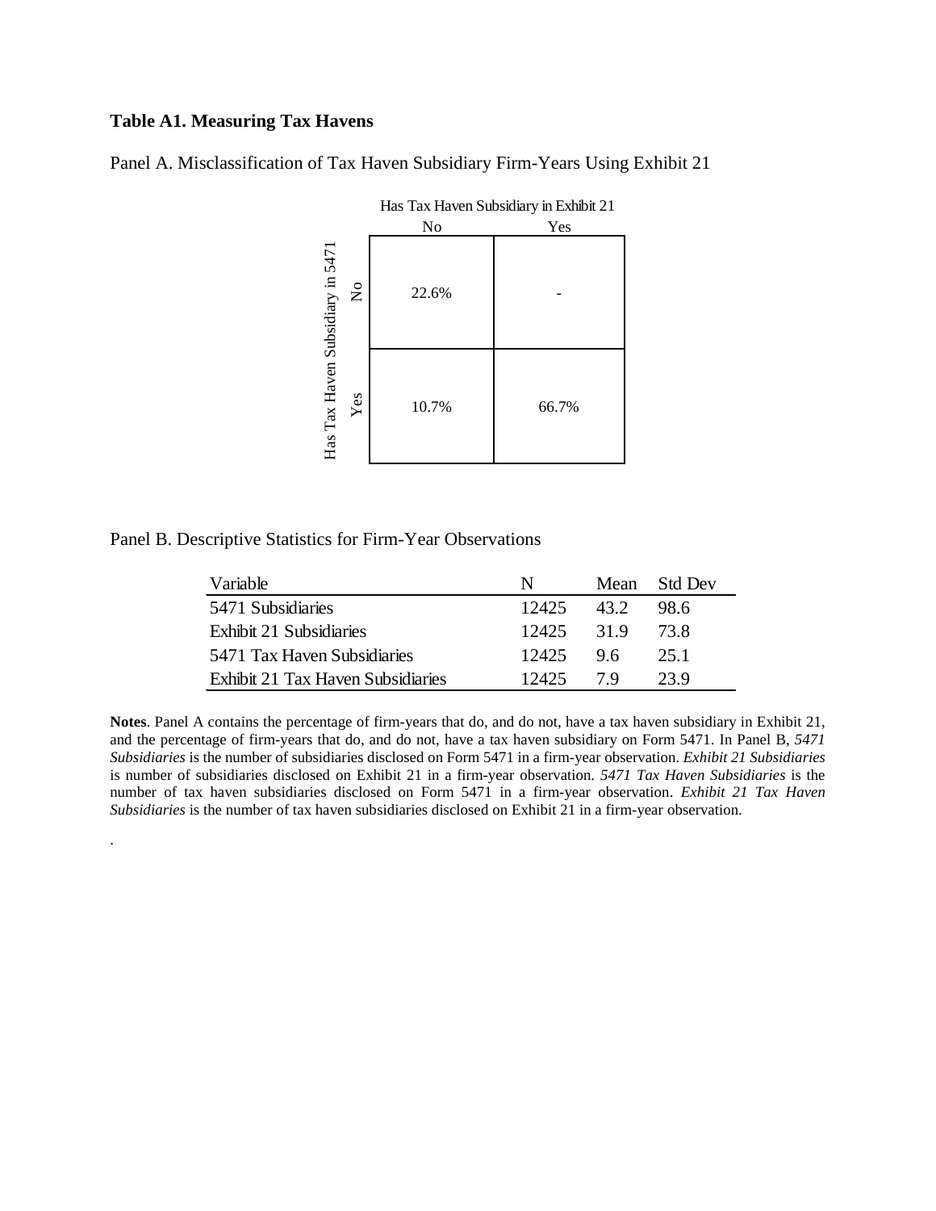**Table A1. Measuring Tax Havens**

Panel A. Misclassification of Tax Haven Subsidiary Firm-Years Using Exhibit 21

| | | Has Tax Haven Subsidiary in Exhibit 21 | |
|---|---|---|---|
| | | No | Yes |
| Has Tax Haven Subsidiary in 5471 | No | 22.6% | - |
| | Yes | 10.7% | 66.7% |

Panel B. Descriptive Statistics for Firm-Year Observations

| Variable | N | Mean | Std Dev |
|---|---|---|---|
| 5471 Subsidiaries | 12425 | 43.2 | 98.6 |
| Exhibit 21 Subsidiaries | 12425 | 31.9 | 73.8 |
| 5471 Tax Haven Subsidiaries | 12425 | 9.6 | 25.1 |
| Exhibit 21 Tax Haven Subsidiaries | 12425 | 7.9 | 23.9 |

**Notes**. Panel A contains the percentage of firm-years that do, and do not, have a tax haven subsidiary in Exhibit 21, and the percentage of firm-years that do, and do not, have a tax haven subsidiary on Form 5471. In Panel B, *5471 Subsidiaries* is the number of subsidiaries disclosed on Form 5471 in a firm-year observation. *Exhibit 21 Subsidiaries* is number of subsidiaries disclosed on Exhibit 21 in a firm-year observation. *5471 Tax Haven Subsidiaries* is the number of tax haven subsidiaries disclosed on Form 5471 in a firm-year observation. *Exhibit 21 Tax Haven Subsidiaries* is the number of tax haven subsidiaries disclosed on Exhibit 21 in a firm-year observation.

.